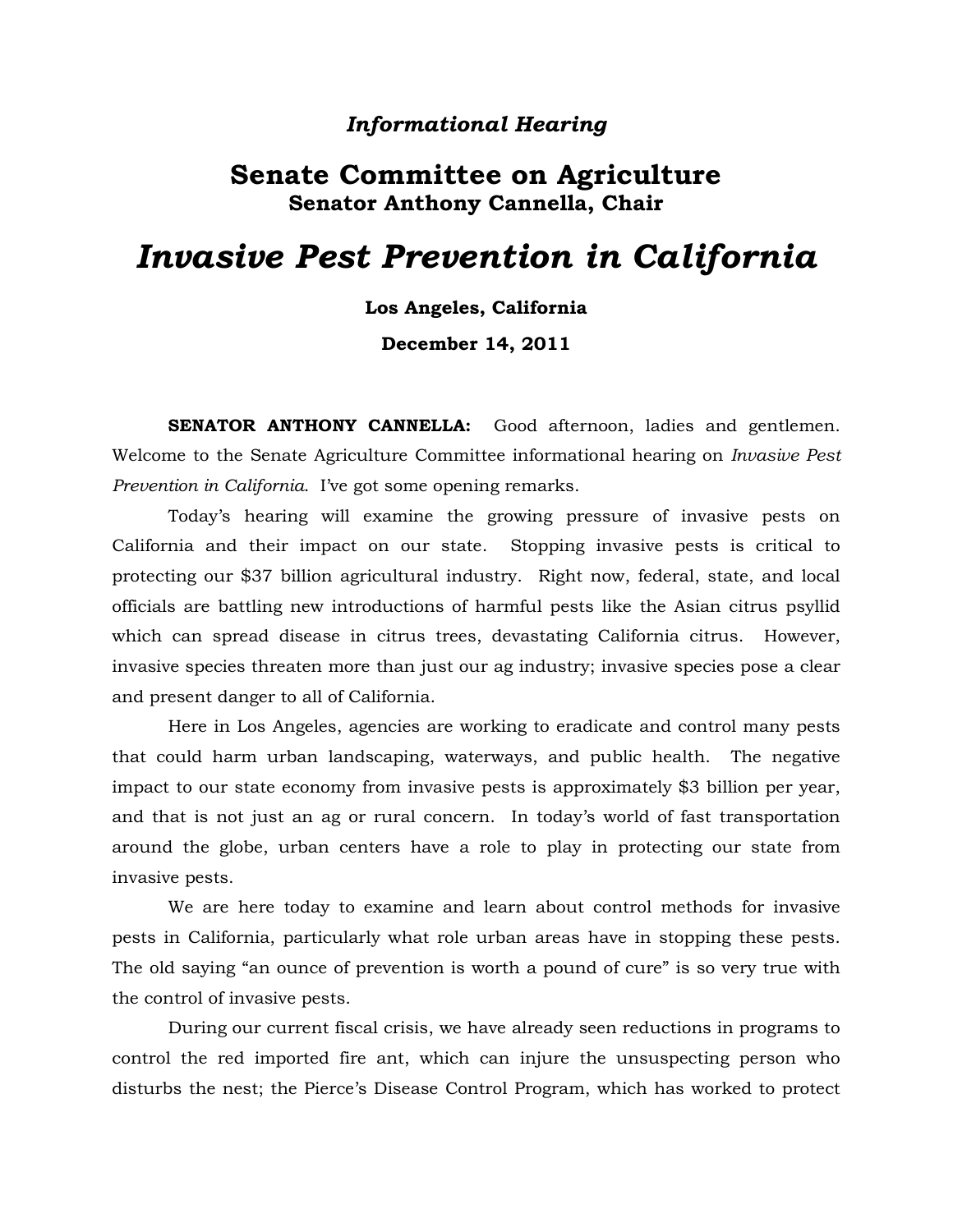*Informational Hearing*

## Senate Committee on Agriculture

**Senator Anthony Cannella, Chair**

# *Invasive Pest Prevention in California*

**Los Angeles, California**

**December 14, 2011**

**SENATOR ANTHONY CANNELLA:** Good afternoon, ladies and gentlemen. Welcome to the Senate Agriculture Committee informational hearing on *Invasive Pest Prevention in California*. I've got some opening remarks.

Today's hearing will examine the growing pressure of invasive pests on California and their impact on our state. Stopping invasive pests is critical to protecting our $37 billion agricultural industry. Right now, federal, state, and local officials are battling new introductions of harmful pests like the Asian citrus psyllid which can spread disease in citrus trees, devastating California citrus. However, invasive species threaten more than just our ag industry; invasive species pose a clear and present danger to all of California.

Here in Los Angeles, agencies are working to eradicate and control many pests that could harm urban landscaping, waterways, and public health. The negative impact to our state economy from invasive pests is approximately $3 billion per year, and that is not just an ag or rural concern. In today's world of fast transportation around the globe, urban centers have a role to play in protecting our state from invasive pests.

We are here today to examine and learn about control methods for invasive pests in California, particularly what role urban areas have in stopping these pests. The old saying "an ounce of prevention is worth a pound of cure" is so very true with the control of invasive pests.

During our current fiscal crisis, we have already seen reductions in programs to control the red imported fire ant, which can injure the unsuspecting person who disturbs the nest; the Pierce's Disease Control Program, which has worked to protect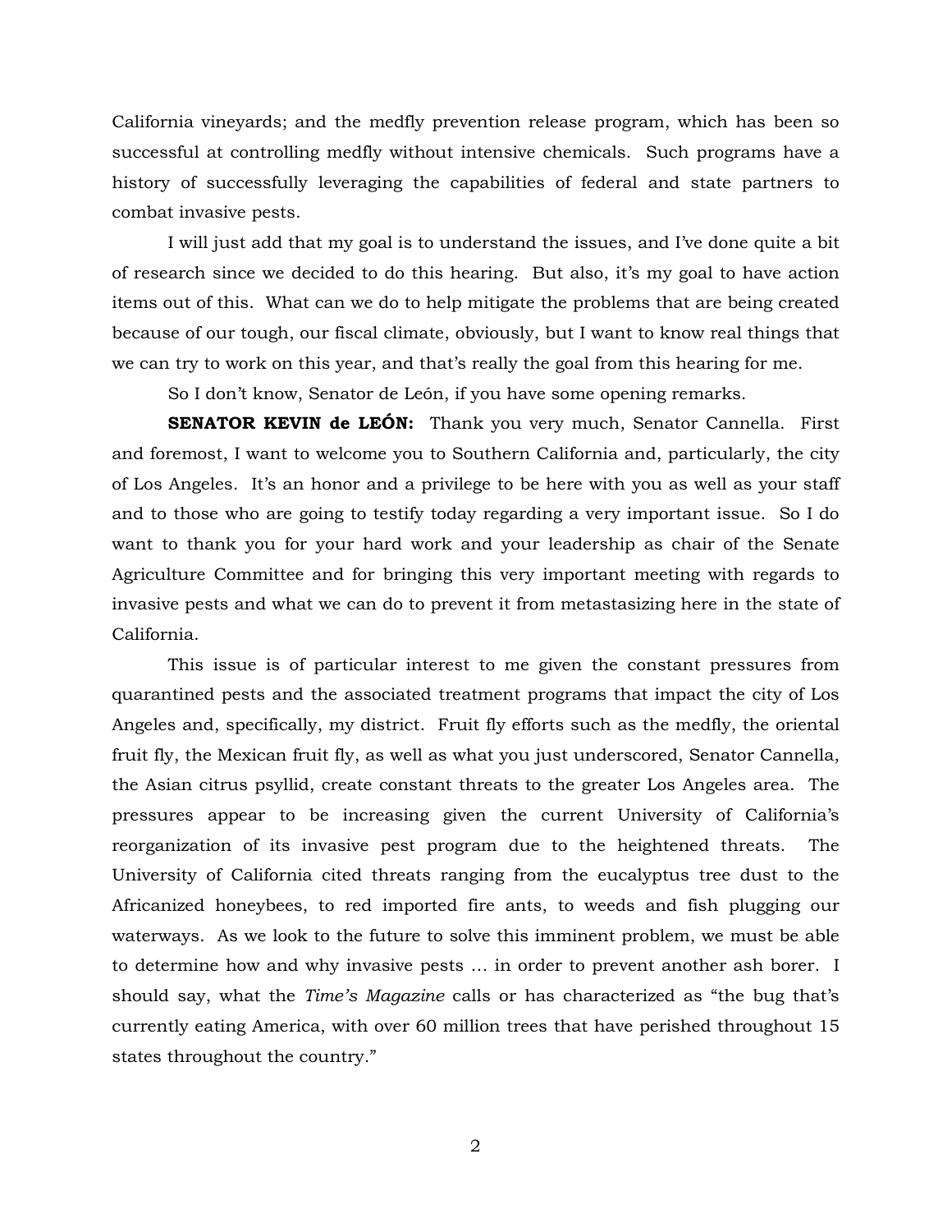California vineyards; and the medfly prevention release program, which has been so successful at controlling medfly without intensive chemicals. Such programs have a history of successfully leveraging the capabilities of federal and state partners to combat invasive pests.

I will just add that my goal is to understand the issues, and I've done quite a bit of research since we decided to do this hearing. But also, it's my goal to have action items out of this. What can we do to help mitigate the problems that are being created because of our tough, our fiscal climate, obviously, but I want to know real things that we can try to work on this year, and that's really the goal from this hearing for me.

So I don't know, Senator de León, if you have some opening remarks.

**SENATOR KEVIN de LEÓN:** Thank you very much, Senator Cannella. First and foremost, I want to welcome you to Southern California and, particularly, the city of Los Angeles. It's an honor and a privilege to be here with you as well as your staff and to those who are going to testify today regarding a very important issue. So I do want to thank you for your hard work and your leadership as chair of the Senate Agriculture Committee and for bringing this very important meeting with regards to invasive pests and what we can do to prevent it from metastasizing here in the state of California.

This issue is of particular interest to me given the constant pressures from quarantined pests and the associated treatment programs that impact the city of Los Angeles and, specifically, my district. Fruit fly efforts such as the medfly, the oriental fruit fly, the Mexican fruit fly, as well as what you just underscored, Senator Cannella, the Asian citrus psyllid, create constant threats to the greater Los Angeles area. The pressures appear to be increasing given the current University of California's reorganization of its invasive pest program due to the heightened threats. The University of California cited threats ranging from the eucalyptus tree dust to the Africanized honeybees, to red imported fire ants, to weeds and fish plugging our waterways. As we look to the future to solve this imminent problem, we must be able to determine how and why invasive pests … in order to prevent another ash borer. I should say, what the *Time's Magazine* calls or has characterized as "the bug that's currently eating America, with over 60 million trees that have perished throughout 15 states throughout the country."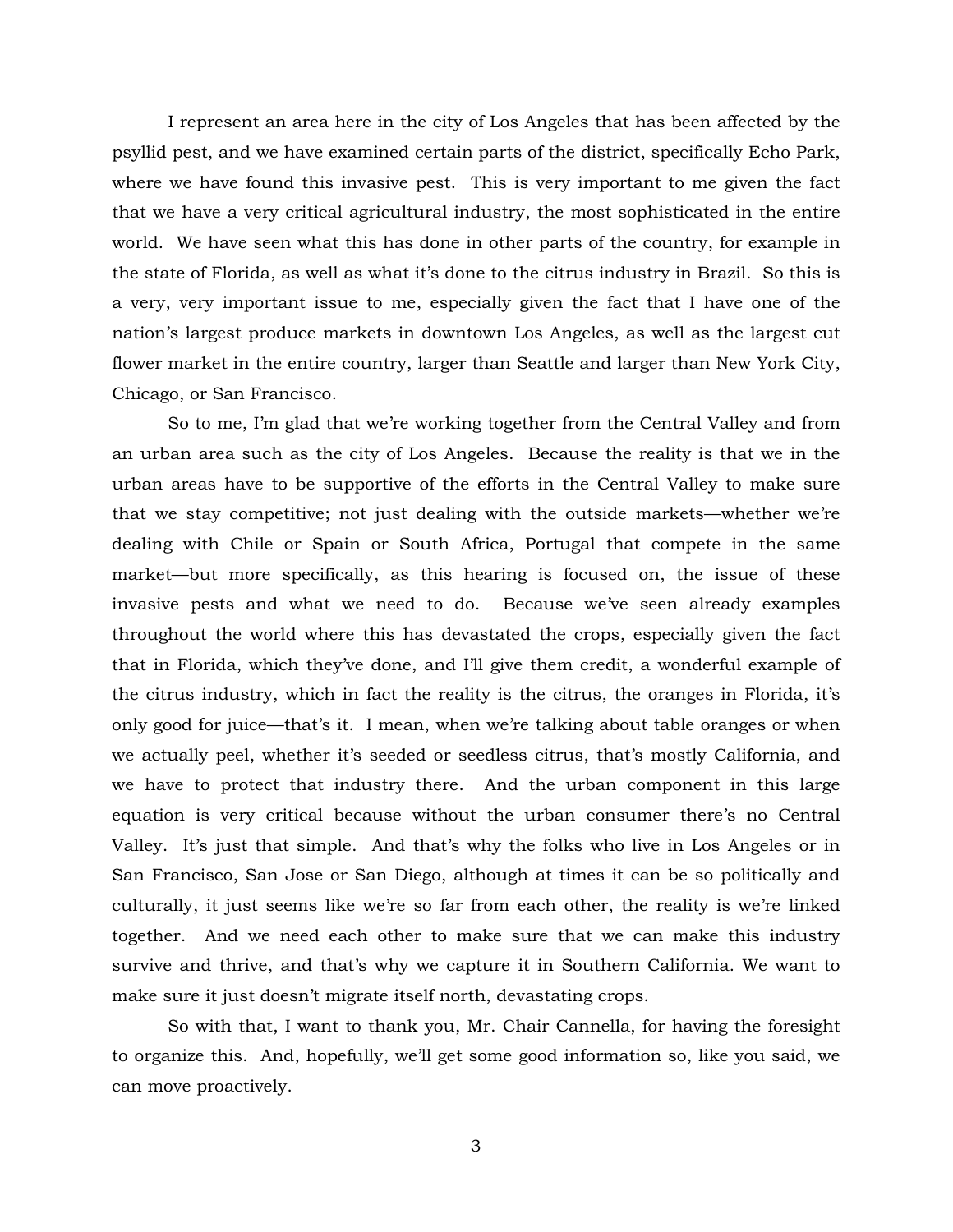I represent an area here in the city of Los Angeles that has been affected by the psyllid pest, and we have examined certain parts of the district, specifically Echo Park, where we have found this invasive pest. This is very important to me given the fact that we have a very critical agricultural industry, the most sophisticated in the entire world. We have seen what this has done in other parts of the country, for example in the state of Florida, as well as what it's done to the citrus industry in Brazil. So this is a very, very important issue to me, especially given the fact that I have one of the nation's largest produce markets in downtown Los Angeles, as well as the largest cut flower market in the entire country, larger than Seattle and larger than New York City, Chicago, or San Francisco.

So to me, I'm glad that we're working together from the Central Valley and from an urban area such as the city of Los Angeles. Because the reality is that we in the urban areas have to be supportive of the efforts in the Central Valley to make sure that we stay competitive; not just dealing with the outside markets—whether we're dealing with Chile or Spain or South Africa, Portugal that compete in the same market—but more specifically, as this hearing is focused on, the issue of these invasive pests and what we need to do. Because we've seen already examples throughout the world where this has devastated the crops, especially given the fact that in Florida, which they've done, and I'll give them credit, a wonderful example of the citrus industry, which in fact the reality is the citrus, the oranges in Florida, it's only good for juice—that's it. I mean, when we're talking about table oranges or when we actually peel, whether it's seeded or seedless citrus, that's mostly California, and we have to protect that industry there. And the urban component in this large equation is very critical because without the urban consumer there's no Central Valley. It's just that simple. And that's why the folks who live in Los Angeles or in San Francisco, San Jose or San Diego, although at times it can be so politically and culturally, it just seems like we're so far from each other, the reality is we're linked together. And we need each other to make sure that we can make this industry survive and thrive, and that's why we capture it in Southern California. We want to make sure it just doesn't migrate itself north, devastating crops.

So with that, I want to thank you, Mr. Chair Cannella, for having the foresight to organize this. And, hopefully, we'll get some good information so, like you said, we can move proactively.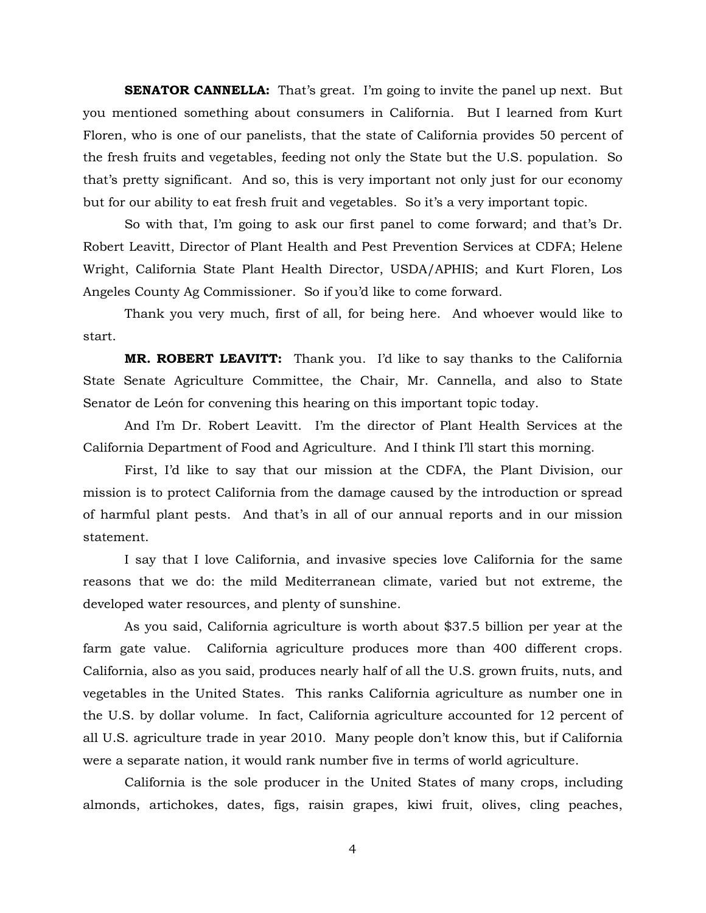**SENATOR CANNELLA:** That's great. I'm going to invite the panel up next. But you mentioned something about consumers in California. But I learned from Kurt Floren, who is one of our panelists, that the state of California provides 50 percent of the fresh fruits and vegetables, feeding not only the State but the U.S. population. So that's pretty significant. And so, this is very important not only just for our economy but for our ability to eat fresh fruit and vegetables. So it's a very important topic.

So with that, I'm going to ask our first panel to come forward; and that's Dr. Robert Leavitt, Director of Plant Health and Pest Prevention Services at CDFA; Helene Wright, California State Plant Health Director, USDA/APHIS; and Kurt Floren, Los Angeles County Ag Commissioner. So if you'd like to come forward.

Thank you very much, first of all, for being here. And whoever would like to start.

**MR. ROBERT LEAVITT:** Thank you. I'd like to say thanks to the California State Senate Agriculture Committee, the Chair, Mr. Cannella, and also to State Senator de León for convening this hearing on this important topic today.

And I'm Dr. Robert Leavitt. I'm the director of Plant Health Services at the California Department of Food and Agriculture. And I think I'll start this morning.

First, I'd like to say that our mission at the CDFA, the Plant Division, our mission is to protect California from the damage caused by the introduction or spread of harmful plant pests. And that's in all of our annual reports and in our mission statement.

I say that I love California, and invasive species love California for the same reasons that we do: the mild Mediterranean climate, varied but not extreme, the developed water resources, and plenty of sunshine.

As you said, California agriculture is worth about $37.5 billion per year at the farm gate value. California agriculture produces more than 400 different crops. California, also as you said, produces nearly half of all the U.S. grown fruits, nuts, and vegetables in the United States. This ranks California agriculture as number one in the U.S. by dollar volume. In fact, California agriculture accounted for 12 percent of all U.S. agriculture trade in year 2010. Many people don't know this, but if California were a separate nation, it would rank number five in terms of world agriculture.

California is the sole producer in the United States of many crops, including almonds, artichokes, dates, figs, raisin grapes, kiwi fruit, olives, cling peaches,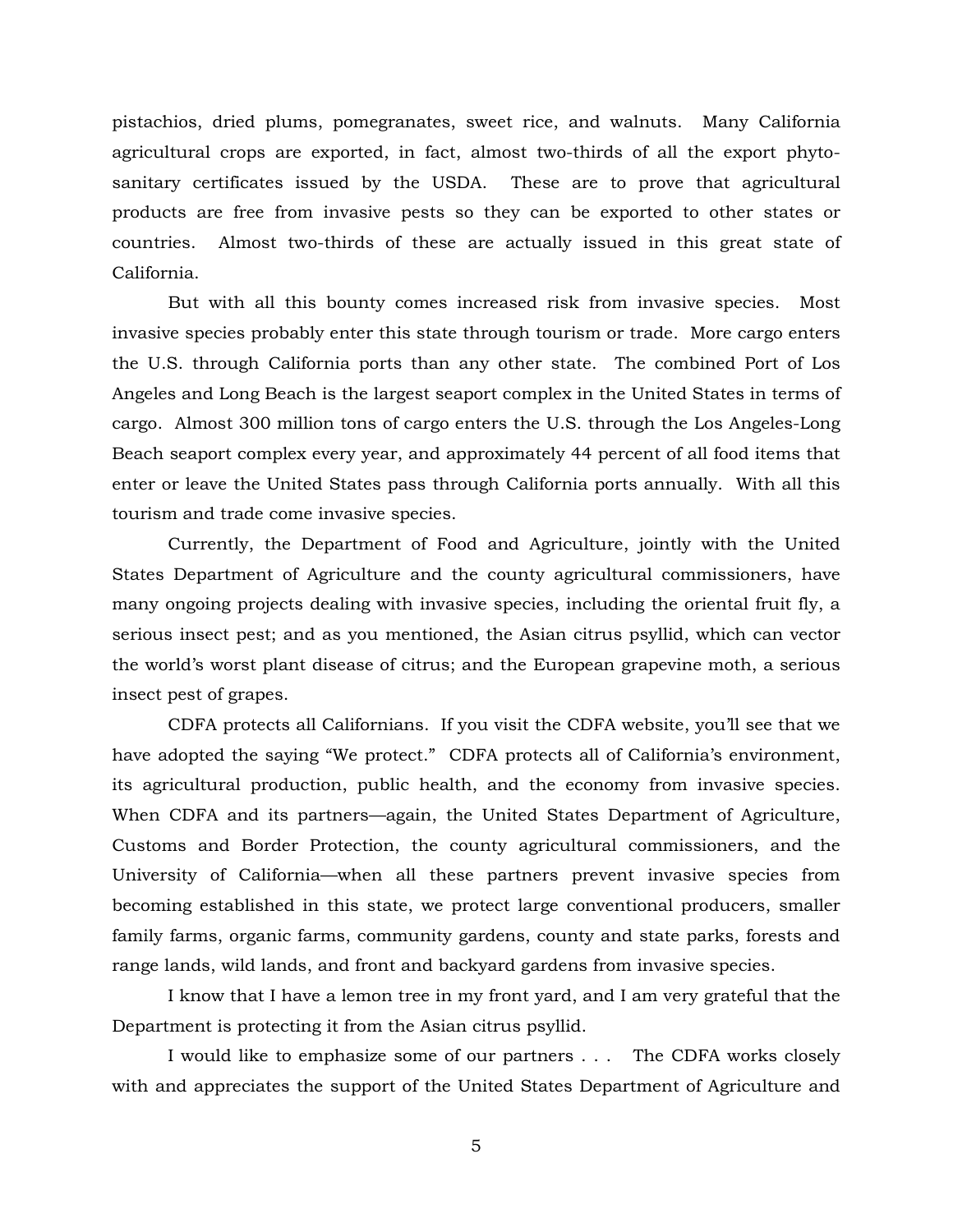pistachios, dried plums, pomegranates, sweet rice, and walnuts. Many California agricultural crops are exported, in fact, almost two-thirds of all the export phyto-sanitary certificates issued by the USDA. These are to prove that agricultural products are free from invasive pests so they can be exported to other states or countries. Almost two-thirds of these are actually issued in this great state of California.

But with all this bounty comes increased risk from invasive species. Most invasive species probably enter this state through tourism or trade. More cargo enters the U.S. through California ports than any other state. The combined Port of Los Angeles and Long Beach is the largest seaport complex in the United States in terms of cargo. Almost 300 million tons of cargo enters the U.S. through the Los Angeles-Long Beach seaport complex every year, and approximately 44 percent of all food items that enter or leave the United States pass through California ports annually. With all this tourism and trade come invasive species.

Currently, the Department of Food and Agriculture, jointly with the United States Department of Agriculture and the county agricultural commissioners, have many ongoing projects dealing with invasive species, including the oriental fruit fly, a serious insect pest; and as you mentioned, the Asian citrus psyllid, which can vector the world's worst plant disease of citrus; and the European grapevine moth, a serious insect pest of grapes.

CDFA protects all Californians. If you visit the CDFA website, you'll see that we have adopted the saying "We protect." CDFA protects all of California's environment, its agricultural production, public health, and the economy from invasive species. When CDFA and its partners—again, the United States Department of Agriculture, Customs and Border Protection, the county agricultural commissioners, and the University of California—when all these partners prevent invasive species from becoming established in this state, we protect large conventional producers, smaller family farms, organic farms, community gardens, county and state parks, forests and range lands, wild lands, and front and backyard gardens from invasive species.

I know that I have a lemon tree in my front yard, and I am very grateful that the Department is protecting it from the Asian citrus psyllid.

I would like to emphasize some of our partners . . . The CDFA works closely with and appreciates the support of the United States Department of Agriculture and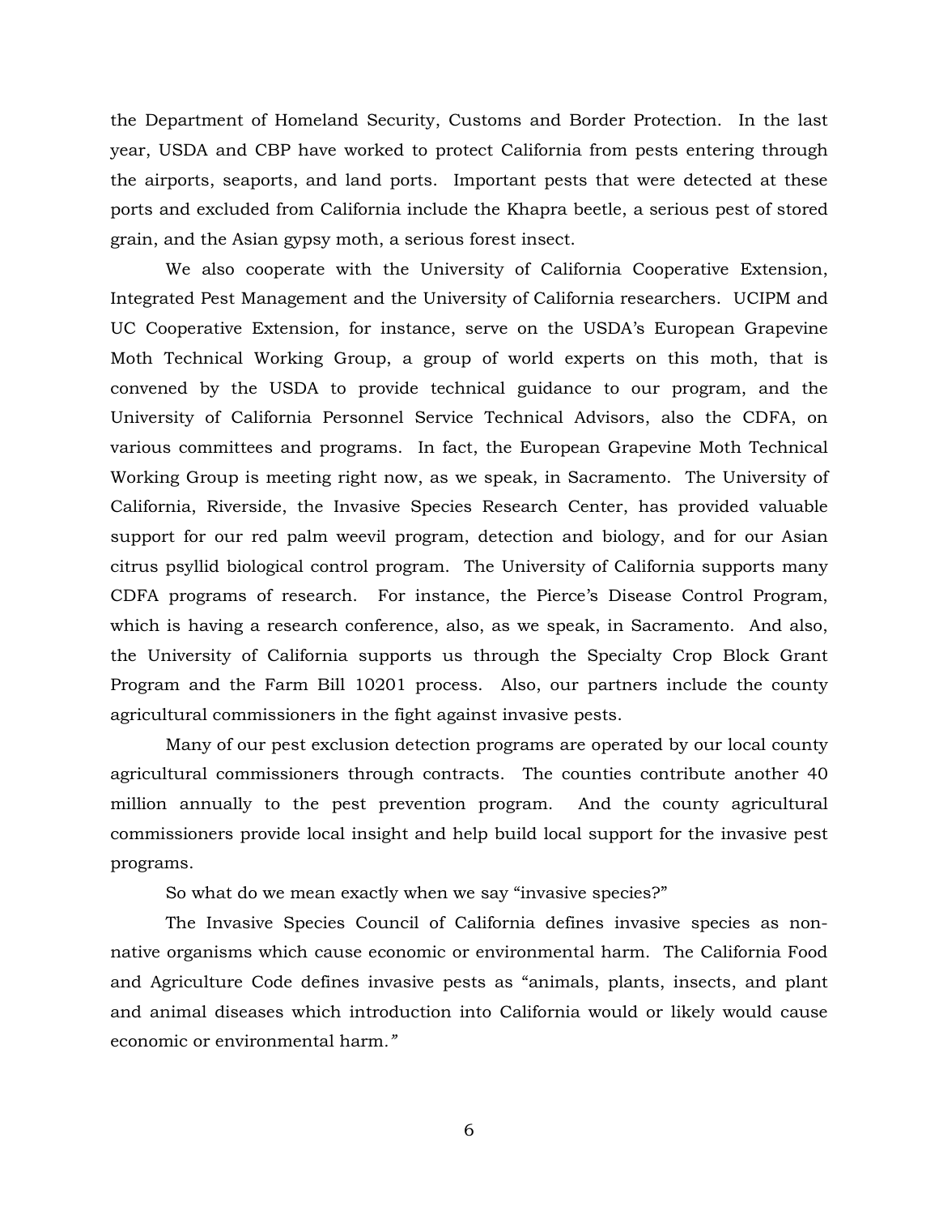the Department of Homeland Security, Customs and Border Protection. In the last year, USDA and CBP have worked to protect California from pests entering through the airports, seaports, and land ports. Important pests that were detected at these ports and excluded from California include the Khapra beetle, a serious pest of stored grain, and the Asian gypsy moth, a serious forest insect.

We also cooperate with the University of California Cooperative Extension, Integrated Pest Management and the University of California researchers. UCIPM and UC Cooperative Extension, for instance, serve on the USDA's European Grapevine Moth Technical Working Group, a group of world experts on this moth, that is convened by the USDA to provide technical guidance to our program, and the University of California Personnel Service Technical Advisors, also the CDFA, on various committees and programs. In fact, the European Grapevine Moth Technical Working Group is meeting right now, as we speak, in Sacramento. The University of California, Riverside, the Invasive Species Research Center, has provided valuable support for our red palm weevil program, detection and biology, and for our Asian citrus psyllid biological control program. The University of California supports many CDFA programs of research. For instance, the Pierce's Disease Control Program, which is having a research conference, also, as we speak, in Sacramento. And also, the University of California supports us through the Specialty Crop Block Grant Program and the Farm Bill 10201 process. Also, our partners include the county agricultural commissioners in the fight against invasive pests.

Many of our pest exclusion detection programs are operated by our local county agricultural commissioners through contracts. The counties contribute another 40 million annually to the pest prevention program. And the county agricultural commissioners provide local insight and help build local support for the invasive pest programs.

So what do we mean exactly when we say "invasive species?"

The Invasive Species Council of California defines invasive species as non-native organisms which cause economic or environmental harm. The California Food and Agriculture Code defines invasive pests as "animals, plants, insects, and plant and animal diseases which introduction into California would or likely would cause economic or environmental harm."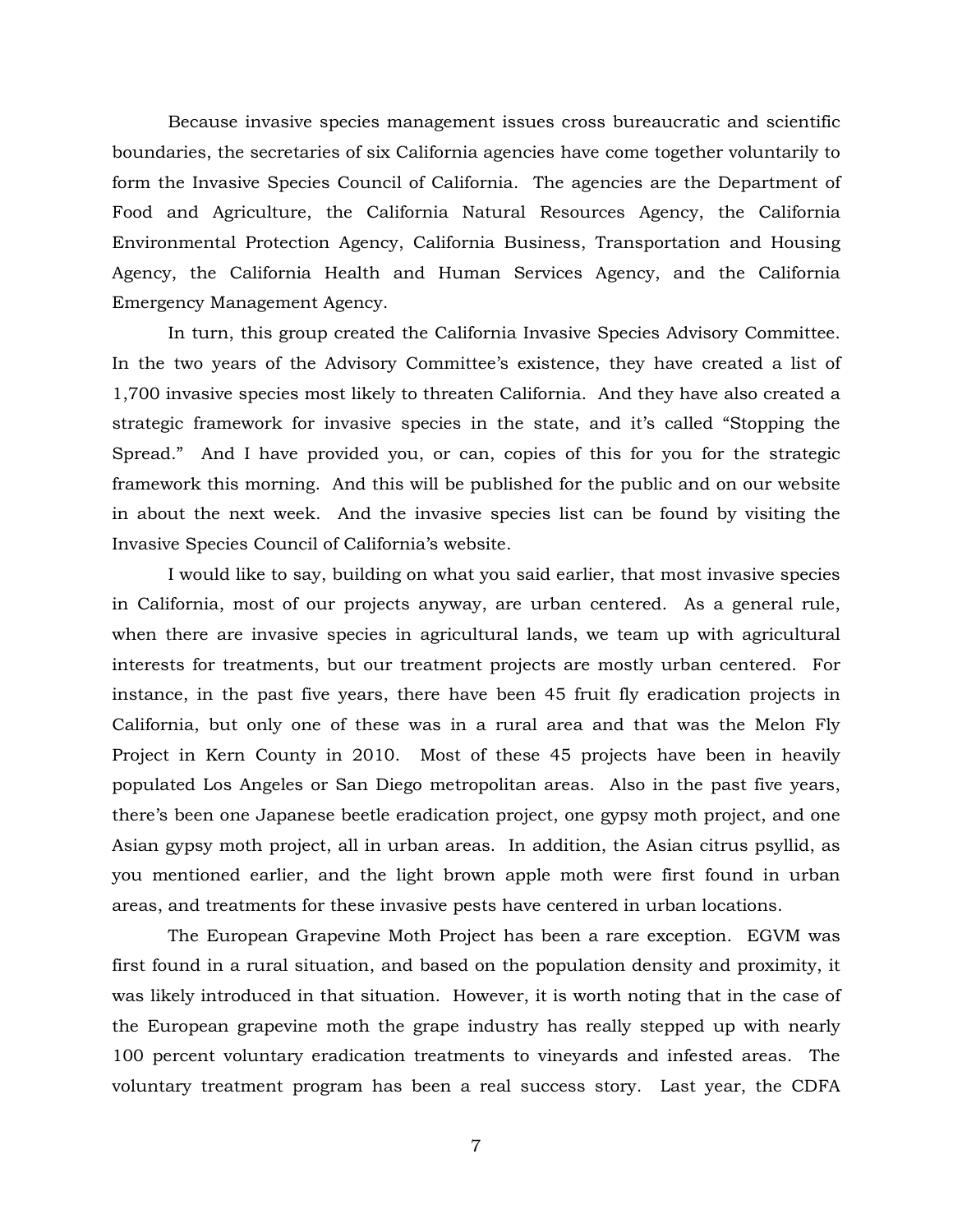Because invasive species management issues cross bureaucratic and scientific boundaries, the secretaries of six California agencies have come together voluntarily to form the Invasive Species Council of California. The agencies are the Department of Food and Agriculture, the California Natural Resources Agency, the California Environmental Protection Agency, California Business, Transportation and Housing Agency, the California Health and Human Services Agency, and the California Emergency Management Agency.

In turn, this group created the California Invasive Species Advisory Committee. In the two years of the Advisory Committee's existence, they have created a list of 1,700 invasive species most likely to threaten California. And they have also created a strategic framework for invasive species in the state, and it's called "Stopping the Spread." And I have provided you, or can, copies of this for you for the strategic framework this morning. And this will be published for the public and on our website in about the next week. And the invasive species list can be found by visiting the Invasive Species Council of California's website.

I would like to say, building on what you said earlier, that most invasive species in California, most of our projects anyway, are urban centered. As a general rule, when there are invasive species in agricultural lands, we team up with agricultural interests for treatments, but our treatment projects are mostly urban centered. For instance, in the past five years, there have been 45 fruit fly eradication projects in California, but only one of these was in a rural area and that was the Melon Fly Project in Kern County in 2010. Most of these 45 projects have been in heavily populated Los Angeles or San Diego metropolitan areas. Also in the past five years, there's been one Japanese beetle eradication project, one gypsy moth project, and one Asian gypsy moth project, all in urban areas. In addition, the Asian citrus psyllid, as you mentioned earlier, and the light brown apple moth were first found in urban areas, and treatments for these invasive pests have centered in urban locations.

The European Grapevine Moth Project has been a rare exception. EGVM was first found in a rural situation, and based on the population density and proximity, it was likely introduced in that situation. However, it is worth noting that in the case of the European grapevine moth the grape industry has really stepped up with nearly 100 percent voluntary eradication treatments to vineyards and infested areas. The voluntary treatment program has been a real success story. Last year, the CDFA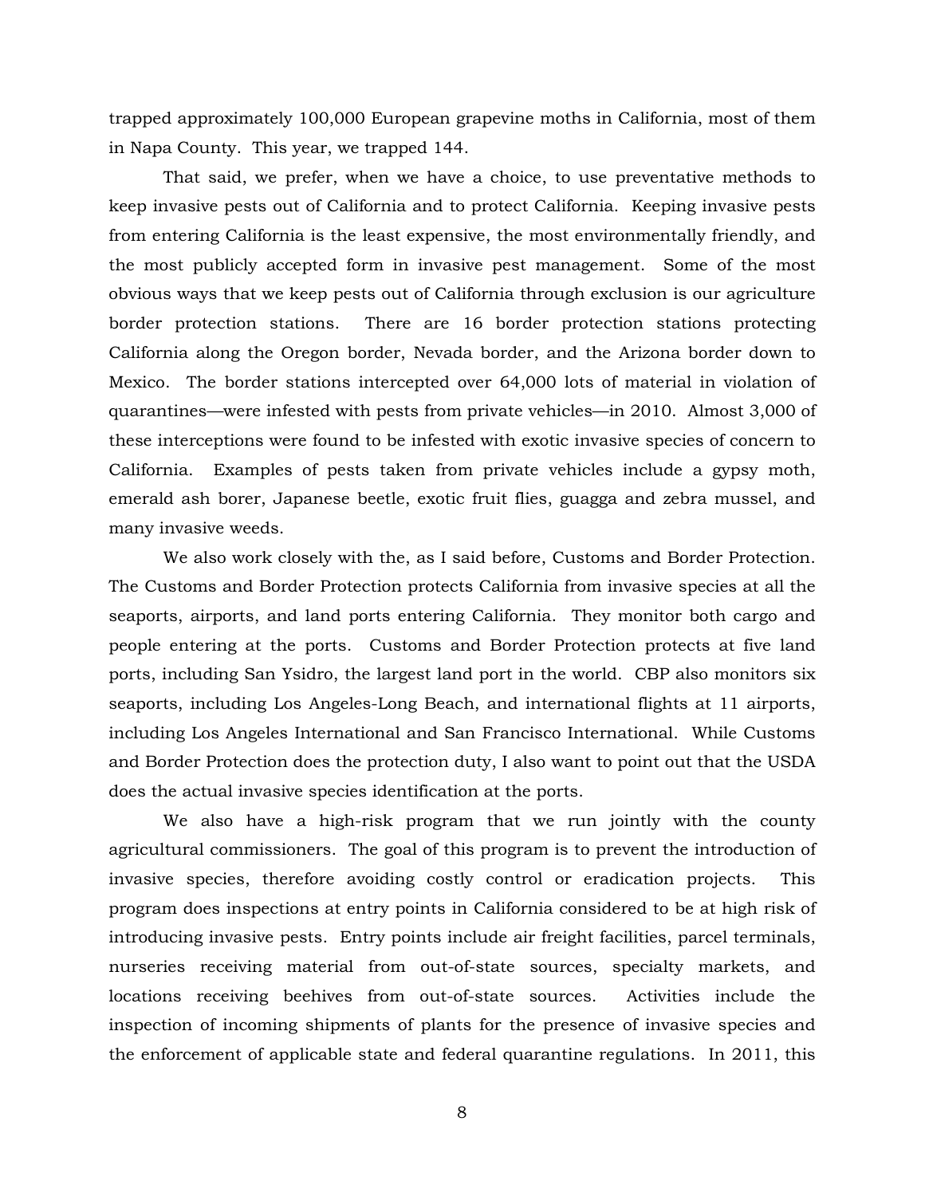trapped approximately 100,000 European grapevine moths in California, most of them in Napa County. This year, we trapped 144.

That said, we prefer, when we have a choice, to use preventative methods to keep invasive pests out of California and to protect California. Keeping invasive pests from entering California is the least expensive, the most environmentally friendly, and the most publicly accepted form in invasive pest management. Some of the most obvious ways that we keep pests out of California through exclusion is our agriculture border protection stations. There are 16 border protection stations protecting California along the Oregon border, Nevada border, and the Arizona border down to Mexico. The border stations intercepted over 64,000 lots of material in violation of quarantines—were infested with pests from private vehicles—in 2010. Almost 3,000 of these interceptions were found to be infested with exotic invasive species of concern to California. Examples of pests taken from private vehicles include a gypsy moth, emerald ash borer, Japanese beetle, exotic fruit flies, guagga and zebra mussel, and many invasive weeds.

We also work closely with the, as I said before, Customs and Border Protection. The Customs and Border Protection protects California from invasive species at all the seaports, airports, and land ports entering California. They monitor both cargo and people entering at the ports. Customs and Border Protection protects at five land ports, including San Ysidro, the largest land port in the world. CBP also monitors six seaports, including Los Angeles-Long Beach, and international flights at 11 airports, including Los Angeles International and San Francisco International. While Customs and Border Protection does the protection duty, I also want to point out that the USDA does the actual invasive species identification at the ports.

We also have a high-risk program that we run jointly with the county agricultural commissioners. The goal of this program is to prevent the introduction of invasive species, therefore avoiding costly control or eradication projects. This program does inspections at entry points in California considered to be at high risk of introducing invasive pests. Entry points include air freight facilities, parcel terminals, nurseries receiving material from out-of-state sources, specialty markets, and locations receiving beehives from out-of-state sources. Activities include the inspection of incoming shipments of plants for the presence of invasive species and the enforcement of applicable state and federal quarantine regulations. In 2011, this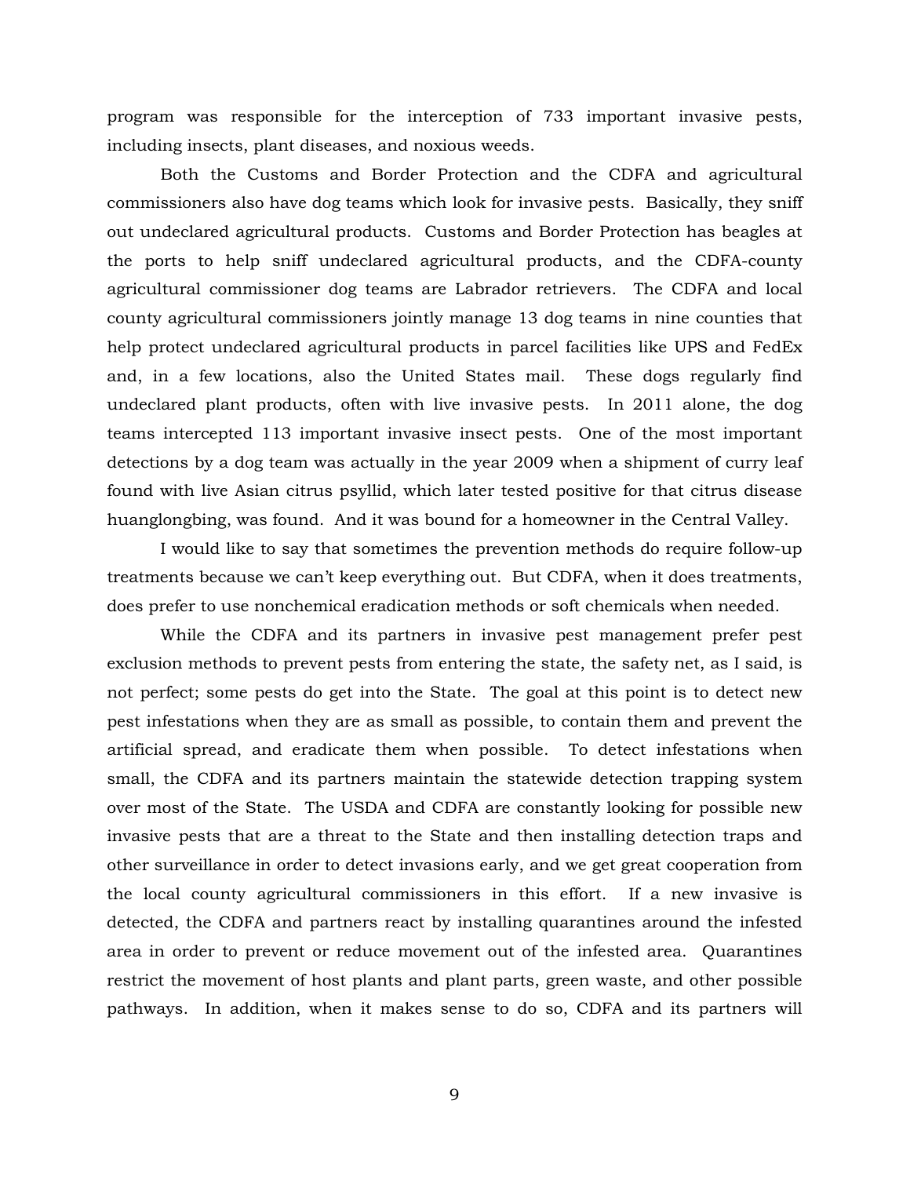program was responsible for the interception of 733 important invasive pests, including insects, plant diseases, and noxious weeds.

Both the Customs and Border Protection and the CDFA and agricultural commissioners also have dog teams which look for invasive pests. Basically, they sniff out undeclared agricultural products. Customs and Border Protection has beagles at the ports to help sniff undeclared agricultural products, and the CDFA-county agricultural commissioner dog teams are Labrador retrievers. The CDFA and local county agricultural commissioners jointly manage 13 dog teams in nine counties that help protect undeclared agricultural products in parcel facilities like UPS and FedEx and, in a few locations, also the United States mail. These dogs regularly find undeclared plant products, often with live invasive pests. In 2011 alone, the dog teams intercepted 113 important invasive insect pests. One of the most important detections by a dog team was actually in the year 2009 when a shipment of curry leaf found with live Asian citrus psyllid, which later tested positive for that citrus disease huanglongbing, was found. And it was bound for a homeowner in the Central Valley.

I would like to say that sometimes the prevention methods do require follow-up treatments because we can't keep everything out. But CDFA, when it does treatments, does prefer to use nonchemical eradication methods or soft chemicals when needed.

While the CDFA and its partners in invasive pest management prefer pest exclusion methods to prevent pests from entering the state, the safety net, as I said, is not perfect; some pests do get into the State. The goal at this point is to detect new pest infestations when they are as small as possible, to contain them and prevent the artificial spread, and eradicate them when possible. To detect infestations when small, the CDFA and its partners maintain the statewide detection trapping system over most of the State. The USDA and CDFA are constantly looking for possible new invasive pests that are a threat to the State and then installing detection traps and other surveillance in order to detect invasions early, and we get great cooperation from the local county agricultural commissioners in this effort. If a new invasive is detected, the CDFA and partners react by installing quarantines around the infested area in order to prevent or reduce movement out of the infested area. Quarantines restrict the movement of host plants and plant parts, green waste, and other possible pathways. In addition, when it makes sense to do so, CDFA and its partners will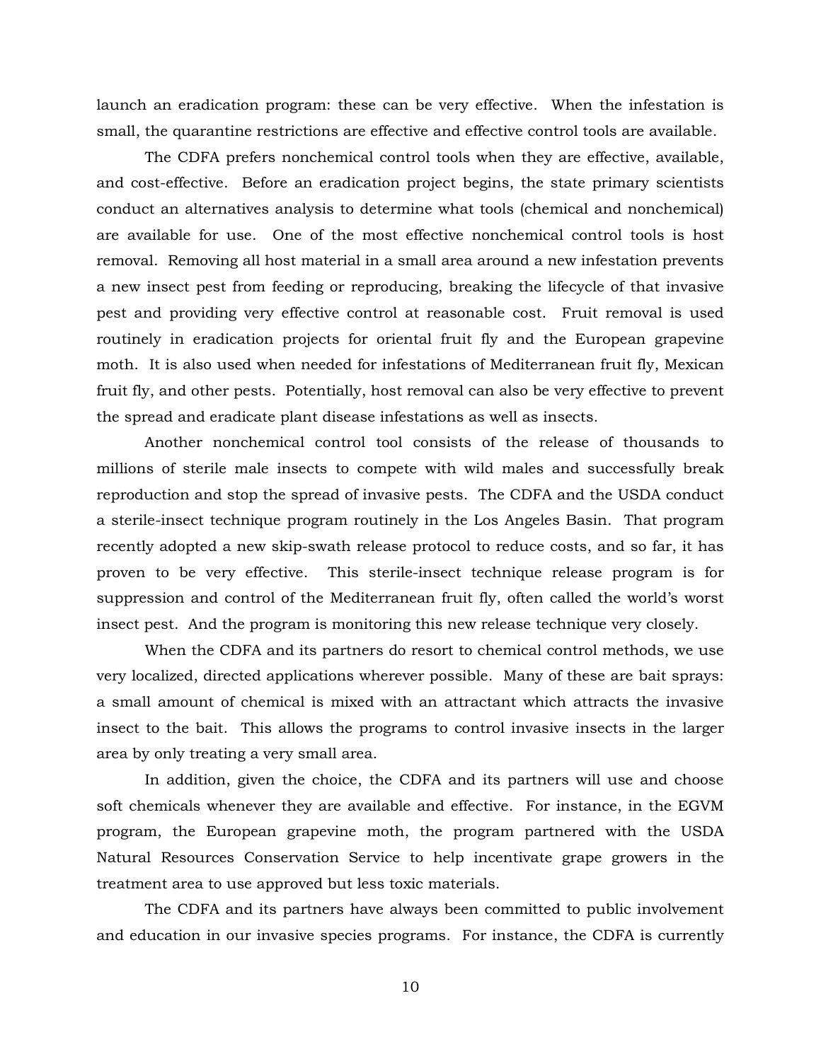launch an eradication program: these can be very effective. When the infestation is small, the quarantine restrictions are effective and effective control tools are available.

The CDFA prefers nonchemical control tools when they are effective, available, and cost-effective. Before an eradication project begins, the state primary scientists conduct an alternatives analysis to determine what tools (chemical and nonchemical) are available for use. One of the most effective nonchemical control tools is host removal. Removing all host material in a small area around a new infestation prevents a new insect pest from feeding or reproducing, breaking the lifecycle of that invasive pest and providing very effective control at reasonable cost. Fruit removal is used routinely in eradication projects for oriental fruit fly and the European grapevine moth. It is also used when needed for infestations of Mediterranean fruit fly, Mexican fruit fly, and other pests. Potentially, host removal can also be very effective to prevent the spread and eradicate plant disease infestations as well as insects.

Another nonchemical control tool consists of the release of thousands to millions of sterile male insects to compete with wild males and successfully break reproduction and stop the spread of invasive pests. The CDFA and the USDA conduct a sterile-insect technique program routinely in the Los Angeles Basin. That program recently adopted a new skip-swath release protocol to reduce costs, and so far, it has proven to be very effective. This sterile-insect technique release program is for suppression and control of the Mediterranean fruit fly, often called the world's worst insect pest. And the program is monitoring this new release technique very closely.

When the CDFA and its partners do resort to chemical control methods, we use very localized, directed applications wherever possible. Many of these are bait sprays: a small amount of chemical is mixed with an attractant which attracts the invasive insect to the bait. This allows the programs to control invasive insects in the larger area by only treating a very small area.

In addition, given the choice, the CDFA and its partners will use and choose soft chemicals whenever they are available and effective. For instance, in the EGVM program, the European grapevine moth, the program partnered with the USDA Natural Resources Conservation Service to help incentivate grape growers in the treatment area to use approved but less toxic materials.

The CDFA and its partners have always been committed to public involvement and education in our invasive species programs. For instance, the CDFA is currently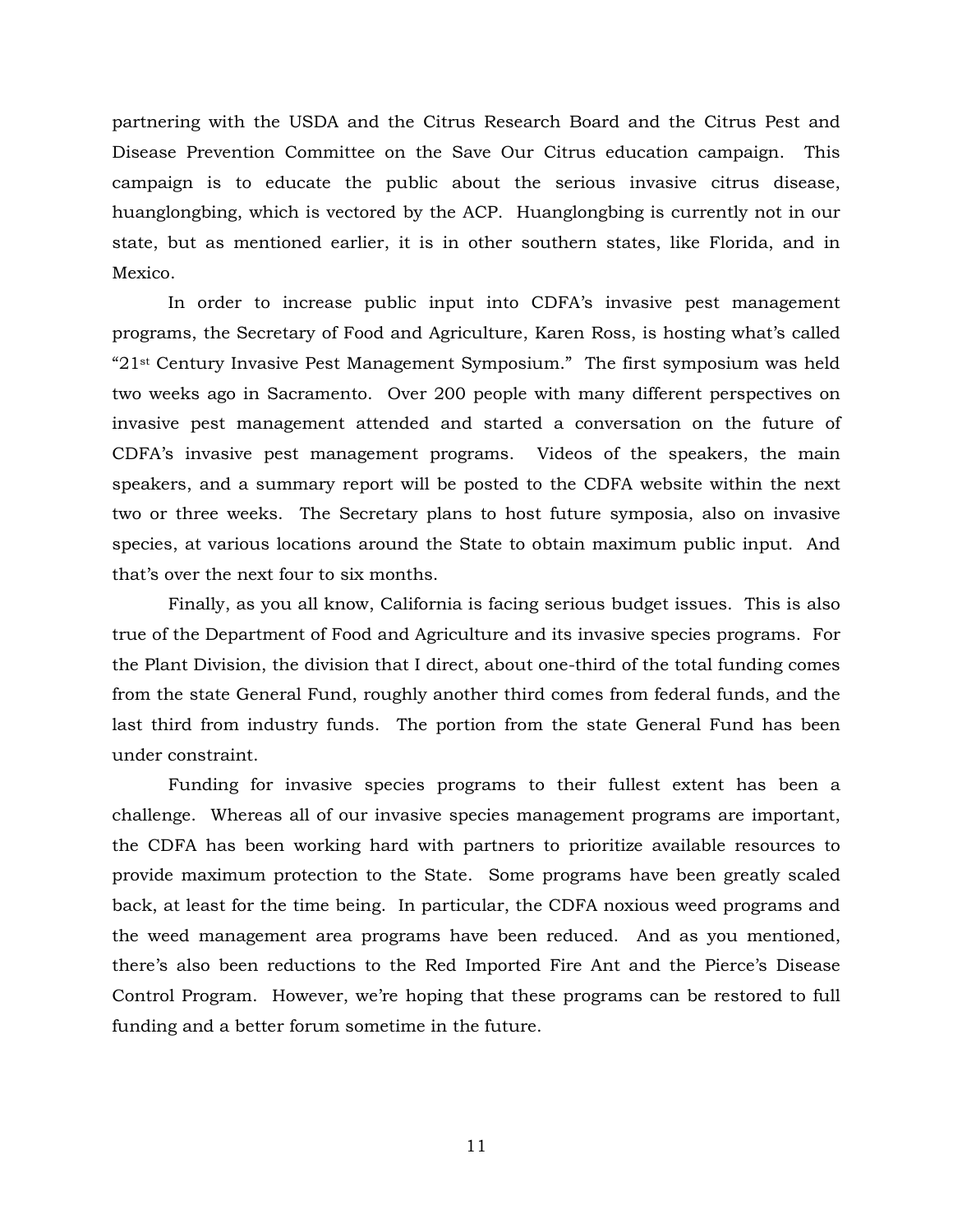partnering with the USDA and the Citrus Research Board and the Citrus Pest and Disease Prevention Committee on the Save Our Citrus education campaign. This campaign is to educate the public about the serious invasive citrus disease, huanglongbing, which is vectored by the ACP. Huanglongbing is currently not in our state, but as mentioned earlier, it is in other southern states, like Florida, and in Mexico.

In order to increase public input into CDFA's invasive pest management programs, the Secretary of Food and Agriculture, Karen Ross, is hosting what's called "21st Century Invasive Pest Management Symposium." The first symposium was held two weeks ago in Sacramento. Over 200 people with many different perspectives on invasive pest management attended and started a conversation on the future of CDFA's invasive pest management programs. Videos of the speakers, the main speakers, and a summary report will be posted to the CDFA website within the next two or three weeks. The Secretary plans to host future symposia, also on invasive species, at various locations around the State to obtain maximum public input. And that's over the next four to six months.

Finally, as you all know, California is facing serious budget issues. This is also true of the Department of Food and Agriculture and its invasive species programs. For the Plant Division, the division that I direct, about one-third of the total funding comes from the state General Fund, roughly another third comes from federal funds, and the last third from industry funds. The portion from the state General Fund has been under constraint.

Funding for invasive species programs to their fullest extent has been a challenge. Whereas all of our invasive species management programs are important, the CDFA has been working hard with partners to prioritize available resources to provide maximum protection to the State. Some programs have been greatly scaled back, at least for the time being. In particular, the CDFA noxious weed programs and the weed management area programs have been reduced. And as you mentioned, there's also been reductions to the Red Imported Fire Ant and the Pierce's Disease Control Program. However, we're hoping that these programs can be restored to full funding and a better forum sometime in the future.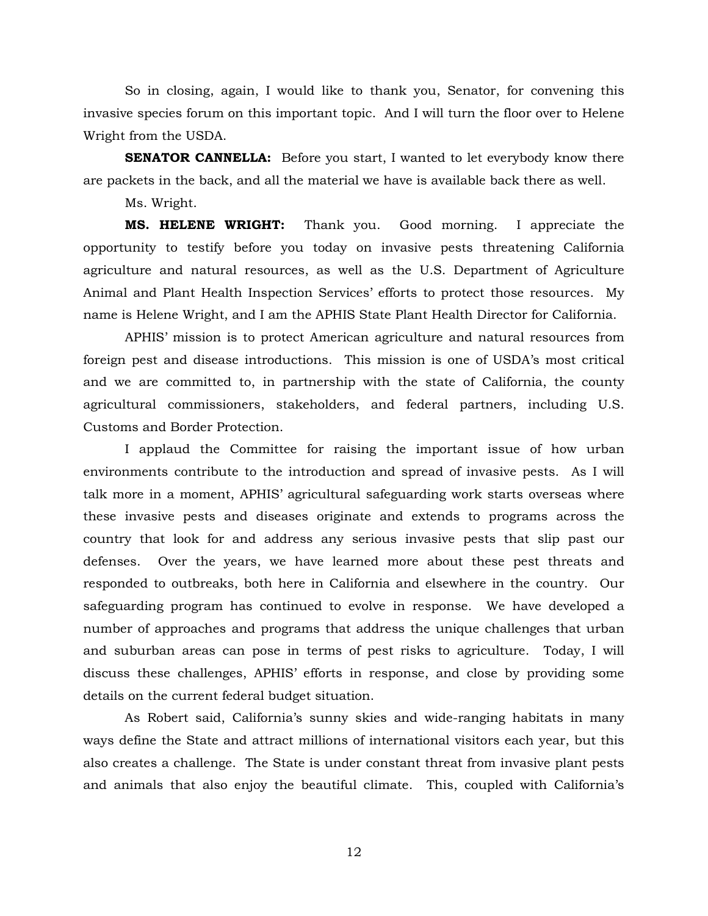So in closing, again, I would like to thank you, Senator, for convening this invasive species forum on this important topic. And I will turn the floor over to Helene Wright from the USDA.

**SENATOR CANNELLA:** Before you start, I wanted to let everybody know there are packets in the back, and all the material we have is available back there as well.

Ms. Wright.

**MS. HELENE WRIGHT:** Thank you. Good morning. I appreciate the opportunity to testify before you today on invasive pests threatening California agriculture and natural resources, as well as the U.S. Department of Agriculture Animal and Plant Health Inspection Services' efforts to protect those resources. My name is Helene Wright, and I am the APHIS State Plant Health Director for California.

APHIS' mission is to protect American agriculture and natural resources from foreign pest and disease introductions. This mission is one of USDA's most critical and we are committed to, in partnership with the state of California, the county agricultural commissioners, stakeholders, and federal partners, including U.S. Customs and Border Protection.

I applaud the Committee for raising the important issue of how urban environments contribute to the introduction and spread of invasive pests. As I will talk more in a moment, APHIS' agricultural safeguarding work starts overseas where these invasive pests and diseases originate and extends to programs across the country that look for and address any serious invasive pests that slip past our defenses. Over the years, we have learned more about these pest threats and responded to outbreaks, both here in California and elsewhere in the country. Our safeguarding program has continued to evolve in response. We have developed a number of approaches and programs that address the unique challenges that urban and suburban areas can pose in terms of pest risks to agriculture. Today, I will discuss these challenges, APHIS' efforts in response, and close by providing some details on the current federal budget situation.

As Robert said, California's sunny skies and wide-ranging habitats in many ways define the State and attract millions of international visitors each year, but this also creates a challenge. The State is under constant threat from invasive plant pests and animals that also enjoy the beautiful climate. This, coupled with California's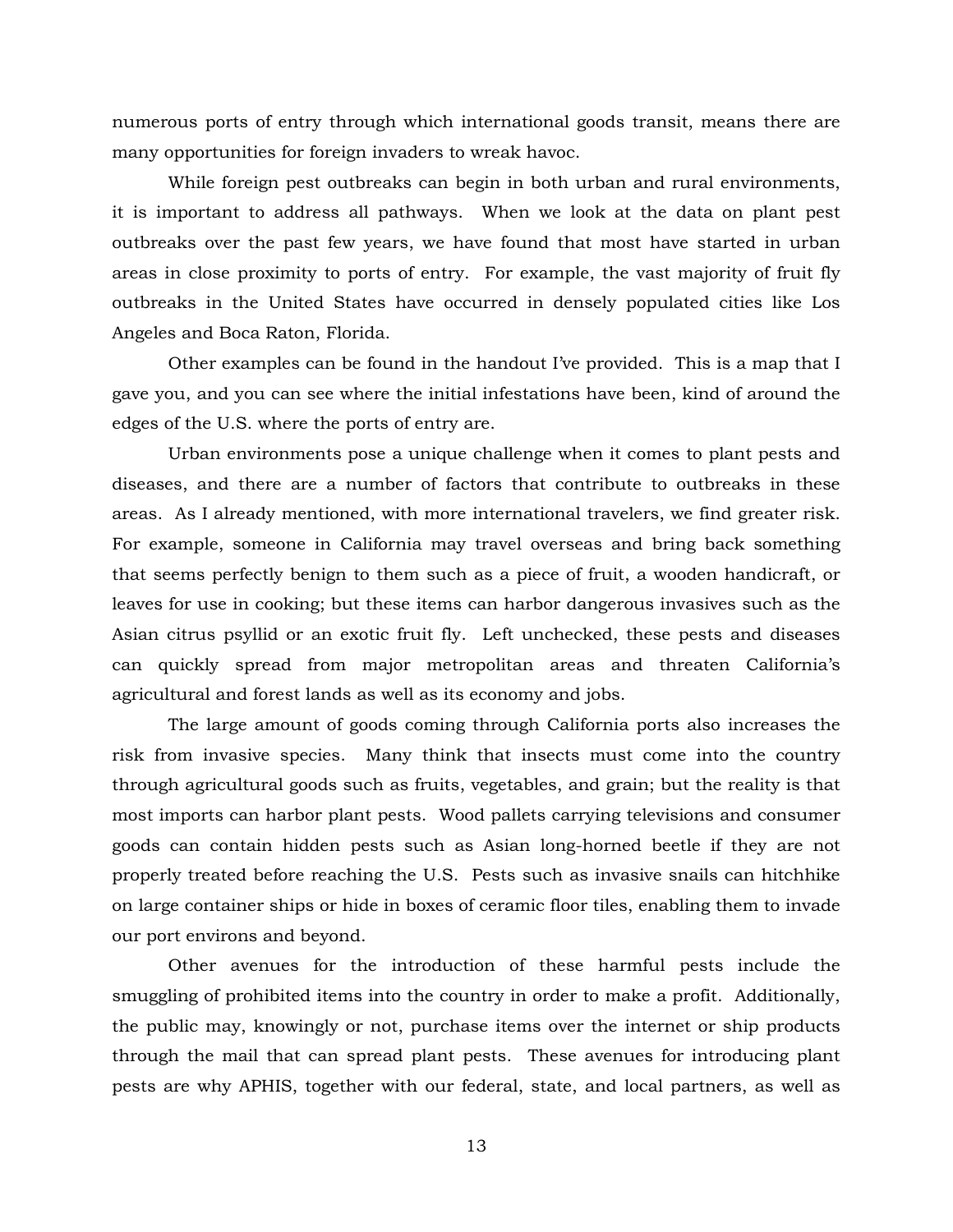numerous ports of entry through which international goods transit, means there are many opportunities for foreign invaders to wreak havoc.

While foreign pest outbreaks can begin in both urban and rural environments, it is important to address all pathways. When we look at the data on plant pest outbreaks over the past few years, we have found that most have started in urban areas in close proximity to ports of entry. For example, the vast majority of fruit fly outbreaks in the United States have occurred in densely populated cities like Los Angeles and Boca Raton, Florida.

Other examples can be found in the handout I've provided. This is a map that I gave you, and you can see where the initial infestations have been, kind of around the edges of the U.S. where the ports of entry are.

Urban environments pose a unique challenge when it comes to plant pests and diseases, and there are a number of factors that contribute to outbreaks in these areas. As I already mentioned, with more international travelers, we find greater risk. For example, someone in California may travel overseas and bring back something that seems perfectly benign to them such as a piece of fruit, a wooden handicraft, or leaves for use in cooking; but these items can harbor dangerous invasives such as the Asian citrus psyllid or an exotic fruit fly. Left unchecked, these pests and diseases can quickly spread from major metropolitan areas and threaten California's agricultural and forest lands as well as its economy and jobs.

The large amount of goods coming through California ports also increases the risk from invasive species. Many think that insects must come into the country through agricultural goods such as fruits, vegetables, and grain; but the reality is that most imports can harbor plant pests. Wood pallets carrying televisions and consumer goods can contain hidden pests such as Asian long-horned beetle if they are not properly treated before reaching the U.S. Pests such as invasive snails can hitchhike on large container ships or hide in boxes of ceramic floor tiles, enabling them to invade our port environs and beyond.

Other avenues for the introduction of these harmful pests include the smuggling of prohibited items into the country in order to make a profit. Additionally, the public may, knowingly or not, purchase items over the internet or ship products through the mail that can spread plant pests. These avenues for introducing plant pests are why APHIS, together with our federal, state, and local partners, as well as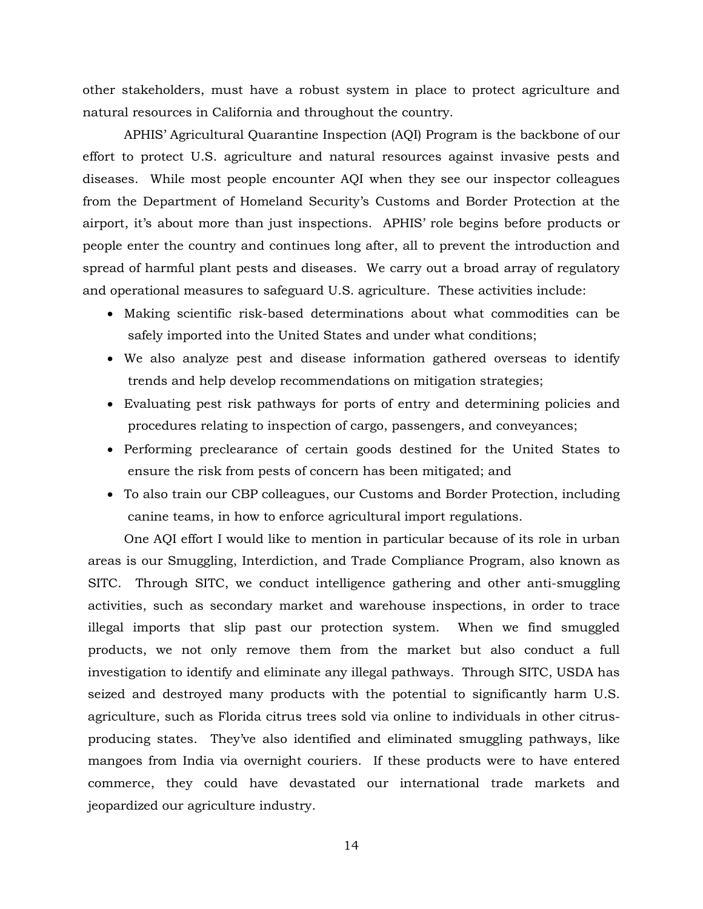other stakeholders, must have a robust system in place to protect agriculture and natural resources in California and throughout the country.

APHIS' Agricultural Quarantine Inspection (AQI) Program is the backbone of our effort to protect U.S. agriculture and natural resources against invasive pests and diseases. While most people encounter AQI when they see our inspector colleagues from the Department of Homeland Security's Customs and Border Protection at the airport, it's about more than just inspections. APHIS' role begins before products or people enter the country and continues long after, all to prevent the introduction and spread of harmful plant pests and diseases. We carry out a broad array of regulatory and operational measures to safeguard U.S. agriculture. These activities include:

- Making scientific risk-based determinations about what commodities can be safely imported into the United States and under what conditions;
- We also analyze pest and disease information gathered overseas to identify trends and help develop recommendations on mitigation strategies;
- Evaluating pest risk pathways for ports of entry and determining policies and procedures relating to inspection of cargo, passengers, and conveyances;
- Performing preclearance of certain goods destined for the United States to ensure the risk from pests of concern has been mitigated; and
- To also train our CBP colleagues, our Customs and Border Protection, including canine teams, in how to enforce agricultural import regulations.

One AQI effort I would like to mention in particular because of its role in urban areas is our Smuggling, Interdiction, and Trade Compliance Program, also known as SITC. Through SITC, we conduct intelligence gathering and other anti-smuggling activities, such as secondary market and warehouse inspections, in order to trace illegal imports that slip past our protection system. When we find smuggled products, we not only remove them from the market but also conduct a full investigation to identify and eliminate any illegal pathways. Through SITC, USDA has seized and destroyed many products with the potential to significantly harm U.S. agriculture, such as Florida citrus trees sold via online to individuals in other citrus-producing states. They've also identified and eliminated smuggling pathways, like mangoes from India via overnight couriers. If these products were to have entered commerce, they could have devastated our international trade markets and jeopardized our agriculture industry.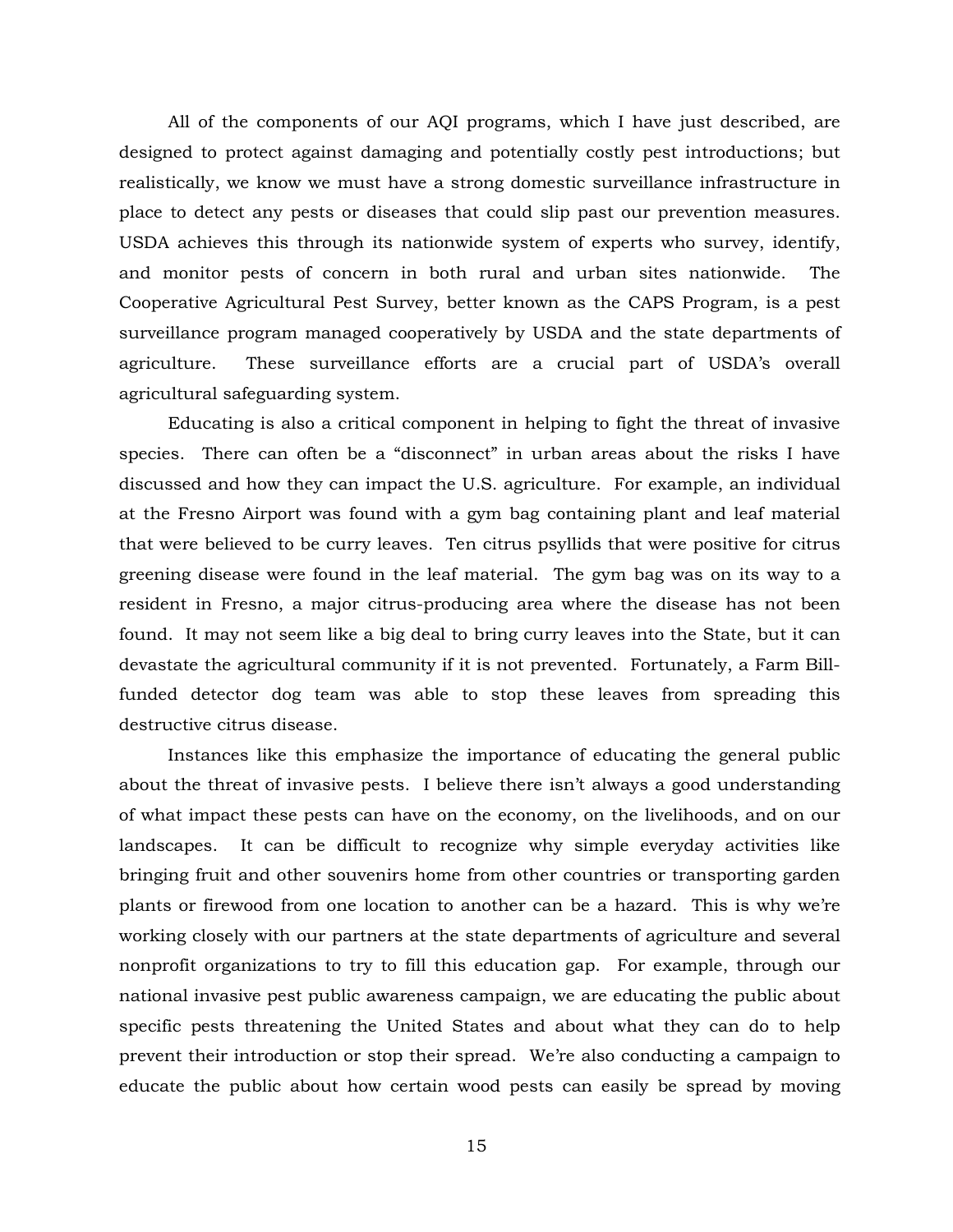All of the components of our AQI programs, which I have just described, are designed to protect against damaging and potentially costly pest introductions; but realistically, we know we must have a strong domestic surveillance infrastructure in place to detect any pests or diseases that could slip past our prevention measures. USDA achieves this through its nationwide system of experts who survey, identify, and monitor pests of concern in both rural and urban sites nationwide. The Cooperative Agricultural Pest Survey, better known as the CAPS Program, is a pest surveillance program managed cooperatively by USDA and the state departments of agriculture. These surveillance efforts are a crucial part of USDA's overall agricultural safeguarding system.

Educating is also a critical component in helping to fight the threat of invasive species. There can often be a "disconnect" in urban areas about the risks I have discussed and how they can impact the U.S. agriculture. For example, an individual at the Fresno Airport was found with a gym bag containing plant and leaf material that were believed to be curry leaves. Ten citrus psyllids that were positive for citrus greening disease were found in the leaf material. The gym bag was on its way to a resident in Fresno, a major citrus-producing area where the disease has not been found. It may not seem like a big deal to bring curry leaves into the State, but it can devastate the agricultural community if it is not prevented. Fortunately, a Farm Bill-funded detector dog team was able to stop these leaves from spreading this destructive citrus disease.

Instances like this emphasize the importance of educating the general public about the threat of invasive pests. I believe there isn't always a good understanding of what impact these pests can have on the economy, on the livelihoods, and on our landscapes. It can be difficult to recognize why simple everyday activities like bringing fruit and other souvenirs home from other countries or transporting garden plants or firewood from one location to another can be a hazard. This is why we're working closely with our partners at the state departments of agriculture and several nonprofit organizations to try to fill this education gap. For example, through our national invasive pest public awareness campaign, we are educating the public about specific pests threatening the United States and about what they can do to help prevent their introduction or stop their spread. We're also conducting a campaign to educate the public about how certain wood pests can easily be spread by moving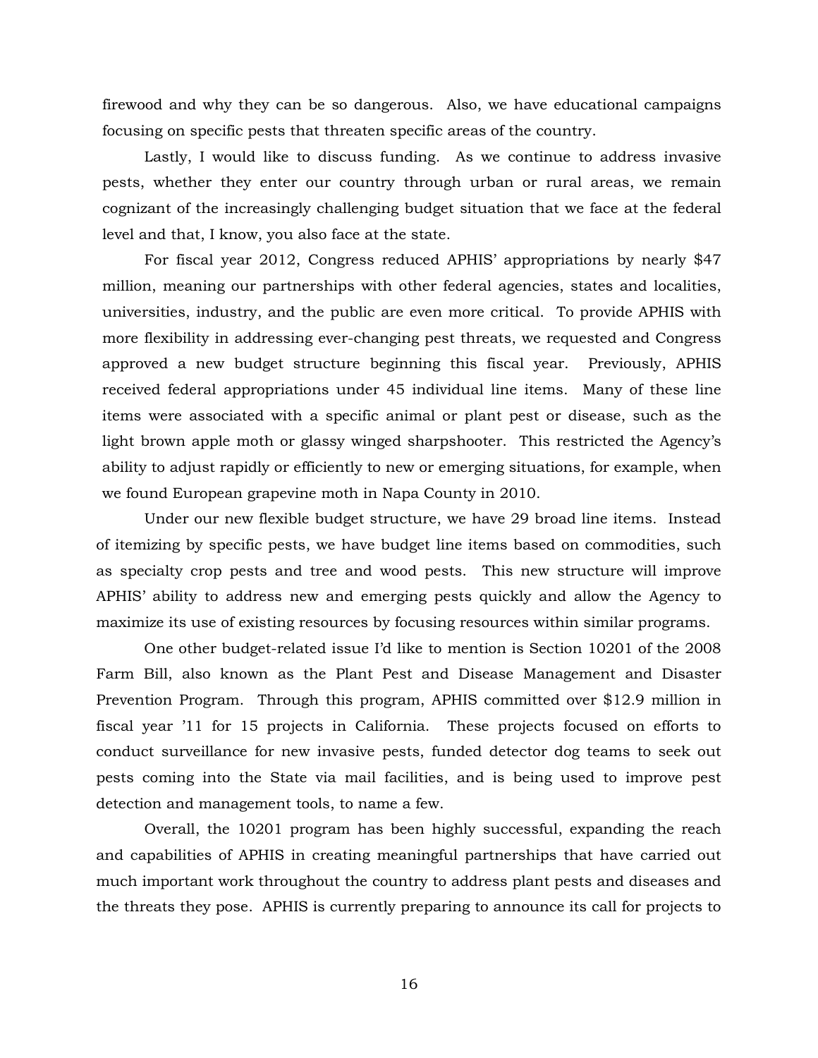firewood and why they can be so dangerous. Also, we have educational campaigns focusing on specific pests that threaten specific areas of the country.

Lastly, I would like to discuss funding. As we continue to address invasive pests, whether they enter our country through urban or rural areas, we remain cognizant of the increasingly challenging budget situation that we face at the federal level and that, I know, you also face at the state.

For fiscal year 2012, Congress reduced APHIS' appropriations by nearly $47 million, meaning our partnerships with other federal agencies, states and localities, universities, industry, and the public are even more critical. To provide APHIS with more flexibility in addressing ever-changing pest threats, we requested and Congress approved a new budget structure beginning this fiscal year. Previously, APHIS received federal appropriations under 45 individual line items. Many of these line items were associated with a specific animal or plant pest or disease, such as the light brown apple moth or glassy winged sharpshooter. This restricted the Agency's ability to adjust rapidly or efficiently to new or emerging situations, for example, when we found European grapevine moth in Napa County in 2010.

Under our new flexible budget structure, we have 29 broad line items. Instead of itemizing by specific pests, we have budget line items based on commodities, such as specialty crop pests and tree and wood pests. This new structure will improve APHIS' ability to address new and emerging pests quickly and allow the Agency to maximize its use of existing resources by focusing resources within similar programs.

One other budget-related issue I'd like to mention is Section 10201 of the 2008 Farm Bill, also known as the Plant Pest and Disease Management and Disaster Prevention Program. Through this program, APHIS committed over $12.9 million in fiscal year '11 for 15 projects in California. These projects focused on efforts to conduct surveillance for new invasive pests, funded detector dog teams to seek out pests coming into the State via mail facilities, and is being used to improve pest detection and management tools, to name a few.

Overall, the 10201 program has been highly successful, expanding the reach and capabilities of APHIS in creating meaningful partnerships that have carried out much important work throughout the country to address plant pests and diseases and the threats they pose. APHIS is currently preparing to announce its call for projects to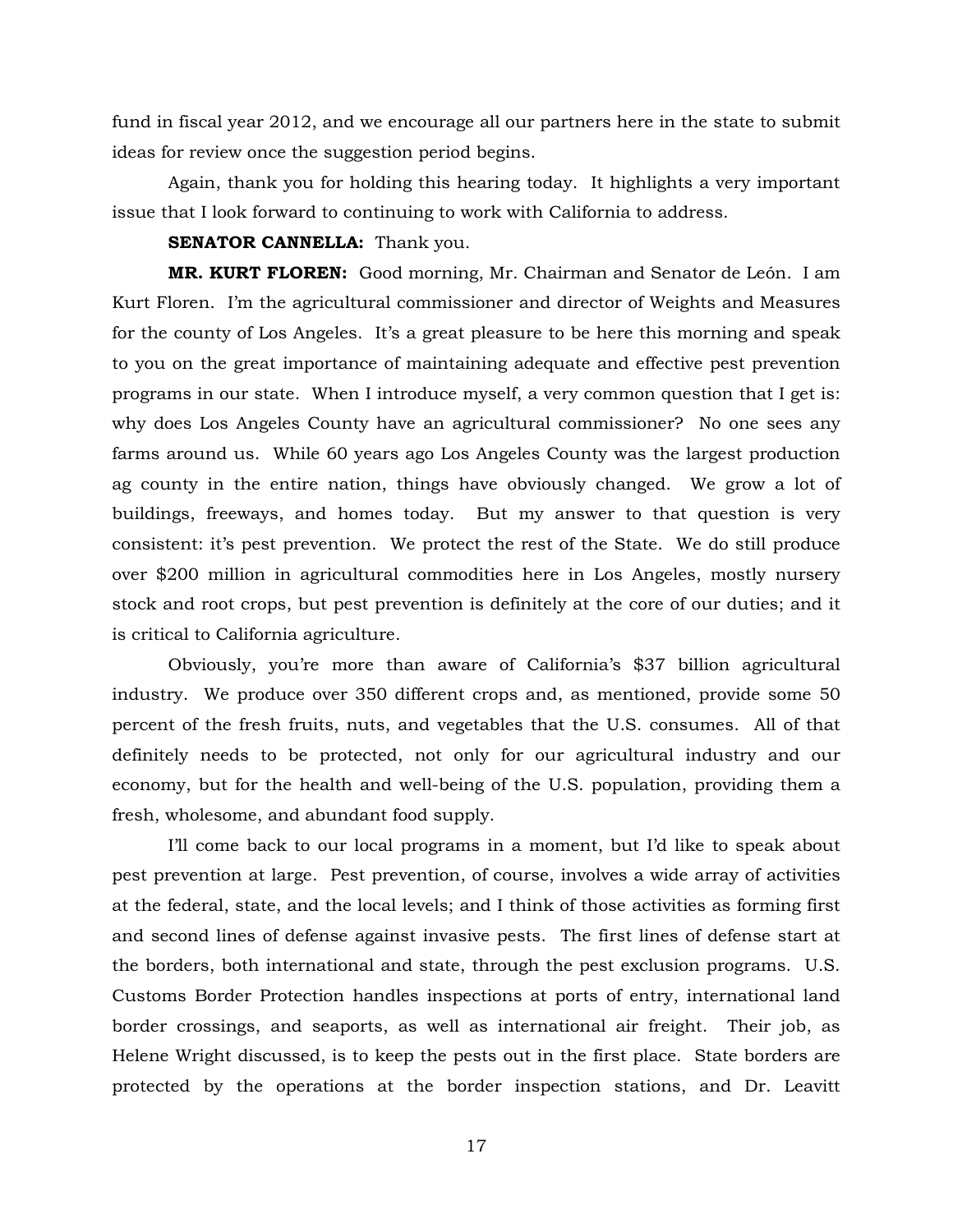fund in fiscal year 2012, and we encourage all our partners here in the state to submit ideas for review once the suggestion period begins.

Again, thank you for holding this hearing today. It highlights a very important issue that I look forward to continuing to work with California to address.

**SENATOR CANNELLA:** Thank you.

**MR. KURT FLOREN:** Good morning, Mr. Chairman and Senator de León. I am Kurt Floren. I'm the agricultural commissioner and director of Weights and Measures for the county of Los Angeles. It's a great pleasure to be here this morning and speak to you on the great importance of maintaining adequate and effective pest prevention programs in our state. When I introduce myself, a very common question that I get is: why does Los Angeles County have an agricultural commissioner? No one sees any farms around us. While 60 years ago Los Angeles County was the largest production ag county in the entire nation, things have obviously changed. We grow a lot of buildings, freeways, and homes today. But my answer to that question is very consistent: it's pest prevention. We protect the rest of the State. We do still produce over $200 million in agricultural commodities here in Los Angeles, mostly nursery stock and root crops, but pest prevention is definitely at the core of our duties; and it is critical to California agriculture.

Obviously, you're more than aware of California's $37 billion agricultural industry. We produce over 350 different crops and, as mentioned, provide some 50 percent of the fresh fruits, nuts, and vegetables that the U.S. consumes. All of that definitely needs to be protected, not only for our agricultural industry and our economy, but for the health and well-being of the U.S. population, providing them a fresh, wholesome, and abundant food supply.

I'll come back to our local programs in a moment, but I'd like to speak about pest prevention at large. Pest prevention, of course, involves a wide array of activities at the federal, state, and the local levels; and I think of those activities as forming first and second lines of defense against invasive pests. The first lines of defense start at the borders, both international and state, through the pest exclusion programs. U.S. Customs Border Protection handles inspections at ports of entry, international land border crossings, and seaports, as well as international air freight. Their job, as Helene Wright discussed, is to keep the pests out in the first place. State borders are protected by the operations at the border inspection stations, and Dr. Leavitt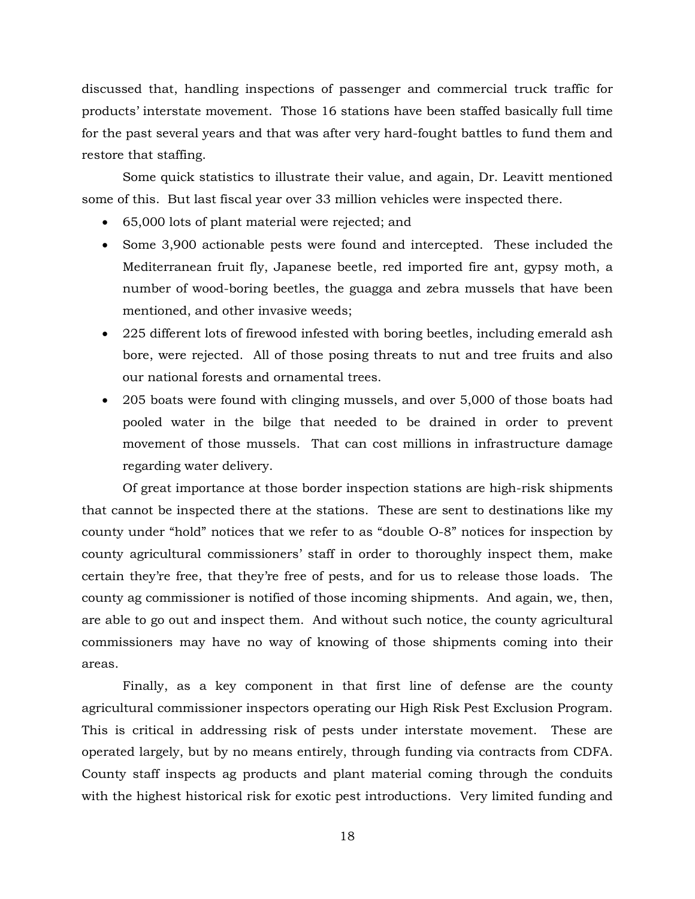discussed that, handling inspections of passenger and commercial truck traffic for products' interstate movement. Those 16 stations have been staffed basically full time for the past several years and that was after very hard-fought battles to fund them and restore that staffing.

Some quick statistics to illustrate their value, and again, Dr. Leavitt mentioned some of this. But last fiscal year over 33 million vehicles were inspected there.

- 65,000 lots of plant material were rejected; and
- Some 3,900 actionable pests were found and intercepted. These included the Mediterranean fruit fly, Japanese beetle, red imported fire ant, gypsy moth, a number of wood-boring beetles, the guagga and zebra mussels that have been mentioned, and other invasive weeds;
- 225 different lots of firewood infested with boring beetles, including emerald ash bore, were rejected. All of those posing threats to nut and tree fruits and also our national forests and ornamental trees.
- 205 boats were found with clinging mussels, and over 5,000 of those boats had pooled water in the bilge that needed to be drained in order to prevent movement of those mussels. That can cost millions in infrastructure damage regarding water delivery.

Of great importance at those border inspection stations are high-risk shipments that cannot be inspected there at the stations. These are sent to destinations like my county under "hold" notices that we refer to as "double O-8" notices for inspection by county agricultural commissioners' staff in order to thoroughly inspect them, make certain they're free, that they're free of pests, and for us to release those loads. The county ag commissioner is notified of those incoming shipments. And again, we, then, are able to go out and inspect them. And without such notice, the county agricultural commissioners may have no way of knowing of those shipments coming into their areas.

Finally, as a key component in that first line of defense are the county agricultural commissioner inspectors operating our High Risk Pest Exclusion Program. This is critical in addressing risk of pests under interstate movement. These are operated largely, but by no means entirely, through funding via contracts from CDFA. County staff inspects ag products and plant material coming through the conduits with the highest historical risk for exotic pest introductions. Very limited funding and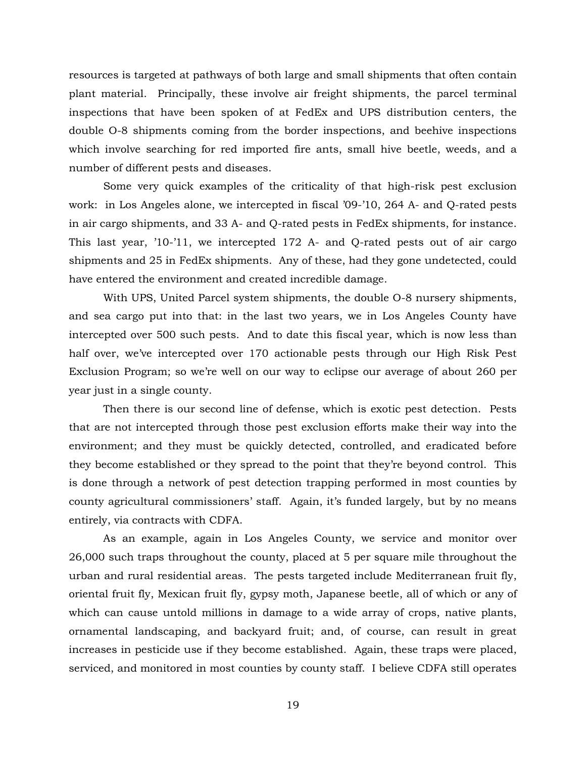resources is targeted at pathways of both large and small shipments that often contain plant material. Principally, these involve air freight shipments, the parcel terminal inspections that have been spoken of at FedEx and UPS distribution centers, the double O-8 shipments coming from the border inspections, and beehive inspections which involve searching for red imported fire ants, small hive beetle, weeds, and a number of different pests and diseases.

Some very quick examples of the criticality of that high-risk pest exclusion work: in Los Angeles alone, we intercepted in fiscal '09-'10, 264 A- and Q-rated pests in air cargo shipments, and 33 A- and Q-rated pests in FedEx shipments, for instance. This last year, '10-'11, we intercepted 172 A- and Q-rated pests out of air cargo shipments and 25 in FedEx shipments. Any of these, had they gone undetected, could have entered the environment and created incredible damage.

With UPS, United Parcel system shipments, the double O-8 nursery shipments, and sea cargo put into that: in the last two years, we in Los Angeles County have intercepted over 500 such pests. And to date this fiscal year, which is now less than half over, we've intercepted over 170 actionable pests through our High Risk Pest Exclusion Program; so we're well on our way to eclipse our average of about 260 per year just in a single county.

Then there is our second line of defense, which is exotic pest detection. Pests that are not intercepted through those pest exclusion efforts make their way into the environment; and they must be quickly detected, controlled, and eradicated before they become established or they spread to the point that they're beyond control. This is done through a network of pest detection trapping performed in most counties by county agricultural commissioners' staff. Again, it's funded largely, but by no means entirely, via contracts with CDFA.

As an example, again in Los Angeles County, we service and monitor over 26,000 such traps throughout the county, placed at 5 per square mile throughout the urban and rural residential areas. The pests targeted include Mediterranean fruit fly, oriental fruit fly, Mexican fruit fly, gypsy moth, Japanese beetle, all of which or any of which can cause untold millions in damage to a wide array of crops, native plants, ornamental landscaping, and backyard fruit; and, of course, can result in great increases in pesticide use if they become established. Again, these traps were placed, serviced, and monitored in most counties by county staff. I believe CDFA still operates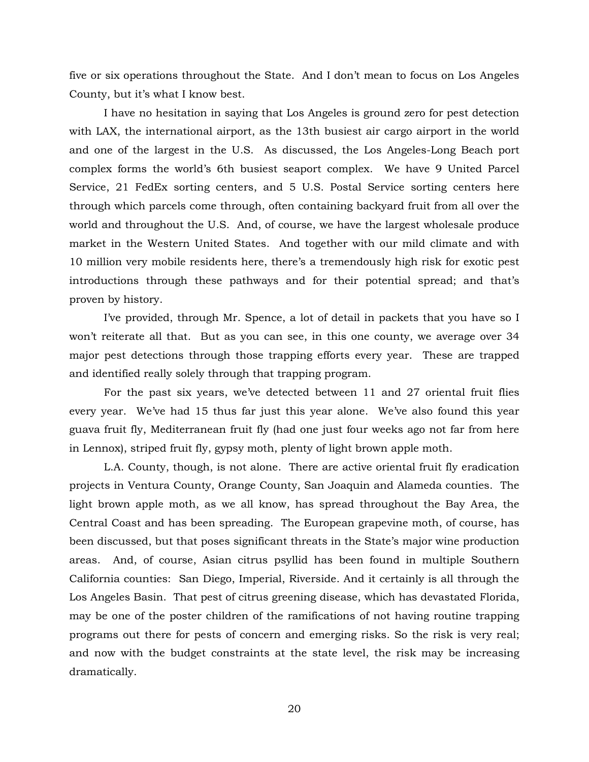five or six operations throughout the State. And I don't mean to focus on Los Angeles County, but it's what I know best.

I have no hesitation in saying that Los Angeles is ground zero for pest detection with LAX, the international airport, as the 13th busiest air cargo airport in the world and one of the largest in the U.S. As discussed, the Los Angeles-Long Beach port complex forms the world's 6th busiest seaport complex. We have 9 United Parcel Service, 21 FedEx sorting centers, and 5 U.S. Postal Service sorting centers here through which parcels come through, often containing backyard fruit from all over the world and throughout the U.S. And, of course, we have the largest wholesale produce market in the Western United States. And together with our mild climate and with 10 million very mobile residents here, there's a tremendously high risk for exotic pest introductions through these pathways and for their potential spread; and that's proven by history.

I've provided, through Mr. Spence, a lot of detail in packets that you have so I won't reiterate all that. But as you can see, in this one county, we average over 34 major pest detections through those trapping efforts every year. These are trapped and identified really solely through that trapping program.

For the past six years, we've detected between 11 and 27 oriental fruit flies every year. We've had 15 thus far just this year alone. We've also found this year guava fruit fly, Mediterranean fruit fly (had one just four weeks ago not far from here in Lennox), striped fruit fly, gypsy moth, plenty of light brown apple moth.

L.A. County, though, is not alone. There are active oriental fruit fly eradication projects in Ventura County, Orange County, San Joaquin and Alameda counties. The light brown apple moth, as we all know, has spread throughout the Bay Area, the Central Coast and has been spreading. The European grapevine moth, of course, has been discussed, but that poses significant threats in the State's major wine production areas. And, of course, Asian citrus psyllid has been found in multiple Southern California counties: San Diego, Imperial, Riverside. And it certainly is all through the Los Angeles Basin. That pest of citrus greening disease, which has devastated Florida, may be one of the poster children of the ramifications of not having routine trapping programs out there for pests of concern and emerging risks. So the risk is very real; and now with the budget constraints at the state level, the risk may be increasing dramatically.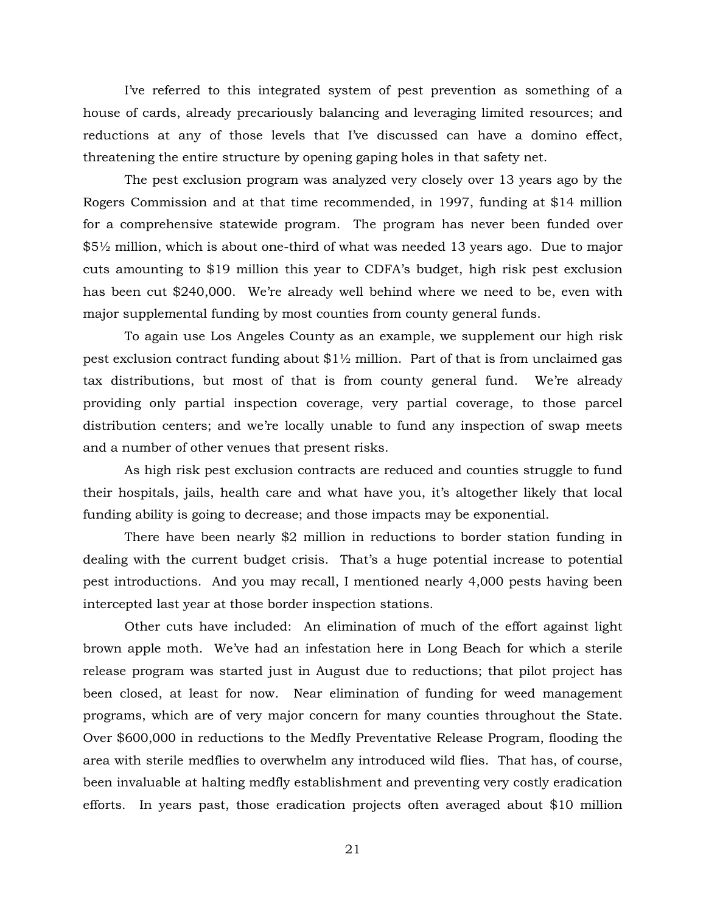I've referred to this integrated system of pest prevention as something of a house of cards, already precariously balancing and leveraging limited resources; and reductions at any of those levels that I've discussed can have a domino effect, threatening the entire structure by opening gaping holes in that safety net.

The pest exclusion program was analyzed very closely over 13 years ago by the Rogers Commission and at that time recommended, in 1997, funding at $14 million for a comprehensive statewide program. The program has never been funded over $5½ million, which is about one-third of what was needed 13 years ago. Due to major cuts amounting to $19 million this year to CDFA's budget, high risk pest exclusion has been cut $240,000. We're already well behind where we need to be, even with major supplemental funding by most counties from county general funds.

To again use Los Angeles County as an example, we supplement our high risk pest exclusion contract funding about $1½ million. Part of that is from unclaimed gas tax distributions, but most of that is from county general fund. We're already providing only partial inspection coverage, very partial coverage, to those parcel distribution centers; and we're locally unable to fund any inspection of swap meets and a number of other venues that present risks.

As high risk pest exclusion contracts are reduced and counties struggle to fund their hospitals, jails, health care and what have you, it's altogether likely that local funding ability is going to decrease; and those impacts may be exponential.

There have been nearly $2 million in reductions to border station funding in dealing with the current budget crisis. That's a huge potential increase to potential pest introductions. And you may recall, I mentioned nearly 4,000 pests having been intercepted last year at those border inspection stations.

Other cuts have included: An elimination of much of the effort against light brown apple moth. We've had an infestation here in Long Beach for which a sterile release program was started just in August due to reductions; that pilot project has been closed, at least for now. Near elimination of funding for weed management programs, which are of very major concern for many counties throughout the State. Over $600,000 in reductions to the Medfly Preventative Release Program, flooding the area with sterile medflies to overwhelm any introduced wild flies. That has, of course, been invaluable at halting medfly establishment and preventing very costly eradication efforts. In years past, those eradication projects often averaged about $10 million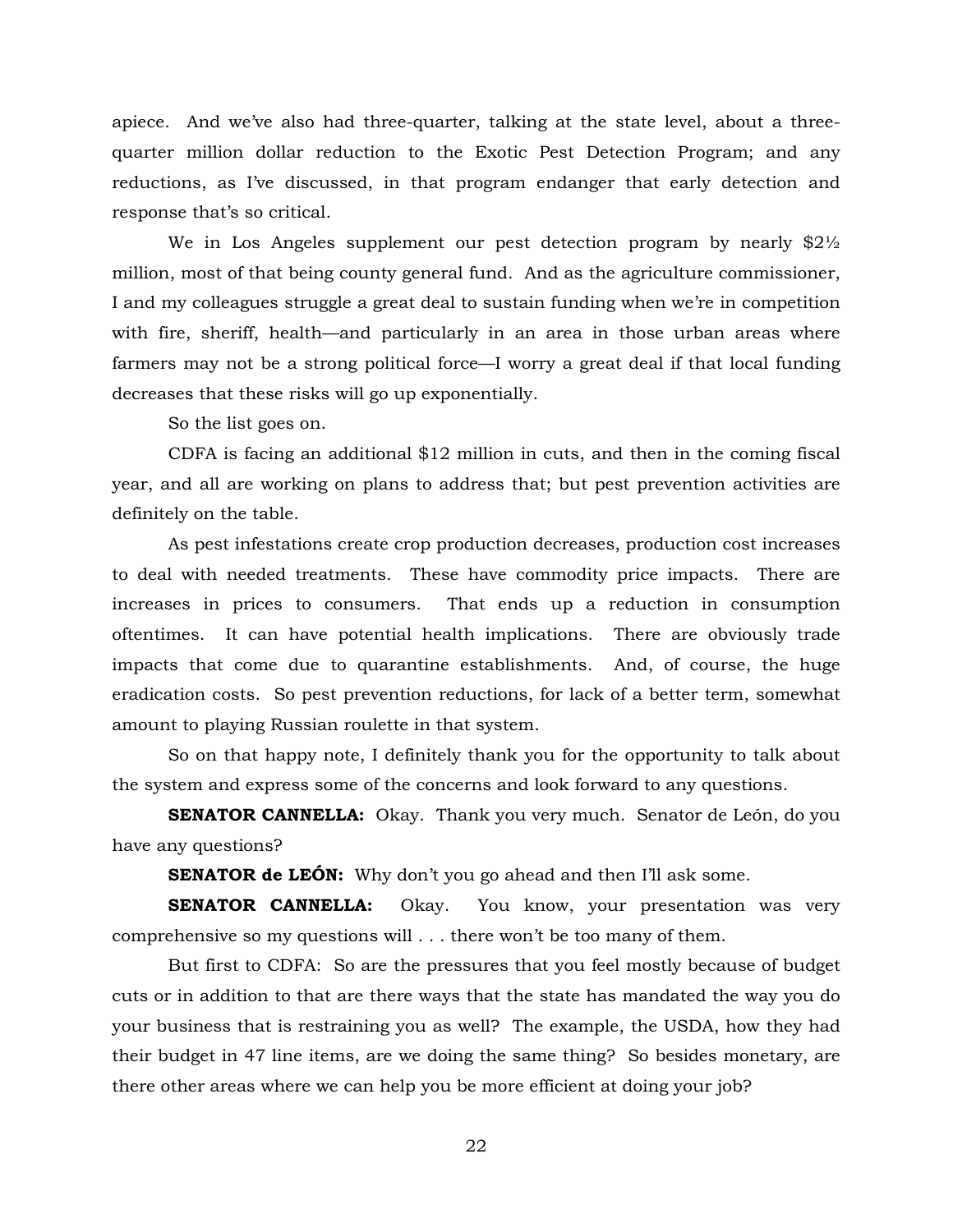apiece. And we've also had three-quarter, talking at the state level, about a three-quarter million dollar reduction to the Exotic Pest Detection Program; and any reductions, as I've discussed, in that program endanger that early detection and response that's so critical.

We in Los Angeles supplement our pest detection program by nearly $2½ million, most of that being county general fund. And as the agriculture commissioner, I and my colleagues struggle a great deal to sustain funding when we're in competition with fire, sheriff, health—and particularly in an area in those urban areas where farmers may not be a strong political force—I worry a great deal if that local funding decreases that these risks will go up exponentially.

So the list goes on.

CDFA is facing an additional $12 million in cuts, and then in the coming fiscal year, and all are working on plans to address that; but pest prevention activities are definitely on the table.

As pest infestations create crop production decreases, production cost increases to deal with needed treatments. These have commodity price impacts. There are increases in prices to consumers. That ends up a reduction in consumption oftentimes. It can have potential health implications. There are obviously trade impacts that come due to quarantine establishments. And, of course, the huge eradication costs. So pest prevention reductions, for lack of a better term, somewhat amount to playing Russian roulette in that system.

So on that happy note, I definitely thank you for the opportunity to talk about the system and express some of the concerns and look forward to any questions.

**SENATOR CANNELLA:** Okay. Thank you very much. Senator de León, do you have any questions?

**SENATOR de LEÓN:** Why don't you go ahead and then I'll ask some.

**SENATOR CANNELLA:** Okay. You know, your presentation was very comprehensive so my questions will . . . there won't be too many of them.

But first to CDFA: So are the pressures that you feel mostly because of budget cuts or in addition to that are there ways that the state has mandated the way you do your business that is restraining you as well? The example, the USDA, how they had their budget in 47 line items, are we doing the same thing? So besides monetary, are there other areas where we can help you be more efficient at doing your job?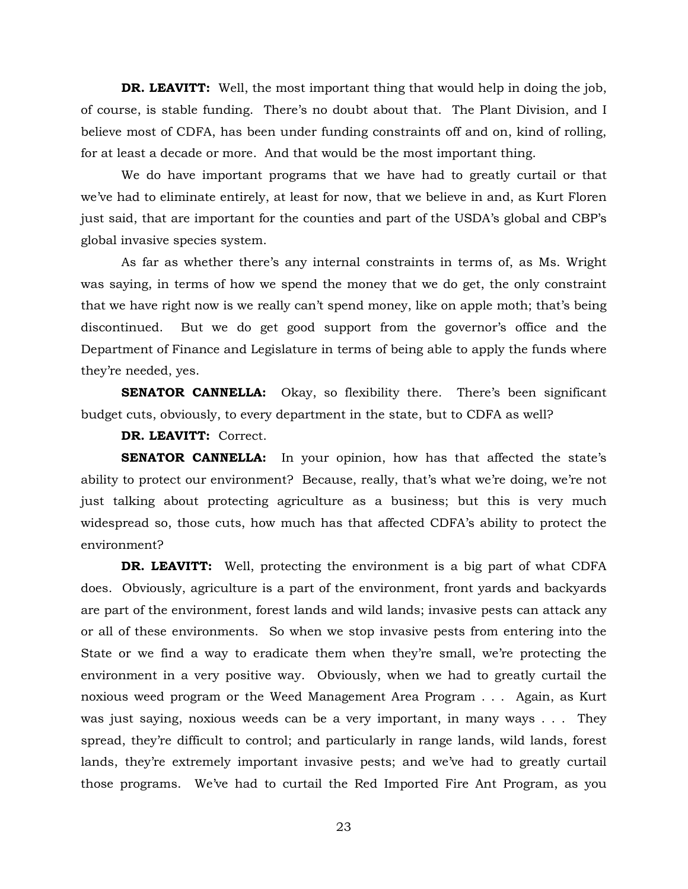**DR. LEAVITT:** Well, the most important thing that would help in doing the job, of course, is stable funding. There's no doubt about that. The Plant Division, and I believe most of CDFA, has been under funding constraints off and on, kind of rolling, for at least a decade or more. And that would be the most important thing.

We do have important programs that we have had to greatly curtail or that we've had to eliminate entirely, at least for now, that we believe in and, as Kurt Floren just said, that are important for the counties and part of the USDA's global and CBP's global invasive species system.

As far as whether there's any internal constraints in terms of, as Ms. Wright was saying, in terms of how we spend the money that we do get, the only constraint that we have right now is we really can't spend money, like on apple moth; that's being discontinued. But we do get good support from the governor's office and the Department of Finance and Legislature in terms of being able to apply the funds where they're needed, yes.

**SENATOR CANNELLA:** Okay, so flexibility there. There's been significant budget cuts, obviously, to every department in the state, but to CDFA as well?

**DR. LEAVITT:** Correct.

**SENATOR CANNELLA:** In your opinion, how has that affected the state's ability to protect our environment? Because, really, that's what we're doing, we're not just talking about protecting agriculture as a business; but this is very much widespread so, those cuts, how much has that affected CDFA's ability to protect the environment?

**DR. LEAVITT:** Well, protecting the environment is a big part of what CDFA does. Obviously, agriculture is a part of the environment, front yards and backyards are part of the environment, forest lands and wild lands; invasive pests can attack any or all of these environments. So when we stop invasive pests from entering into the State or we find a way to eradicate them when they're small, we're protecting the environment in a very positive way. Obviously, when we had to greatly curtail the noxious weed program or the Weed Management Area Program . . . Again, as Kurt was just saying, noxious weeds can be a very important, in many ways . . . They spread, they're difficult to control; and particularly in range lands, wild lands, forest lands, they're extremely important invasive pests; and we've had to greatly curtail those programs. We've had to curtail the Red Imported Fire Ant Program, as you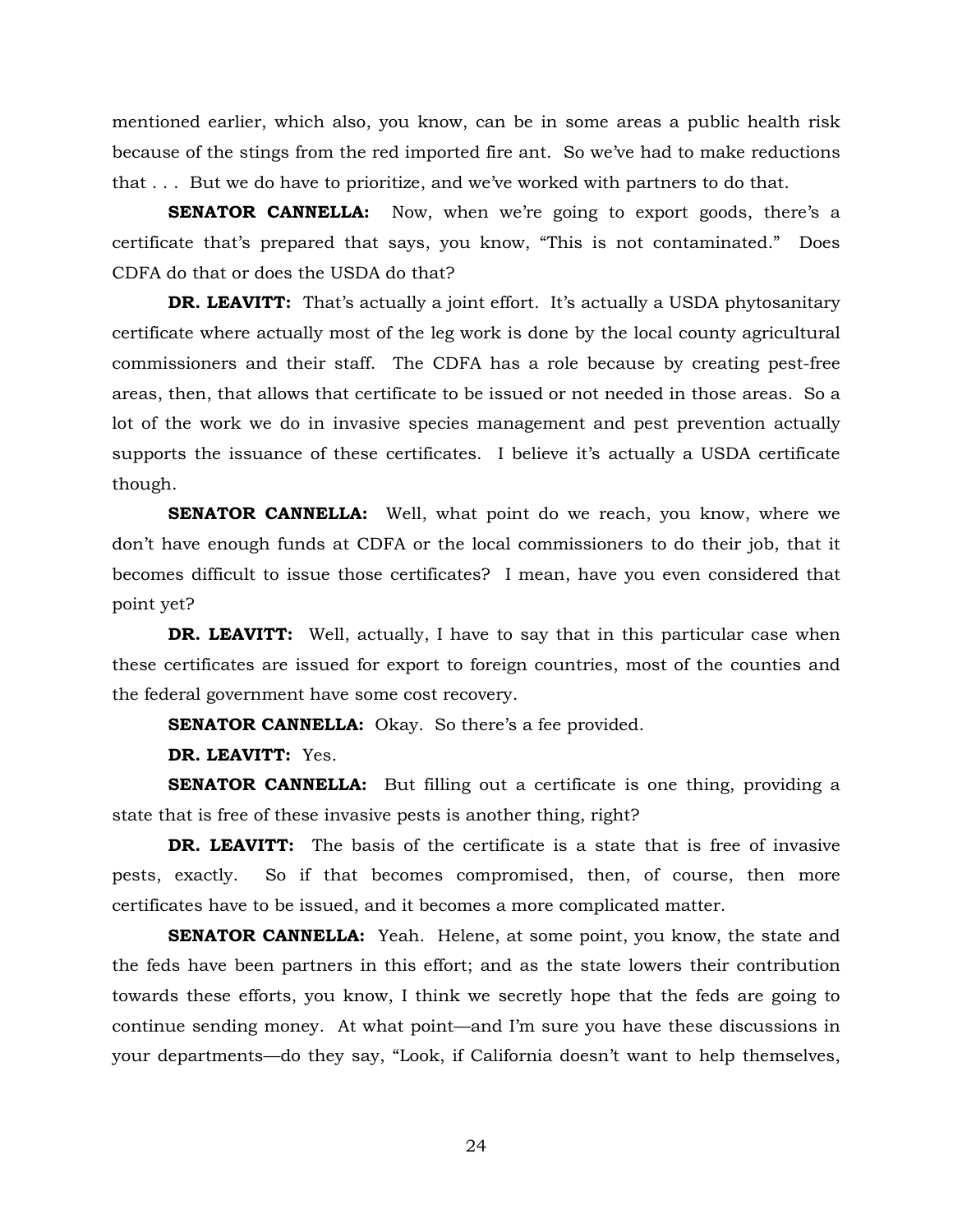mentioned earlier, which also, you know, can be in some areas a public health risk because of the stings from the red imported fire ant. So we've had to make reductions that . . . But we do have to prioritize, and we've worked with partners to do that.

**SENATOR CANNELLA:** Now, when we're going to export goods, there's a certificate that's prepared that says, you know, "This is not contaminated." Does CDFA do that or does the USDA do that?

**DR. LEAVITT:** That's actually a joint effort. It's actually a USDA phytosanitary certificate where actually most of the leg work is done by the local county agricultural commissioners and their staff. The CDFA has a role because by creating pest-free areas, then, that allows that certificate to be issued or not needed in those areas. So a lot of the work we do in invasive species management and pest prevention actually supports the issuance of these certificates. I believe it's actually a USDA certificate though.

**SENATOR CANNELLA:** Well, what point do we reach, you know, where we don't have enough funds at CDFA or the local commissioners to do their job, that it becomes difficult to issue those certificates? I mean, have you even considered that point yet?

**DR. LEAVITT:** Well, actually, I have to say that in this particular case when these certificates are issued for export to foreign countries, most of the counties and the federal government have some cost recovery.

**SENATOR CANNELLA:** Okay. So there's a fee provided.

**DR. LEAVITT:** Yes.

**SENATOR CANNELLA:** But filling out a certificate is one thing, providing a state that is free of these invasive pests is another thing, right?

**DR. LEAVITT:** The basis of the certificate is a state that is free of invasive pests, exactly. So if that becomes compromised, then, of course, then more certificates have to be issued, and it becomes a more complicated matter.

**SENATOR CANNELLA:** Yeah. Helene, at some point, you know, the state and the feds have been partners in this effort; and as the state lowers their contribution towards these efforts, you know, I think we secretly hope that the feds are going to continue sending money. At what point—and I'm sure you have these discussions in your departments—do they say, "Look, if California doesn't want to help themselves,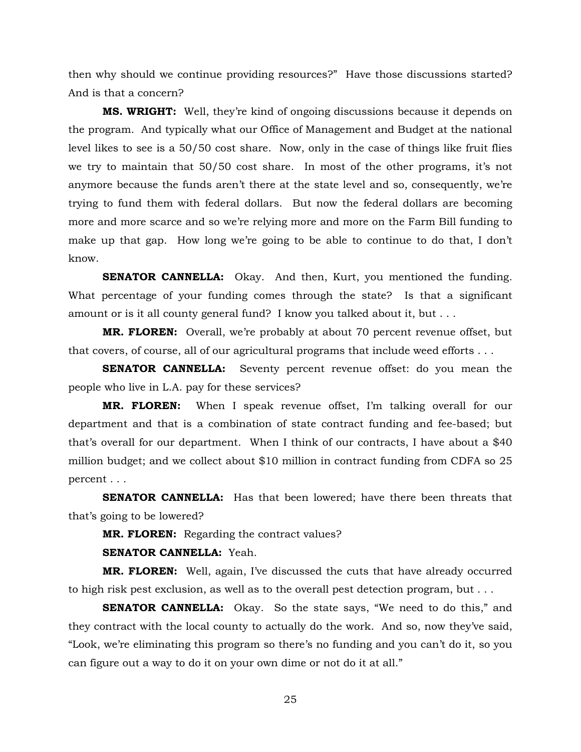then why should we continue providing resources?" Have those discussions started? And is that a concern?

**MS. WRIGHT:** Well, they're kind of ongoing discussions because it depends on the program. And typically what our Office of Management and Budget at the national level likes to see is a 50/50 cost share. Now, only in the case of things like fruit flies we try to maintain that 50/50 cost share. In most of the other programs, it's not anymore because the funds aren't there at the state level and so, consequently, we're trying to fund them with federal dollars. But now the federal dollars are becoming more and more scarce and so we're relying more and more on the Farm Bill funding to make up that gap. How long we're going to be able to continue to do that, I don't know.

**SENATOR CANNELLA:** Okay. And then, Kurt, you mentioned the funding. What percentage of your funding comes through the state? Is that a significant amount or is it all county general fund? I know you talked about it, but . . .

**MR. FLOREN:** Overall, we're probably at about 70 percent revenue offset, but that covers, of course, all of our agricultural programs that include weed efforts . . .

**SENATOR CANNELLA:** Seventy percent revenue offset: do you mean the people who live in L.A. pay for these services?

**MR. FLOREN:** When I speak revenue offset, I'm talking overall for our department and that is a combination of state contract funding and fee-based; but that's overall for our department. When I think of our contracts, I have about a $40 million budget; and we collect about $10 million in contract funding from CDFA so 25 percent . . .

**SENATOR CANNELLA:** Has that been lowered; have there been threats that that's going to be lowered?

**MR. FLOREN:** Regarding the contract values?

**SENATOR CANNELLA:** Yeah.

**MR. FLOREN:** Well, again, I've discussed the cuts that have already occurred to high risk pest exclusion, as well as to the overall pest detection program, but . . .

**SENATOR CANNELLA:** Okay. So the state says, "We need to do this," and they contract with the local county to actually do the work. And so, now they've said, "Look, we're eliminating this program so there's no funding and you can't do it, so you can figure out a way to do it on your own dime or not do it at all."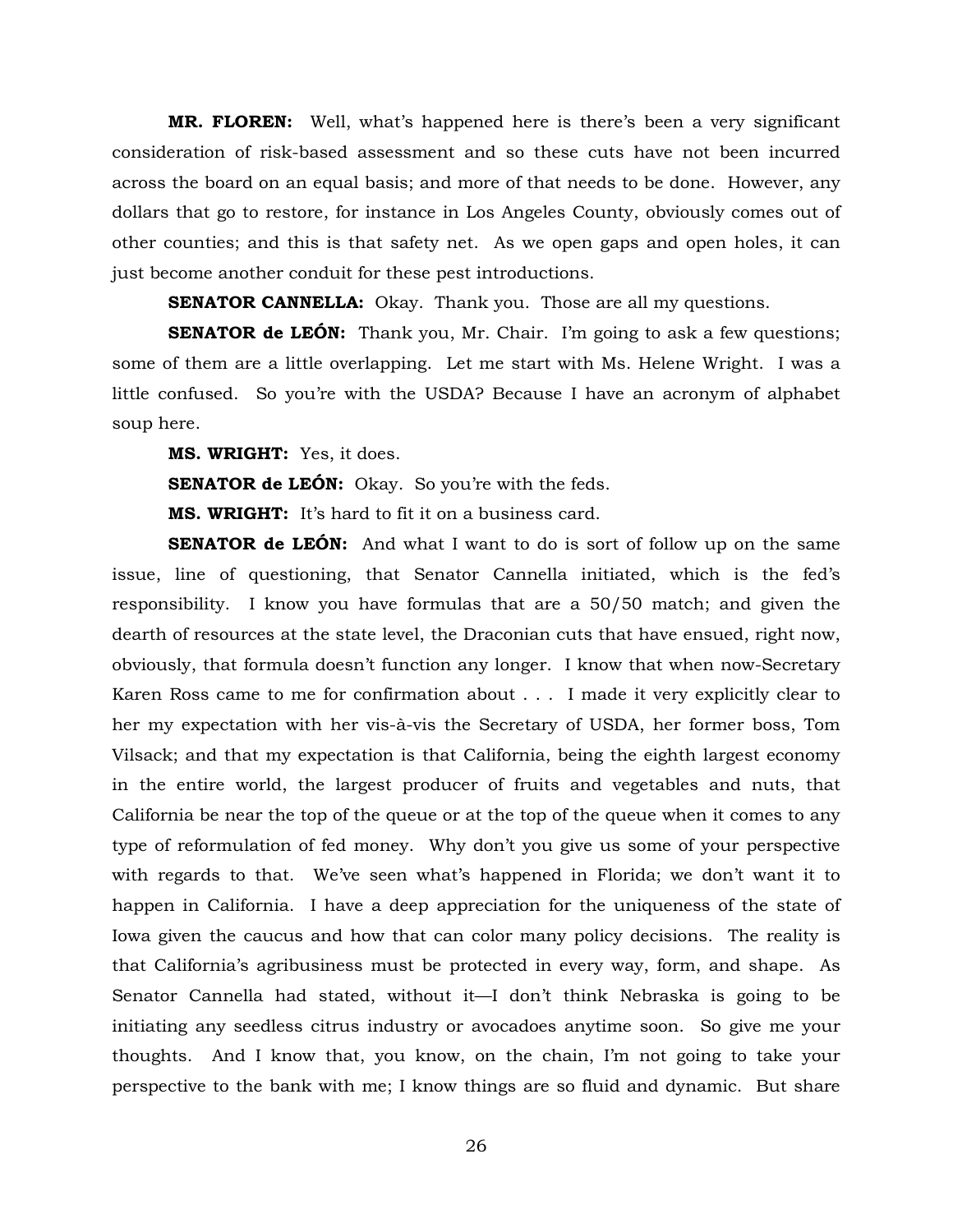**MR. FLOREN:** Well, what's happened here is there's been a very significant consideration of risk-based assessment and so these cuts have not been incurred across the board on an equal basis; and more of that needs to be done. However, any dollars that go to restore, for instance in Los Angeles County, obviously comes out of other counties; and this is that safety net. As we open gaps and open holes, it can just become another conduit for these pest introductions.

**SENATOR CANNELLA:** Okay. Thank you. Those are all my questions.

**SENATOR de LEÓN:** Thank you, Mr. Chair. I'm going to ask a few questions; some of them are a little overlapping. Let me start with Ms. Helene Wright. I was a little confused. So you're with the USDA? Because I have an acronym of alphabet soup here.

**MS. WRIGHT:** Yes, it does.

**SENATOR de LEÓN:** Okay. So you're with the feds.

**MS. WRIGHT:** It's hard to fit it on a business card.

**SENATOR de LEÓN:** And what I want to do is sort of follow up on the same issue, line of questioning, that Senator Cannella initiated, which is the fed's responsibility. I know you have formulas that are a 50/50 match; and given the dearth of resources at the state level, the Draconian cuts that have ensued, right now, obviously, that formula doesn't function any longer. I know that when now-Secretary Karen Ross came to me for confirmation about . . . I made it very explicitly clear to her my expectation with her vis-à-vis the Secretary of USDA, her former boss, Tom Vilsack; and that my expectation is that California, being the eighth largest economy in the entire world, the largest producer of fruits and vegetables and nuts, that California be near the top of the queue or at the top of the queue when it comes to any type of reformulation of fed money. Why don't you give us some of your perspective with regards to that. We've seen what's happened in Florida; we don't want it to happen in California. I have a deep appreciation for the uniqueness of the state of Iowa given the caucus and how that can color many policy decisions. The reality is that California's agribusiness must be protected in every way, form, and shape. As Senator Cannella had stated, without it—I don't think Nebraska is going to be initiating any seedless citrus industry or avocadoes anytime soon. So give me your thoughts. And I know that, you know, on the chain, I'm not going to take your perspective to the bank with me; I know things are so fluid and dynamic. But share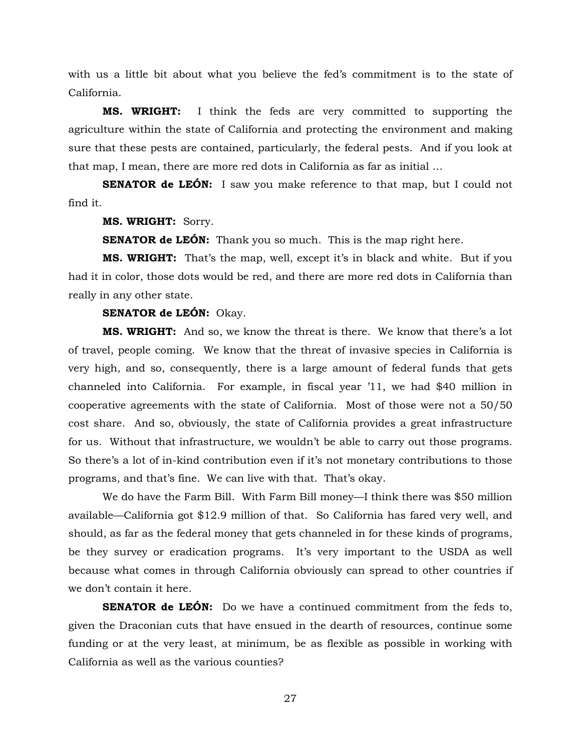with us a little bit about what you believe the fed's commitment is to the state of California.

**MS. WRIGHT:** I think the feds are very committed to supporting the agriculture within the state of California and protecting the environment and making sure that these pests are contained, particularly, the federal pests. And if you look at that map, I mean, there are more red dots in California as far as initial …

**SENATOR de LEÓN:** I saw you make reference to that map, but I could not find it.

**MS. WRIGHT:** Sorry.

**SENATOR de LEÓN:** Thank you so much. This is the map right here.

**MS. WRIGHT:** That's the map, well, except it's in black and white. But if you had it in color, those dots would be red, and there are more red dots in California than really in any other state.

**SENATOR de LEÓN:** Okay.

**MS. WRIGHT:** And so, we know the threat is there. We know that there's a lot of travel, people coming. We know that the threat of invasive species in California is very high, and so, consequently, there is a large amount of federal funds that gets channeled into California. For example, in fiscal year '11, we had $40 million in cooperative agreements with the state of California. Most of those were not a 50/50 cost share. And so, obviously, the state of California provides a great infrastructure for us. Without that infrastructure, we wouldn't be able to carry out those programs. So there's a lot of in-kind contribution even if it's not monetary contributions to those programs, and that's fine. We can live with that. That's okay.

We do have the Farm Bill. With Farm Bill money—I think there was $50 million available—California got $12.9 million of that. So California has fared very well, and should, as far as the federal money that gets channeled in for these kinds of programs, be they survey or eradication programs. It's very important to the USDA as well because what comes in through California obviously can spread to other countries if we don't contain it here.

**SENATOR de LEÓN:** Do we have a continued commitment from the feds to, given the Draconian cuts that have ensued in the dearth of resources, continue some funding or at the very least, at minimum, be as flexible as possible in working with California as well as the various counties?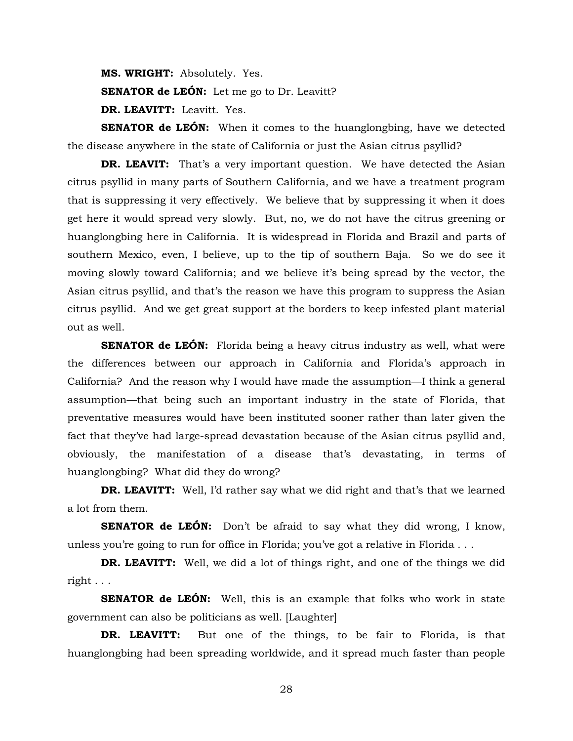**MS. WRIGHT:** Absolutely. Yes.

**SENATOR de LEÓN:** Let me go to Dr. Leavitt?

**DR. LEAVITT:** Leavitt. Yes.

**SENATOR de LEÓN:** When it comes to the huanglongbing, have we detected the disease anywhere in the state of California or just the Asian citrus psyllid?

**DR. LEAVIT:** That's a very important question. We have detected the Asian citrus psyllid in many parts of Southern California, and we have a treatment program that is suppressing it very effectively. We believe that by suppressing it when it does get here it would spread very slowly. But, no, we do not have the citrus greening or huanglongbing here in California. It is widespread in Florida and Brazil and parts of southern Mexico, even, I believe, up to the tip of southern Baja. So we do see it moving slowly toward California; and we believe it's being spread by the vector, the Asian citrus psyllid, and that's the reason we have this program to suppress the Asian citrus psyllid. And we get great support at the borders to keep infested plant material out as well.

**SENATOR de LEÓN:** Florida being a heavy citrus industry as well, what were the differences between our approach in California and Florida's approach in California? And the reason why I would have made the assumption—I think a general assumption—that being such an important industry in the state of Florida, that preventative measures would have been instituted sooner rather than later given the fact that they've had large-spread devastation because of the Asian citrus psyllid and, obviously, the manifestation of a disease that's devastating, in terms of huanglongbing? What did they do wrong?

**DR. LEAVITT:** Well, I'd rather say what we did right and that's that we learned a lot from them.

**SENATOR de LEÓN:** Don't be afraid to say what they did wrong, I know, unless you're going to run for office in Florida; you've got a relative in Florida . . .

**DR. LEAVITT:** Well, we did a lot of things right, and one of the things we did right . . .

**SENATOR de LEÓN:** Well, this is an example that folks who work in state government can also be politicians as well. [Laughter]

**DR. LEAVITT:** But one of the things, to be fair to Florida, is that huanglongbing had been spreading worldwide, and it spread much faster than people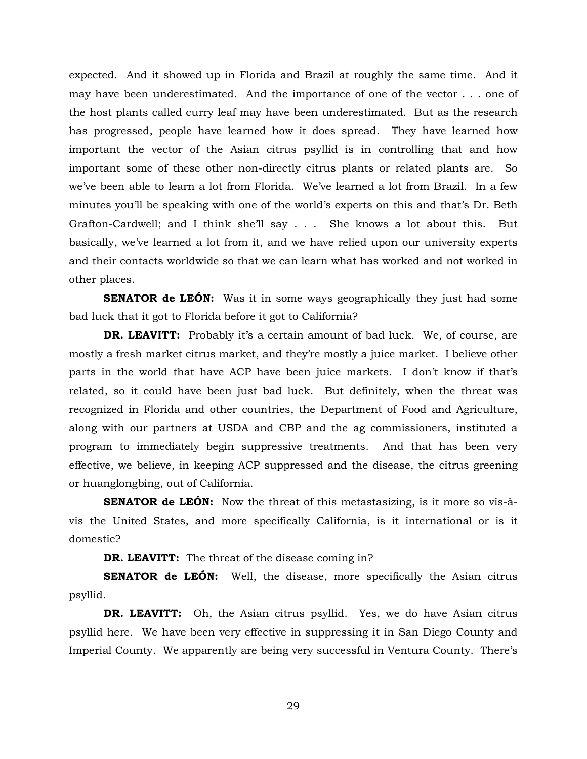expected. And it showed up in Florida and Brazil at roughly the same time. And it may have been underestimated. And the importance of one of the vector . . . one of the host plants called curry leaf may have been underestimated. But as the research has progressed, people have learned how it does spread. They have learned how important the vector of the Asian citrus psyllid is in controlling that and how important some of these other non-directly citrus plants or related plants are. So we've been able to learn a lot from Florida. We've learned a lot from Brazil. In a few minutes you'll be speaking with one of the world's experts on this and that's Dr. Beth Grafton-Cardwell; and I think she'll say . . . She knows a lot about this. But basically, we've learned a lot from it, and we have relied upon our university experts and their contacts worldwide so that we can learn what has worked and not worked in other places.

**SENATOR de LEÓN:** Was it in some ways geographically they just had some bad luck that it got to Florida before it got to California?

**DR. LEAVITT:** Probably it's a certain amount of bad luck. We, of course, are mostly a fresh market citrus market, and they're mostly a juice market. I believe other parts in the world that have ACP have been juice markets. I don't know if that's related, so it could have been just bad luck. But definitely, when the threat was recognized in Florida and other countries, the Department of Food and Agriculture, along with our partners at USDA and CBP and the ag commissioners, instituted a program to immediately begin suppressive treatments. And that has been very effective, we believe, in keeping ACP suppressed and the disease, the citrus greening or huanglongbing, out of California.

**SENATOR de LEÓN:** Now the threat of this metastasizing, is it more so vis-à-vis the United States, and more specifically California, is it international or is it domestic?

**DR. LEAVITT:** The threat of the disease coming in?

**SENATOR de LEÓN:** Well, the disease, more specifically the Asian citrus psyllid.

**DR. LEAVITT:** Oh, the Asian citrus psyllid. Yes, we do have Asian citrus psyllid here. We have been very effective in suppressing it in San Diego County and Imperial County. We apparently are being very successful in Ventura County. There's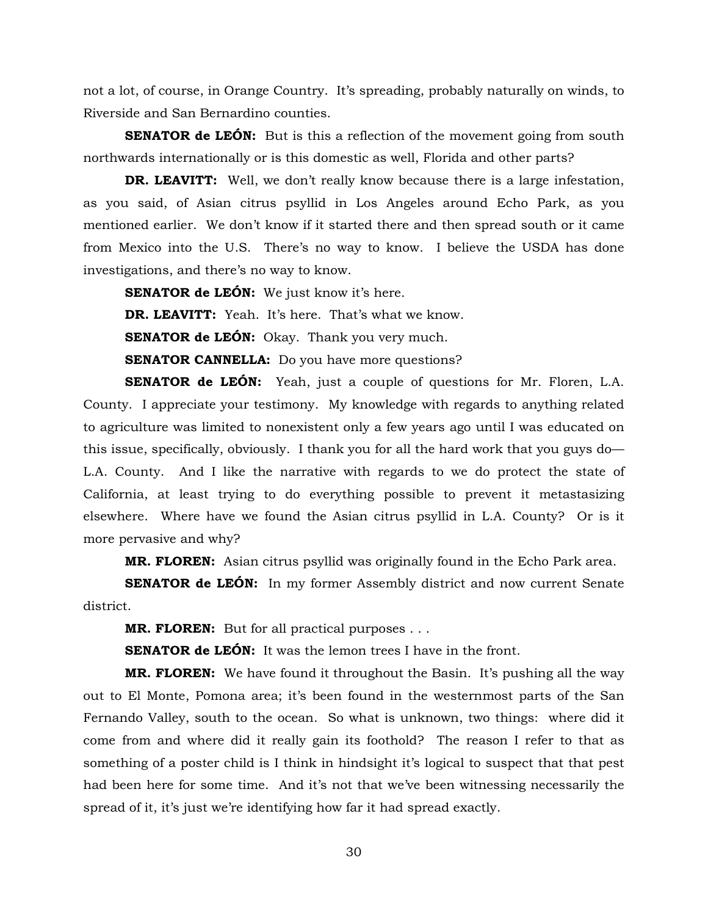not a lot, of course, in Orange Country. It's spreading, probably naturally on winds, to Riverside and San Bernardino counties.

**SENATOR de LEÓN:** But is this a reflection of the movement going from south northwards internationally or is this domestic as well, Florida and other parts?

**DR. LEAVITT:** Well, we don't really know because there is a large infestation, as you said, of Asian citrus psyllid in Los Angeles around Echo Park, as you mentioned earlier. We don't know if it started there and then spread south or it came from Mexico into the U.S. There's no way to know. I believe the USDA has done investigations, and there's no way to know.

**SENATOR de LEÓN:** We just know it's here.

**DR. LEAVITT:** Yeah. It's here. That's what we know.

**SENATOR de LEÓN:** Okay. Thank you very much.

**SENATOR CANNELLA:** Do you have more questions?

**SENATOR de LEÓN:** Yeah, just a couple of questions for Mr. Floren, L.A. County. I appreciate your testimony. My knowledge with regards to anything related to agriculture was limited to nonexistent only a few years ago until I was educated on this issue, specifically, obviously. I thank you for all the hard work that you guys do—L.A. County. And I like the narrative with regards to we do protect the state of California, at least trying to do everything possible to prevent it metastasizing elsewhere. Where have we found the Asian citrus psyllid in L.A. County? Or is it more pervasive and why?

**MR. FLOREN:** Asian citrus psyllid was originally found in the Echo Park area.

**SENATOR de LEÓN:** In my former Assembly district and now current Senate district.

**MR. FLOREN:** But for all practical purposes . . .

**SENATOR de LEÓN:** It was the lemon trees I have in the front.

**MR. FLOREN:** We have found it throughout the Basin. It's pushing all the way out to El Monte, Pomona area; it's been found in the westernmost parts of the San Fernando Valley, south to the ocean. So what is unknown, two things: where did it come from and where did it really gain its foothold? The reason I refer to that as something of a poster child is I think in hindsight it's logical to suspect that that pest had been here for some time. And it's not that we've been witnessing necessarily the spread of it, it's just we're identifying how far it had spread exactly.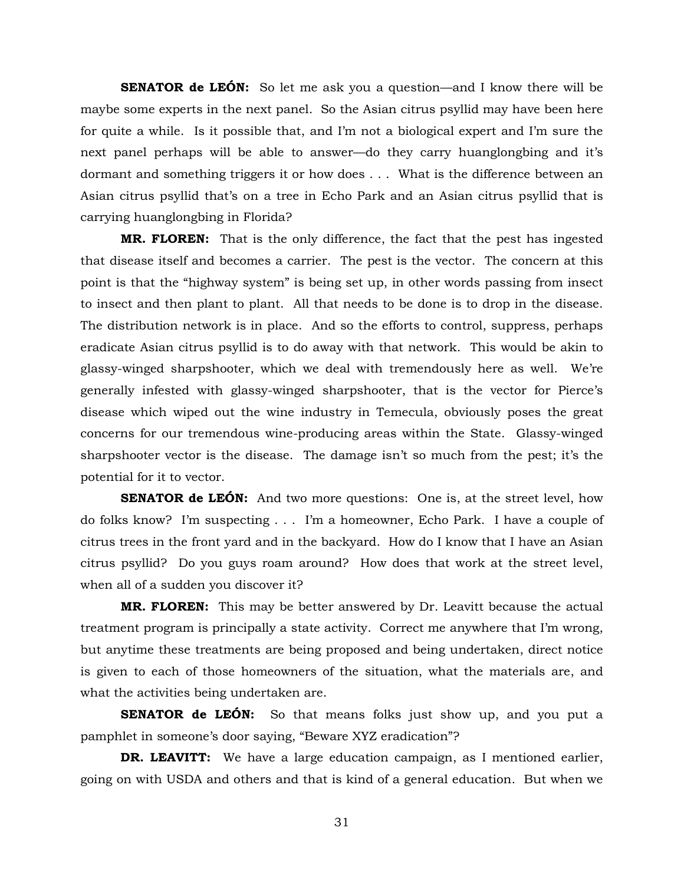**SENATOR de LEÓN:** So let me ask you a question—and I know there will be maybe some experts in the next panel. So the Asian citrus psyllid may have been here for quite a while. Is it possible that, and I'm not a biological expert and I'm sure the next panel perhaps will be able to answer—do they carry huanglongbing and it's dormant and something triggers it or how does . . . What is the difference between an Asian citrus psyllid that's on a tree in Echo Park and an Asian citrus psyllid that is carrying huanglongbing in Florida?

**MR. FLOREN:** That is the only difference, the fact that the pest has ingested that disease itself and becomes a carrier. The pest is the vector. The concern at this point is that the "highway system" is being set up, in other words passing from insect to insect and then plant to plant. All that needs to be done is to drop in the disease. The distribution network is in place. And so the efforts to control, suppress, perhaps eradicate Asian citrus psyllid is to do away with that network. This would be akin to glassy-winged sharpshooter, which we deal with tremendously here as well. We're generally infested with glassy-winged sharpshooter, that is the vector for Pierce's disease which wiped out the wine industry in Temecula, obviously poses the great concerns for our tremendous wine-producing areas within the State. Glassy-winged sharpshooter vector is the disease. The damage isn't so much from the pest; it's the potential for it to vector.

**SENATOR de LEÓN:** And two more questions: One is, at the street level, how do folks know? I'm suspecting . . . I'm a homeowner, Echo Park. I have a couple of citrus trees in the front yard and in the backyard. How do I know that I have an Asian citrus psyllid? Do you guys roam around? How does that work at the street level, when all of a sudden you discover it?

**MR. FLOREN:** This may be better answered by Dr. Leavitt because the actual treatment program is principally a state activity. Correct me anywhere that I'm wrong, but anytime these treatments are being proposed and being undertaken, direct notice is given to each of those homeowners of the situation, what the materials are, and what the activities being undertaken are.

**SENATOR de LEÓN:** So that means folks just show up, and you put a pamphlet in someone's door saying, "Beware XYZ eradication"?

**DR. LEAVITT:** We have a large education campaign, as I mentioned earlier, going on with USDA and others and that is kind of a general education. But when we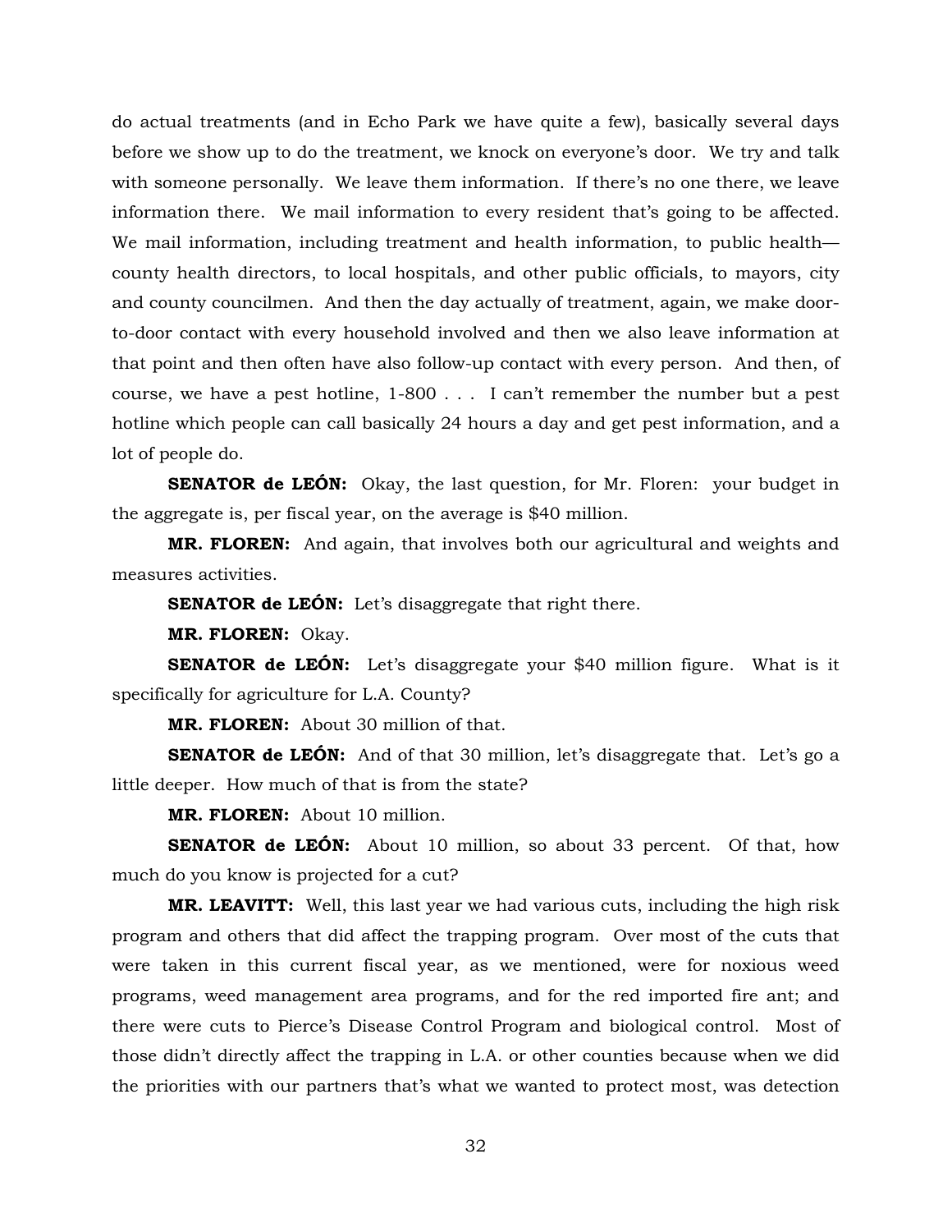do actual treatments (and in Echo Park we have quite a few), basically several days before we show up to do the treatment, we knock on everyone's door. We try and talk with someone personally. We leave them information. If there's no one there, we leave information there. We mail information to every resident that's going to be affected. We mail information, including treatment and health information, to public health—county health directors, to local hospitals, and other public officials, to mayors, city and county councilmen. And then the day actually of treatment, again, we make door-to-door contact with every household involved and then we also leave information at that point and then often have also follow-up contact with every person. And then, of course, we have a pest hotline, 1-800 . . . I can't remember the number but a pest hotline which people can call basically 24 hours a day and get pest information, and a lot of people do.

**SENATOR de LEÓN:** Okay, the last question, for Mr. Floren: your budget in the aggregate is, per fiscal year, on the average is $40 million.

**MR. FLOREN:** And again, that involves both our agricultural and weights and measures activities.

**SENATOR de LEÓN:** Let's disaggregate that right there.

**MR. FLOREN:** Okay.

**SENATOR de LEÓN:** Let's disaggregate your $40 million figure. What is it specifically for agriculture for L.A. County?

**MR. FLOREN:** About 30 million of that.

**SENATOR de LEÓN:** And of that 30 million, let's disaggregate that. Let's go a little deeper. How much of that is from the state?

**MR. FLOREN:** About 10 million.

**SENATOR de LEÓN:** About 10 million, so about 33 percent. Of that, how much do you know is projected for a cut?

**MR. LEAVITT:** Well, this last year we had various cuts, including the high risk program and others that did affect the trapping program. Over most of the cuts that were taken in this current fiscal year, as we mentioned, were for noxious weed programs, weed management area programs, and for the red imported fire ant; and there were cuts to Pierce's Disease Control Program and biological control. Most of those didn't directly affect the trapping in L.A. or other counties because when we did the priorities with our partners that's what we wanted to protect most, was detection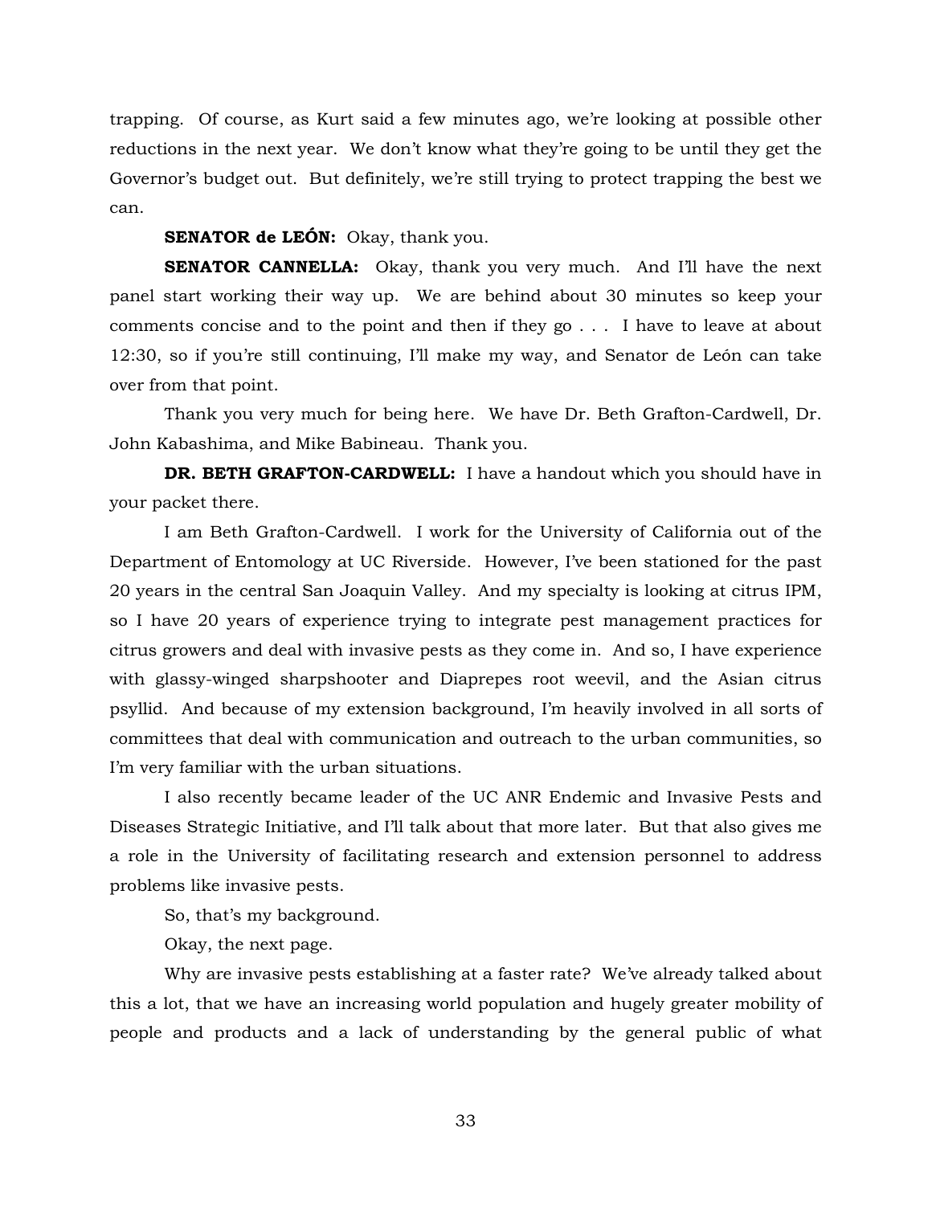trapping. Of course, as Kurt said a few minutes ago, we're looking at possible other reductions in the next year. We don't know what they're going to be until they get the Governor's budget out. But definitely, we're still trying to protect trapping the best we can.

**SENATOR de LEÓN:** Okay, thank you.

**SENATOR CANNELLA:** Okay, thank you very much. And I'll have the next panel start working their way up. We are behind about 30 minutes so keep your comments concise and to the point and then if they go . . . I have to leave at about 12:30, so if you're still continuing, I'll make my way, and Senator de León can take over from that point.

Thank you very much for being here. We have Dr. Beth Grafton-Cardwell, Dr. John Kabashima, and Mike Babineau. Thank you.

**DR. BETH GRAFTON-CARDWELL:** I have a handout which you should have in your packet there.

I am Beth Grafton-Cardwell. I work for the University of California out of the Department of Entomology at UC Riverside. However, I've been stationed for the past 20 years in the central San Joaquin Valley. And my specialty is looking at citrus IPM, so I have 20 years of experience trying to integrate pest management practices for citrus growers and deal with invasive pests as they come in. And so, I have experience with glassy-winged sharpshooter and Diaprepes root weevil, and the Asian citrus psyllid. And because of my extension background, I'm heavily involved in all sorts of committees that deal with communication and outreach to the urban communities, so I'm very familiar with the urban situations.

I also recently became leader of the UC ANR Endemic and Invasive Pests and Diseases Strategic Initiative, and I'll talk about that more later. But that also gives me a role in the University of facilitating research and extension personnel to address problems like invasive pests.

So, that's my background.

Okay, the next page.

Why are invasive pests establishing at a faster rate? We've already talked about this a lot, that we have an increasing world population and hugely greater mobility of people and products and a lack of understanding by the general public of what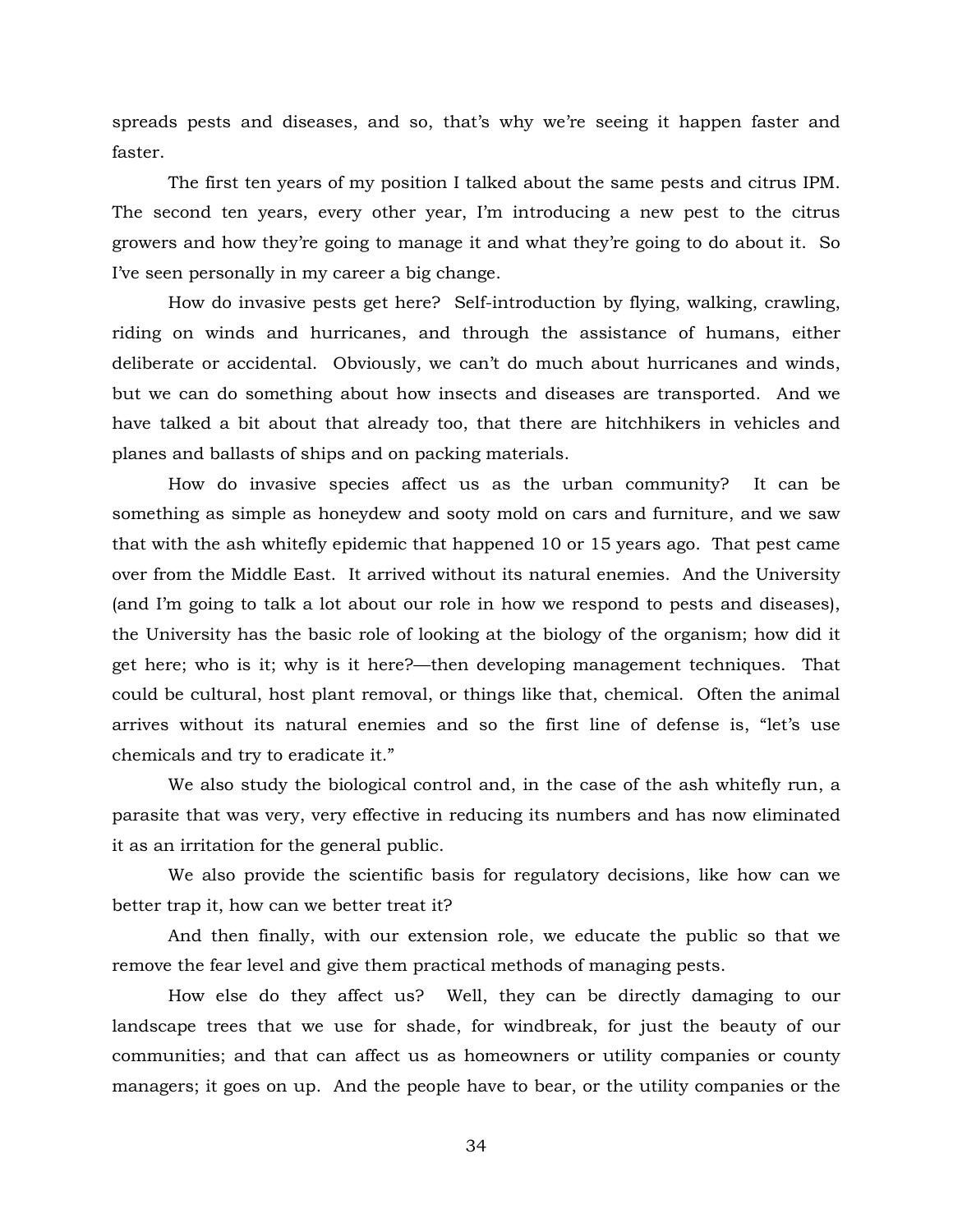spreads pests and diseases, and so, that's why we're seeing it happen faster and faster.

The first ten years of my position I talked about the same pests and citrus IPM. The second ten years, every other year, I'm introducing a new pest to the citrus growers and how they're going to manage it and what they're going to do about it. So I've seen personally in my career a big change.

How do invasive pests get here? Self-introduction by flying, walking, crawling, riding on winds and hurricanes, and through the assistance of humans, either deliberate or accidental. Obviously, we can't do much about hurricanes and winds, but we can do something about how insects and diseases are transported. And we have talked a bit about that already too, that there are hitchhikers in vehicles and planes and ballasts of ships and on packing materials.

How do invasive species affect us as the urban community? It can be something as simple as honeydew and sooty mold on cars and furniture, and we saw that with the ash whitefly epidemic that happened 10 or 15 years ago. That pest came over from the Middle East. It arrived without its natural enemies. And the University (and I'm going to talk a lot about our role in how we respond to pests and diseases), the University has the basic role of looking at the biology of the organism; how did it get here; who is it; why is it here?—then developing management techniques. That could be cultural, host plant removal, or things like that, chemical. Often the animal arrives without its natural enemies and so the first line of defense is, "let's use chemicals and try to eradicate it."

We also study the biological control and, in the case of the ash whitefly run, a parasite that was very, very effective in reducing its numbers and has now eliminated it as an irritation for the general public.

We also provide the scientific basis for regulatory decisions, like how can we better trap it, how can we better treat it?

And then finally, with our extension role, we educate the public so that we remove the fear level and give them practical methods of managing pests.

How else do they affect us? Well, they can be directly damaging to our landscape trees that we use for shade, for windbreak, for just the beauty of our communities; and that can affect us as homeowners or utility companies or county managers; it goes on up. And the people have to bear, or the utility companies or the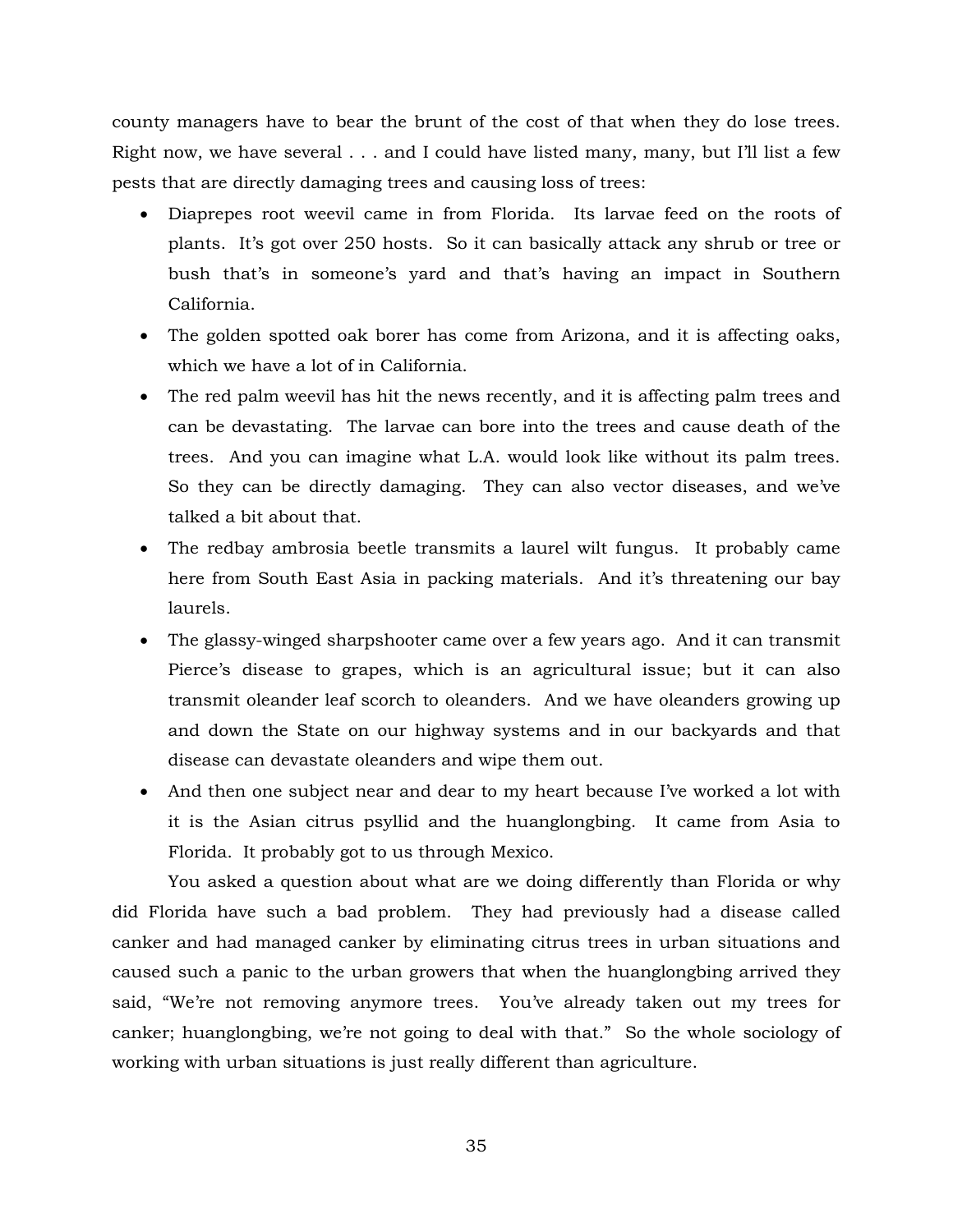county managers have to bear the brunt of the cost of that when they do lose trees. Right now, we have several . . . and I could have listed many, many, but I'll list a few pests that are directly damaging trees and causing loss of trees:

- Diaprepes root weevil came in from Florida. Its larvae feed on the roots of plants. It's got over 250 hosts. So it can basically attack any shrub or tree or bush that's in someone's yard and that's having an impact in Southern California.
- The golden spotted oak borer has come from Arizona, and it is affecting oaks, which we have a lot of in California.
- The red palm weevil has hit the news recently, and it is affecting palm trees and can be devastating. The larvae can bore into the trees and cause death of the trees. And you can imagine what L.A. would look like without its palm trees. So they can be directly damaging. They can also vector diseases, and we've talked a bit about that.
- The redbay ambrosia beetle transmits a laurel wilt fungus. It probably came here from South East Asia in packing materials. And it's threatening our bay laurels.
- The glassy-winged sharpshooter came over a few years ago. And it can transmit Pierce's disease to grapes, which is an agricultural issue; but it can also transmit oleander leaf scorch to oleanders. And we have oleanders growing up and down the State on our highway systems and in our backyards and that disease can devastate oleanders and wipe them out.
- And then one subject near and dear to my heart because I've worked a lot with it is the Asian citrus psyllid and the huanglongbing. It came from Asia to Florida. It probably got to us through Mexico.

You asked a question about what are we doing differently than Florida or why did Florida have such a bad problem. They had previously had a disease called canker and had managed canker by eliminating citrus trees in urban situations and caused such a panic to the urban growers that when the huanglongbing arrived they said, "We're not removing anymore trees. You've already taken out my trees for canker; huanglongbing, we're not going to deal with that." So the whole sociology of working with urban situations is just really different than agriculture.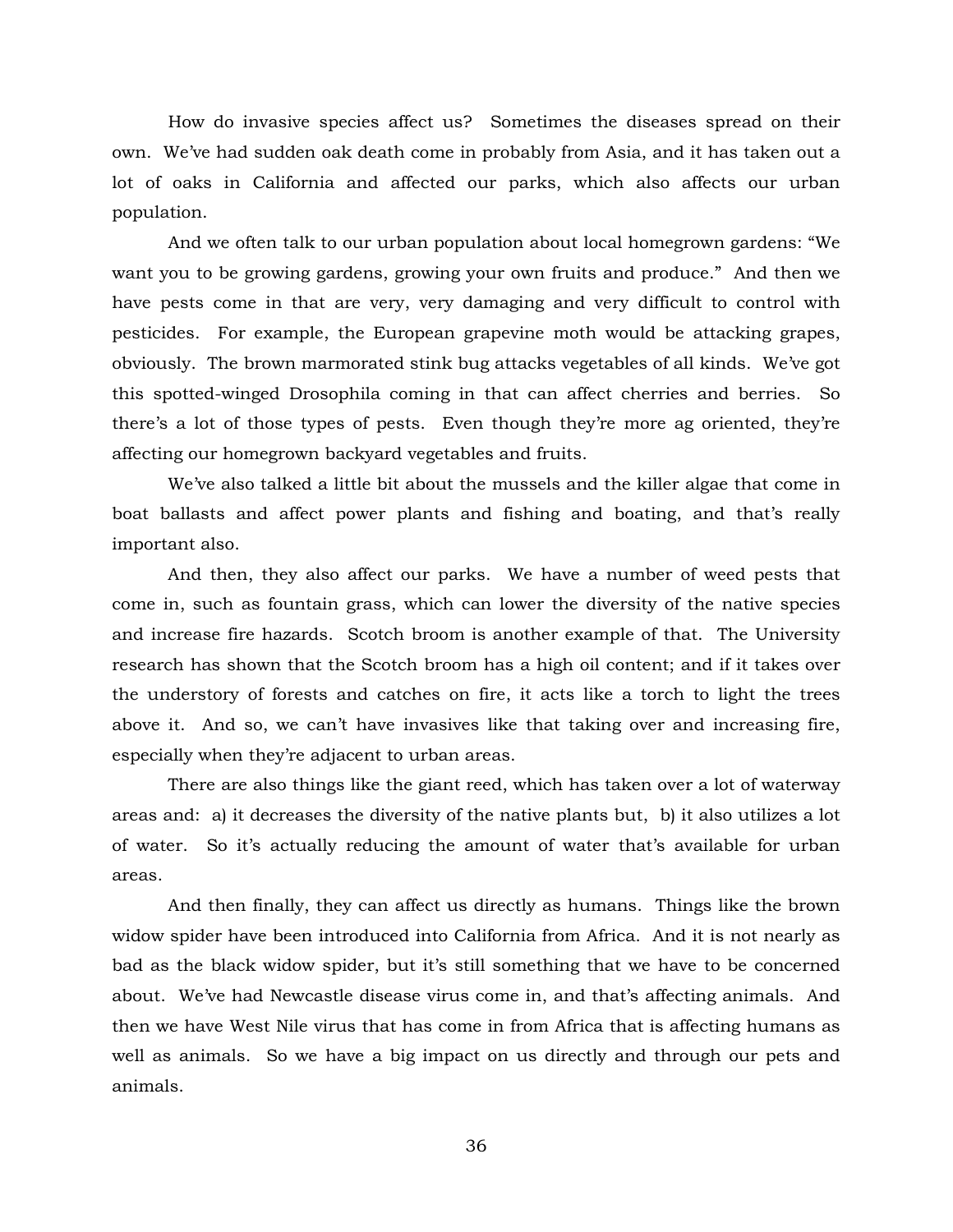How do invasive species affect us? Sometimes the diseases spread on their own. We've had sudden oak death come in probably from Asia, and it has taken out a lot of oaks in California and affected our parks, which also affects our urban population.

And we often talk to our urban population about local homegrown gardens: "We want you to be growing gardens, growing your own fruits and produce." And then we have pests come in that are very, very damaging and very difficult to control with pesticides. For example, the European grapevine moth would be attacking grapes, obviously. The brown marmorated stink bug attacks vegetables of all kinds. We've got this spotted-winged Drosophila coming in that can affect cherries and berries. So there's a lot of those types of pests. Even though they're more ag oriented, they're affecting our homegrown backyard vegetables and fruits.

We've also talked a little bit about the mussels and the killer algae that come in boat ballasts and affect power plants and fishing and boating, and that's really important also.

And then, they also affect our parks. We have a number of weed pests that come in, such as fountain grass, which can lower the diversity of the native species and increase fire hazards. Scotch broom is another example of that. The University research has shown that the Scotch broom has a high oil content; and if it takes over the understory of forests and catches on fire, it acts like a torch to light the trees above it. And so, we can't have invasives like that taking over and increasing fire, especially when they're adjacent to urban areas.

There are also things like the giant reed, which has taken over a lot of waterway areas and: a) it decreases the diversity of the native plants but, b) it also utilizes a lot of water. So it's actually reducing the amount of water that's available for urban areas.

And then finally, they can affect us directly as humans. Things like the brown widow spider have been introduced into California from Africa. And it is not nearly as bad as the black widow spider, but it's still something that we have to be concerned about. We've had Newcastle disease virus come in, and that's affecting animals. And then we have West Nile virus that has come in from Africa that is affecting humans as well as animals. So we have a big impact on us directly and through our pets and animals.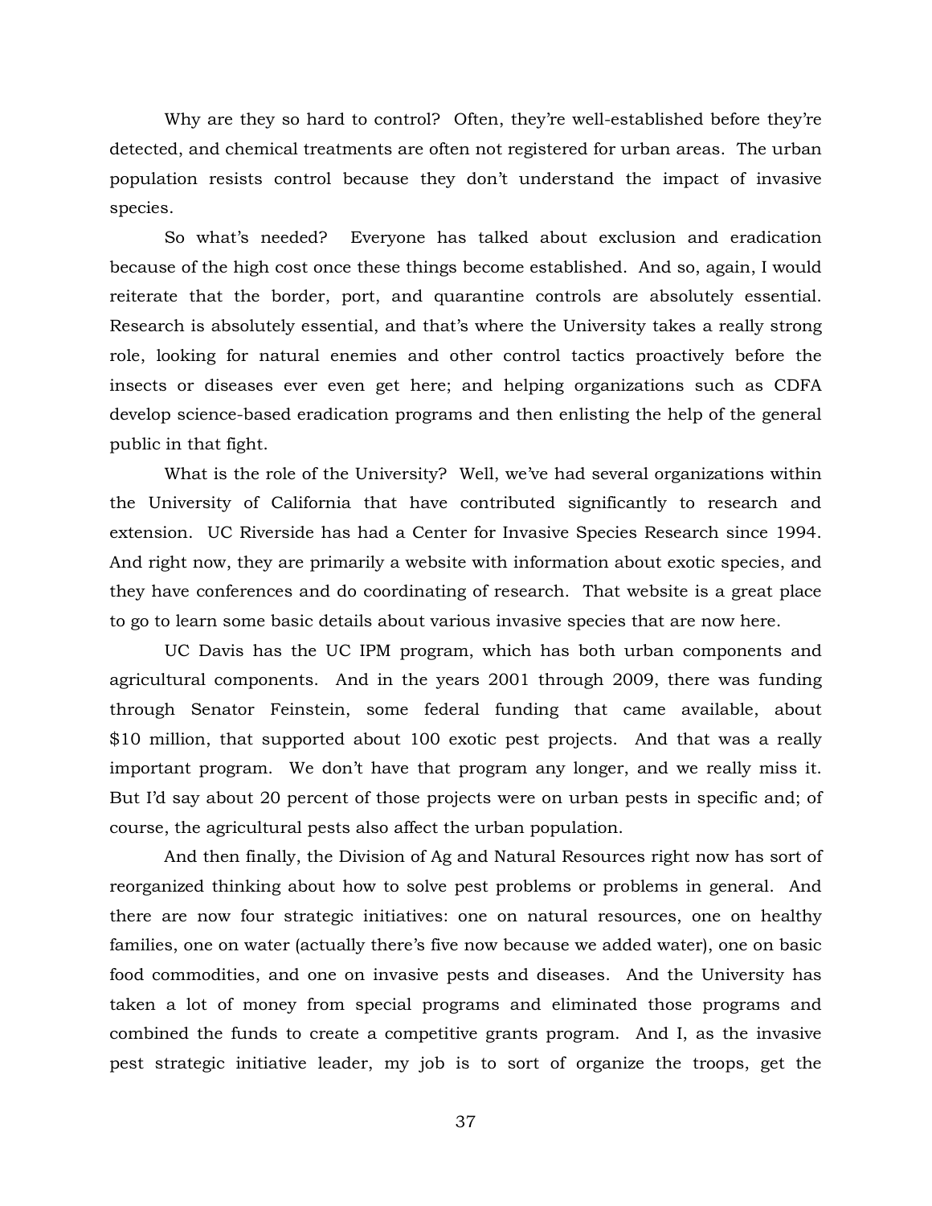Why are they so hard to control? Often, they're well-established before they're detected, and chemical treatments are often not registered for urban areas. The urban population resists control because they don't understand the impact of invasive species.

So what's needed? Everyone has talked about exclusion and eradication because of the high cost once these things become established. And so, again, I would reiterate that the border, port, and quarantine controls are absolutely essential. Research is absolutely essential, and that's where the University takes a really strong role, looking for natural enemies and other control tactics proactively before the insects or diseases ever even get here; and helping organizations such as CDFA develop science-based eradication programs and then enlisting the help of the general public in that fight.

What is the role of the University? Well, we've had several organizations within the University of California that have contributed significantly to research and extension. UC Riverside has had a Center for Invasive Species Research since 1994. And right now, they are primarily a website with information about exotic species, and they have conferences and do coordinating of research. That website is a great place to go to learn some basic details about various invasive species that are now here.

UC Davis has the UC IPM program, which has both urban components and agricultural components. And in the years 2001 through 2009, there was funding through Senator Feinstein, some federal funding that came available, about $10 million, that supported about 100 exotic pest projects. And that was a really important program. We don't have that program any longer, and we really miss it. But I'd say about 20 percent of those projects were on urban pests in specific and; of course, the agricultural pests also affect the urban population.

And then finally, the Division of Ag and Natural Resources right now has sort of reorganized thinking about how to solve pest problems or problems in general. And there are now four strategic initiatives: one on natural resources, one on healthy families, one on water (actually there's five now because we added water), one on basic food commodities, and one on invasive pests and diseases. And the University has taken a lot of money from special programs and eliminated those programs and combined the funds to create a competitive grants program. And I, as the invasive pest strategic initiative leader, my job is to sort of organize the troops, get the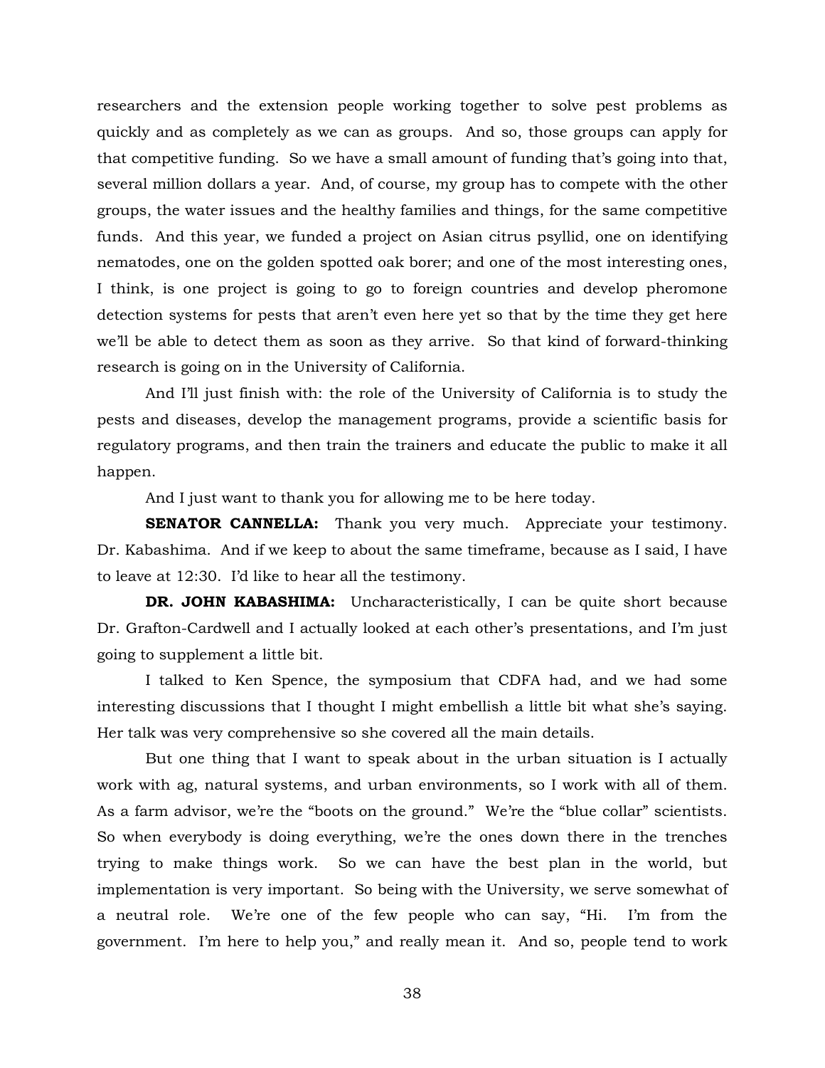researchers and the extension people working together to solve pest problems as quickly and as completely as we can as groups. And so, those groups can apply for that competitive funding. So we have a small amount of funding that's going into that, several million dollars a year. And, of course, my group has to compete with the other groups, the water issues and the healthy families and things, for the same competitive funds. And this year, we funded a project on Asian citrus psyllid, one on identifying nematodes, one on the golden spotted oak borer; and one of the most interesting ones, I think, is one project is going to go to foreign countries and develop pheromone detection systems for pests that aren't even here yet so that by the time they get here we'll be able to detect them as soon as they arrive. So that kind of forward-thinking research is going on in the University of California.

And I'll just finish with: the role of the University of California is to study the pests and diseases, develop the management programs, provide a scientific basis for regulatory programs, and then train the trainers and educate the public to make it all happen.

And I just want to thank you for allowing me to be here today.

**SENATOR CANNELLA:** Thank you very much. Appreciate your testimony. Dr. Kabashima. And if we keep to about the same timeframe, because as I said, I have to leave at 12:30. I'd like to hear all the testimony.

**DR. JOHN KABASHIMA:** Uncharacteristically, I can be quite short because Dr. Grafton-Cardwell and I actually looked at each other's presentations, and I'm just going to supplement a little bit.

I talked to Ken Spence, the symposium that CDFA had, and we had some interesting discussions that I thought I might embellish a little bit what she's saying. Her talk was very comprehensive so she covered all the main details.

But one thing that I want to speak about in the urban situation is I actually work with ag, natural systems, and urban environments, so I work with all of them. As a farm advisor, we're the "boots on the ground." We're the "blue collar" scientists. So when everybody is doing everything, we're the ones down there in the trenches trying to make things work. So we can have the best plan in the world, but implementation is very important. So being with the University, we serve somewhat of a neutral role. We're one of the few people who can say, "Hi. I'm from the government. I'm here to help you," and really mean it. And so, people tend to work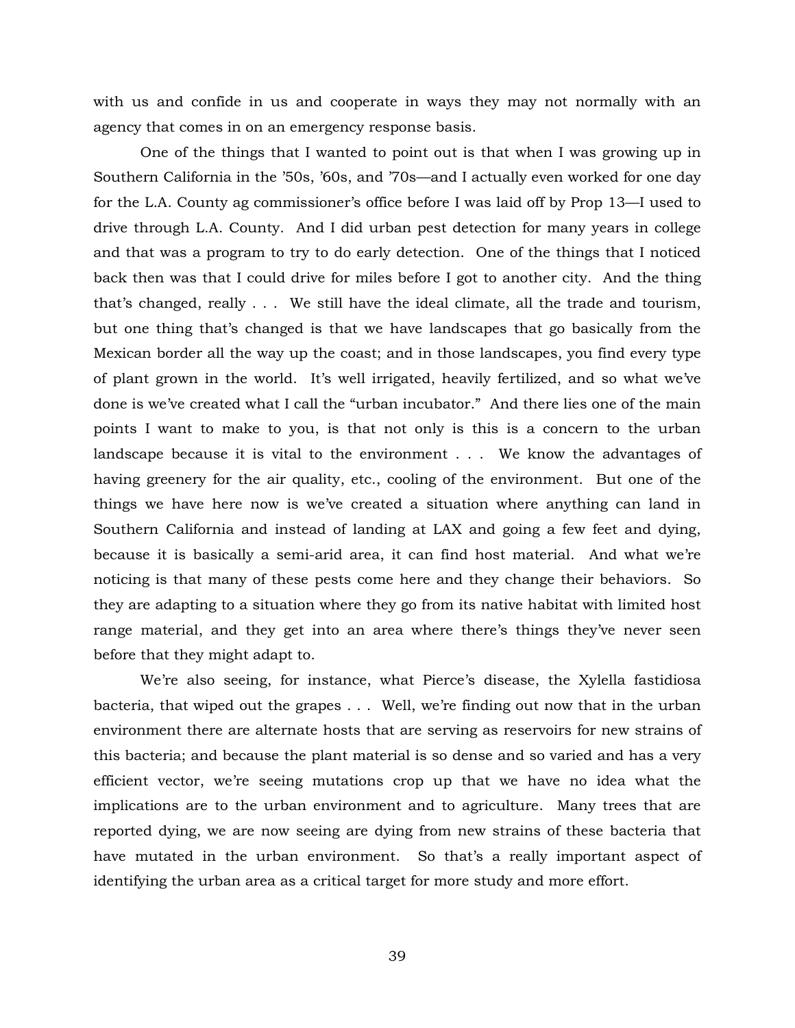with us and confide in us and cooperate in ways they may not normally with an agency that comes in on an emergency response basis.

One of the things that I wanted to point out is that when I was growing up in Southern California in the '50s, '60s, and '70s—and I actually even worked for one day for the L.A. County ag commissioner's office before I was laid off by Prop 13—I used to drive through L.A. County. And I did urban pest detection for many years in college and that was a program to try to do early detection. One of the things that I noticed back then was that I could drive for miles before I got to another city. And the thing that's changed, really . . . We still have the ideal climate, all the trade and tourism, but one thing that's changed is that we have landscapes that go basically from the Mexican border all the way up the coast; and in those landscapes, you find every type of plant grown in the world. It's well irrigated, heavily fertilized, and so what we've done is we've created what I call the "urban incubator." And there lies one of the main points I want to make to you, is that not only is this is a concern to the urban landscape because it is vital to the environment . . . We know the advantages of having greenery for the air quality, etc., cooling of the environment. But one of the things we have here now is we've created a situation where anything can land in Southern California and instead of landing at LAX and going a few feet and dying, because it is basically a semi-arid area, it can find host material. And what we're noticing is that many of these pests come here and they change their behaviors. So they are adapting to a situation where they go from its native habitat with limited host range material, and they get into an area where there's things they've never seen before that they might adapt to.

We're also seeing, for instance, what Pierce's disease, the Xylella fastidiosa bacteria, that wiped out the grapes . . . Well, we're finding out now that in the urban environment there are alternate hosts that are serving as reservoirs for new strains of this bacteria; and because the plant material is so dense and so varied and has a very efficient vector, we're seeing mutations crop up that we have no idea what the implications are to the urban environment and to agriculture. Many trees that are reported dying, we are now seeing are dying from new strains of these bacteria that have mutated in the urban environment. So that's a really important aspect of identifying the urban area as a critical target for more study and more effort.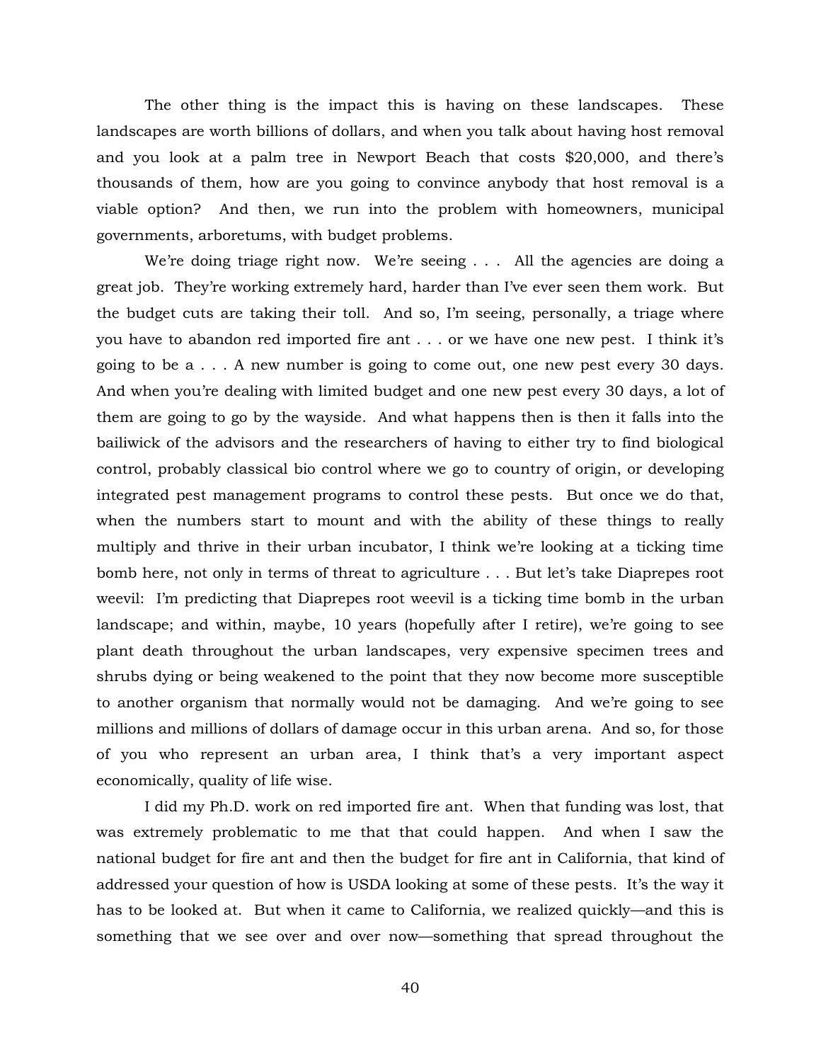The other thing is the impact this is having on these landscapes. These landscapes are worth billions of dollars, and when you talk about having host removal and you look at a palm tree in Newport Beach that costs $20,000, and there's thousands of them, how are you going to convince anybody that host removal is a viable option? And then, we run into the problem with homeowners, municipal governments, arboretums, with budget problems.

We're doing triage right now. We're seeing . . . All the agencies are doing a great job. They're working extremely hard, harder than I've ever seen them work. But the budget cuts are taking their toll. And so, I'm seeing, personally, a triage where you have to abandon red imported fire ant . . . or we have one new pest. I think it's going to be a . . . A new number is going to come out, one new pest every 30 days. And when you're dealing with limited budget and one new pest every 30 days, a lot of them are going to go by the wayside. And what happens then is then it falls into the bailiwick of the advisors and the researchers of having to either try to find biological control, probably classical bio control where we go to country of origin, or developing integrated pest management programs to control these pests. But once we do that, when the numbers start to mount and with the ability of these things to really multiply and thrive in their urban incubator, I think we're looking at a ticking time bomb here, not only in terms of threat to agriculture . . . But let's take Diaprepes root weevil: I'm predicting that Diaprepes root weevil is a ticking time bomb in the urban landscape; and within, maybe, 10 years (hopefully after I retire), we're going to see plant death throughout the urban landscapes, very expensive specimen trees and shrubs dying or being weakened to the point that they now become more susceptible to another organism that normally would not be damaging. And we're going to see millions and millions of dollars of damage occur in this urban arena. And so, for those of you who represent an urban area, I think that's a very important aspect economically, quality of life wise.

I did my Ph.D. work on red imported fire ant. When that funding was lost, that was extremely problematic to me that that could happen. And when I saw the national budget for fire ant and then the budget for fire ant in California, that kind of addressed your question of how is USDA looking at some of these pests. It's the way it has to be looked at. But when it came to California, we realized quickly—and this is something that we see over and over now—something that spread throughout the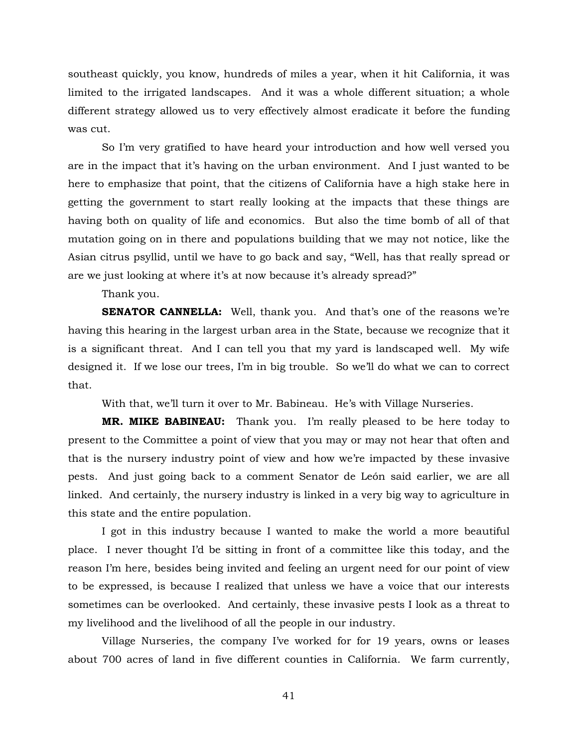southeast quickly, you know, hundreds of miles a year, when it hit California, it was limited to the irrigated landscapes. And it was a whole different situation; a whole different strategy allowed us to very effectively almost eradicate it before the funding was cut.

So I'm very gratified to have heard your introduction and how well versed you are in the impact that it's having on the urban environment. And I just wanted to be here to emphasize that point, that the citizens of California have a high stake here in getting the government to start really looking at the impacts that these things are having both on quality of life and economics. But also the time bomb of all of that mutation going on in there and populations building that we may not notice, like the Asian citrus psyllid, until we have to go back and say, "Well, has that really spread or are we just looking at where it's at now because it's already spread?"

Thank you.

**SENATOR CANNELLA:** Well, thank you. And that's one of the reasons we're having this hearing in the largest urban area in the State, because we recognize that it is a significant threat. And I can tell you that my yard is landscaped well. My wife designed it. If we lose our trees, I'm in big trouble. So we'll do what we can to correct that.

With that, we'll turn it over to Mr. Babineau. He's with Village Nurseries.

**MR. MIKE BABINEAU:** Thank you. I'm really pleased to be here today to present to the Committee a point of view that you may or may not hear that often and that is the nursery industry point of view and how we're impacted by these invasive pests. And just going back to a comment Senator de León said earlier, we are all linked. And certainly, the nursery industry is linked in a very big way to agriculture in this state and the entire population.

I got in this industry because I wanted to make the world a more beautiful place. I never thought I'd be sitting in front of a committee like this today, and the reason I'm here, besides being invited and feeling an urgent need for our point of view to be expressed, is because I realized that unless we have a voice that our interests sometimes can be overlooked. And certainly, these invasive pests I look as a threat to my livelihood and the livelihood of all the people in our industry.

Village Nurseries, the company I've worked for for 19 years, owns or leases about 700 acres of land in five different counties in California. We farm currently,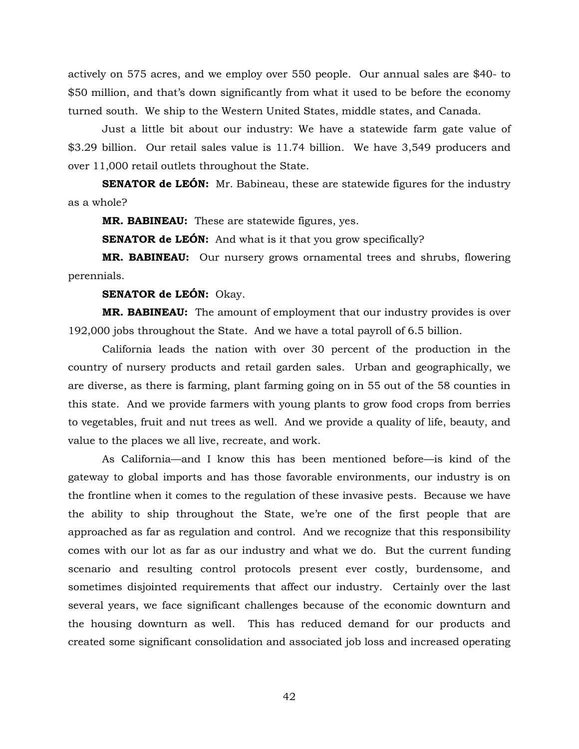actively on 575 acres, and we employ over 550 people. Our annual sales are $40- to $50 million, and that's down significantly from what it used to be before the economy turned south. We ship to the Western United States, middle states, and Canada.

Just a little bit about our industry: We have a statewide farm gate value of $3.29 billion. Our retail sales value is 11.74 billion. We have 3,549 producers and over 11,000 retail outlets throughout the State.

**SENATOR de LEÓN:** Mr. Babineau, these are statewide figures for the industry as a whole?

**MR. BABINEAU:** These are statewide figures, yes.

**SENATOR de LEÓN:** And what is it that you grow specifically?

**MR. BABINEAU:** Our nursery grows ornamental trees and shrubs, flowering perennials.

**SENATOR de LEÓN:** Okay.

**MR. BABINEAU:** The amount of employment that our industry provides is over 192,000 jobs throughout the State. And we have a total payroll of 6.5 billion.

California leads the nation with over 30 percent of the production in the country of nursery products and retail garden sales. Urban and geographically, we are diverse, as there is farming, plant farming going on in 55 out of the 58 counties in this state. And we provide farmers with young plants to grow food crops from berries to vegetables, fruit and nut trees as well. And we provide a quality of life, beauty, and value to the places we all live, recreate, and work.

As California—and I know this has been mentioned before—is kind of the gateway to global imports and has those favorable environments, our industry is on the frontline when it comes to the regulation of these invasive pests. Because we have the ability to ship throughout the State, we're one of the first people that are approached as far as regulation and control. And we recognize that this responsibility comes with our lot as far as our industry and what we do. But the current funding scenario and resulting control protocols present ever costly, burdensome, and sometimes disjointed requirements that affect our industry. Certainly over the last several years, we face significant challenges because of the economic downturn and the housing downturn as well. This has reduced demand for our products and created some significant consolidation and associated job loss and increased operating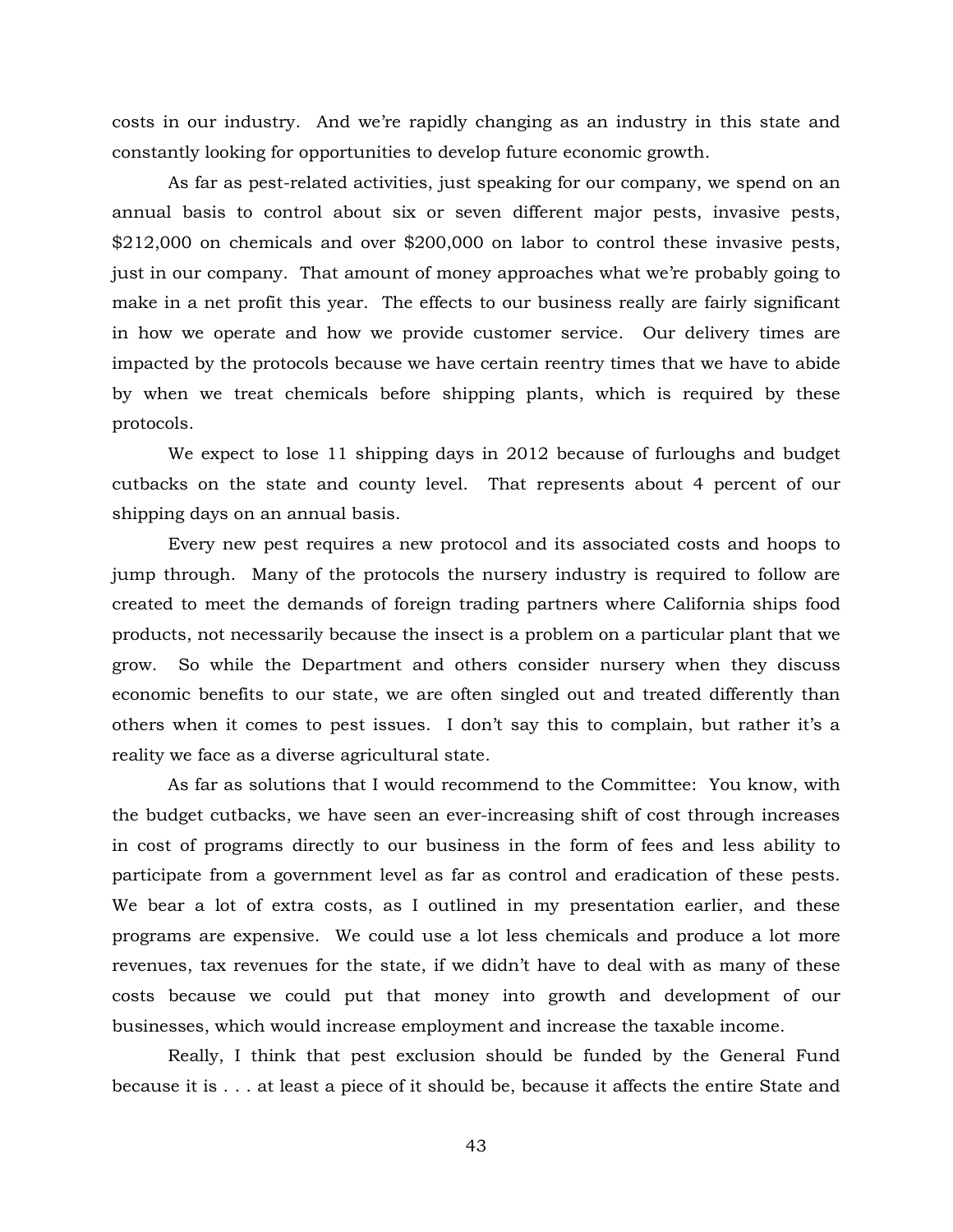costs in our industry. And we're rapidly changing as an industry in this state and constantly looking for opportunities to develop future economic growth.

As far as pest-related activities, just speaking for our company, we spend on an annual basis to control about six or seven different major pests, invasive pests, $212,000 on chemicals and over $200,000 on labor to control these invasive pests, just in our company. That amount of money approaches what we're probably going to make in a net profit this year. The effects to our business really are fairly significant in how we operate and how we provide customer service. Our delivery times are impacted by the protocols because we have certain reentry times that we have to abide by when we treat chemicals before shipping plants, which is required by these protocols.

We expect to lose 11 shipping days in 2012 because of furloughs and budget cutbacks on the state and county level. That represents about 4 percent of our shipping days on an annual basis.

Every new pest requires a new protocol and its associated costs and hoops to jump through. Many of the protocols the nursery industry is required to follow are created to meet the demands of foreign trading partners where California ships food products, not necessarily because the insect is a problem on a particular plant that we grow. So while the Department and others consider nursery when they discuss economic benefits to our state, we are often singled out and treated differently than others when it comes to pest issues. I don't say this to complain, but rather it's a reality we face as a diverse agricultural state.

As far as solutions that I would recommend to the Committee: You know, with the budget cutbacks, we have seen an ever-increasing shift of cost through increases in cost of programs directly to our business in the form of fees and less ability to participate from a government level as far as control and eradication of these pests. We bear a lot of extra costs, as I outlined in my presentation earlier, and these programs are expensive. We could use a lot less chemicals and produce a lot more revenues, tax revenues for the state, if we didn't have to deal with as many of these costs because we could put that money into growth and development of our businesses, which would increase employment and increase the taxable income.

Really, I think that pest exclusion should be funded by the General Fund because it is . . . at least a piece of it should be, because it affects the entire State and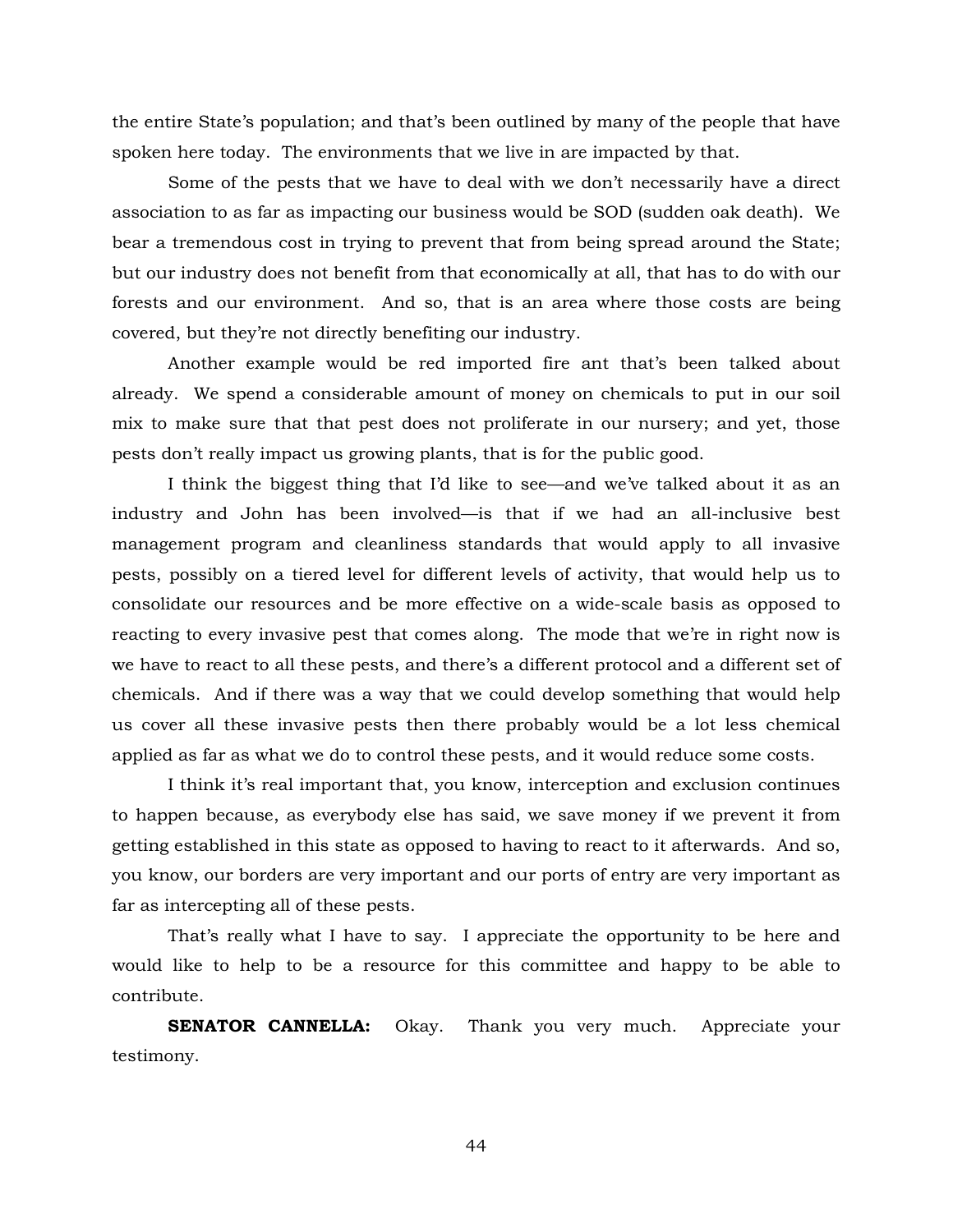the entire State's population; and that's been outlined by many of the people that have spoken here today. The environments that we live in are impacted by that.

Some of the pests that we have to deal with we don't necessarily have a direct association to as far as impacting our business would be SOD (sudden oak death). We bear a tremendous cost in trying to prevent that from being spread around the State; but our industry does not benefit from that economically at all, that has to do with our forests and our environment. And so, that is an area where those costs are being covered, but they're not directly benefiting our industry.

Another example would be red imported fire ant that's been talked about already. We spend a considerable amount of money on chemicals to put in our soil mix to make sure that that pest does not proliferate in our nursery; and yet, those pests don't really impact us growing plants, that is for the public good.

I think the biggest thing that I'd like to see—and we've talked about it as an industry and John has been involved—is that if we had an all-inclusive best management program and cleanliness standards that would apply to all invasive pests, possibly on a tiered level for different levels of activity, that would help us to consolidate our resources and be more effective on a wide-scale basis as opposed to reacting to every invasive pest that comes along. The mode that we're in right now is we have to react to all these pests, and there's a different protocol and a different set of chemicals. And if there was a way that we could develop something that would help us cover all these invasive pests then there probably would be a lot less chemical applied as far as what we do to control these pests, and it would reduce some costs.

I think it's real important that, you know, interception and exclusion continues to happen because, as everybody else has said, we save money if we prevent it from getting established in this state as opposed to having to react to it afterwards. And so, you know, our borders are very important and our ports of entry are very important as far as intercepting all of these pests.

That's really what I have to say. I appreciate the opportunity to be here and would like to help to be a resource for this committee and happy to be able to contribute.

**SENATOR CANNELLA:** Okay. Thank you very much. Appreciate your testimony.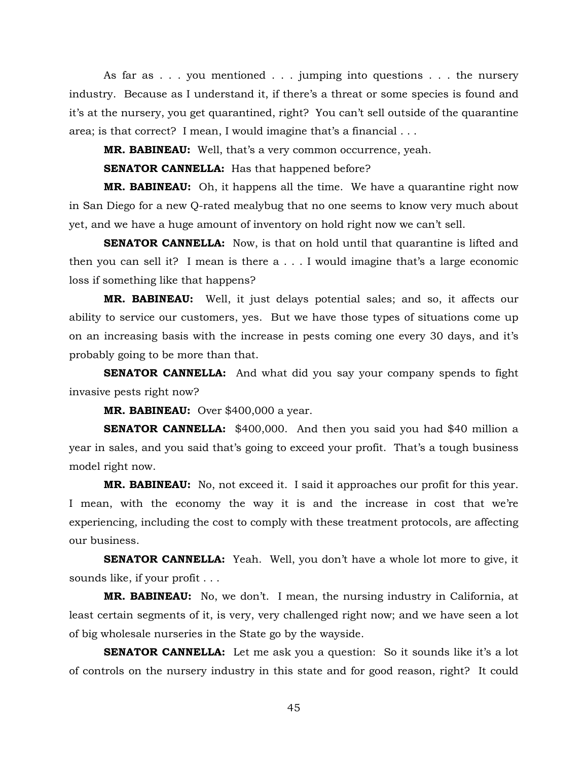As far as . . . you mentioned . . . jumping into questions . . . the nursery industry. Because as I understand it, if there's a threat or some species is found and it's at the nursery, you get quarantined, right? You can't sell outside of the quarantine area; is that correct? I mean, I would imagine that's a financial . . .

**MR. BABINEAU:** Well, that's a very common occurrence, yeah.

**SENATOR CANNELLA:** Has that happened before?

**MR. BABINEAU:** Oh, it happens all the time. We have a quarantine right now in San Diego for a new Q-rated mealybug that no one seems to know very much about yet, and we have a huge amount of inventory on hold right now we can't sell.

**SENATOR CANNELLA:** Now, is that on hold until that quarantine is lifted and then you can sell it? I mean is there a . . . I would imagine that's a large economic loss if something like that happens?

**MR. BABINEAU:** Well, it just delays potential sales; and so, it affects our ability to service our customers, yes. But we have those types of situations come up on an increasing basis with the increase in pests coming one every 30 days, and it's probably going to be more than that.

**SENATOR CANNELLA:** And what did you say your company spends to fight invasive pests right now?

**MR. BABINEAU:** Over $400,000 a year.

**SENATOR CANNELLA:** $400,000. And then you said you had $40 million a year in sales, and you said that's going to exceed your profit. That's a tough business model right now.

**MR. BABINEAU:** No, not exceed it. I said it approaches our profit for this year. I mean, with the economy the way it is and the increase in cost that we're experiencing, including the cost to comply with these treatment protocols, are affecting our business.

**SENATOR CANNELLA:** Yeah. Well, you don't have a whole lot more to give, it sounds like, if your profit . . .

**MR. BABINEAU:** No, we don't. I mean, the nursing industry in California, at least certain segments of it, is very, very challenged right now; and we have seen a lot of big wholesale nurseries in the State go by the wayside.

**SENATOR CANNELLA:** Let me ask you a question: So it sounds like it's a lot of controls on the nursery industry in this state and for good reason, right? It could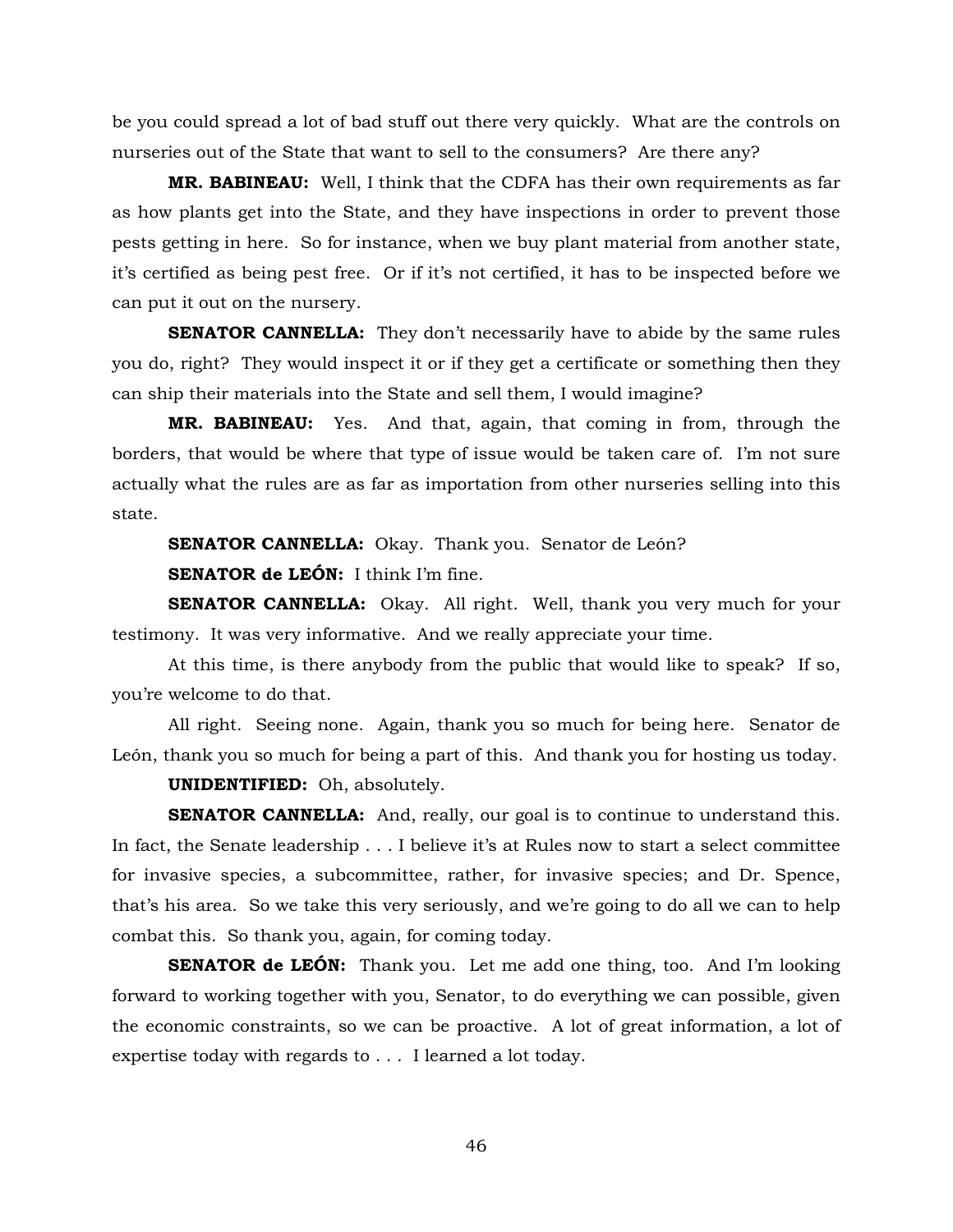be you could spread a lot of bad stuff out there very quickly. What are the controls on nurseries out of the State that want to sell to the consumers? Are there any?

**MR. BABINEAU:** Well, I think that the CDFA has their own requirements as far as how plants get into the State, and they have inspections in order to prevent those pests getting in here. So for instance, when we buy plant material from another state, it's certified as being pest free. Or if it's not certified, it has to be inspected before we can put it out on the nursery.

**SENATOR CANNELLA:** They don't necessarily have to abide by the same rules you do, right? They would inspect it or if they get a certificate or something then they can ship their materials into the State and sell them, I would imagine?

**MR. BABINEAU:** Yes. And that, again, that coming in from, through the borders, that would be where that type of issue would be taken care of. I'm not sure actually what the rules are as far as importation from other nurseries selling into this state.

**SENATOR CANNELLA:** Okay. Thank you. Senator de León?

**SENATOR de LEÓN:** I think I'm fine.

**SENATOR CANNELLA:** Okay. All right. Well, thank you very much for your testimony. It was very informative. And we really appreciate your time.

At this time, is there anybody from the public that would like to speak? If so, you're welcome to do that.

All right. Seeing none. Again, thank you so much for being here. Senator de León, thank you so much for being a part of this. And thank you for hosting us today.

**UNIDENTIFIED:** Oh, absolutely.

**SENATOR CANNELLA:** And, really, our goal is to continue to understand this. In fact, the Senate leadership . . . I believe it's at Rules now to start a select committee for invasive species, a subcommittee, rather, for invasive species; and Dr. Spence, that's his area. So we take this very seriously, and we're going to do all we can to help combat this. So thank you, again, for coming today.

**SENATOR de LEÓN:** Thank you. Let me add one thing, too. And I'm looking forward to working together with you, Senator, to do everything we can possible, given the economic constraints, so we can be proactive. A lot of great information, a lot of expertise today with regards to . . . I learned a lot today.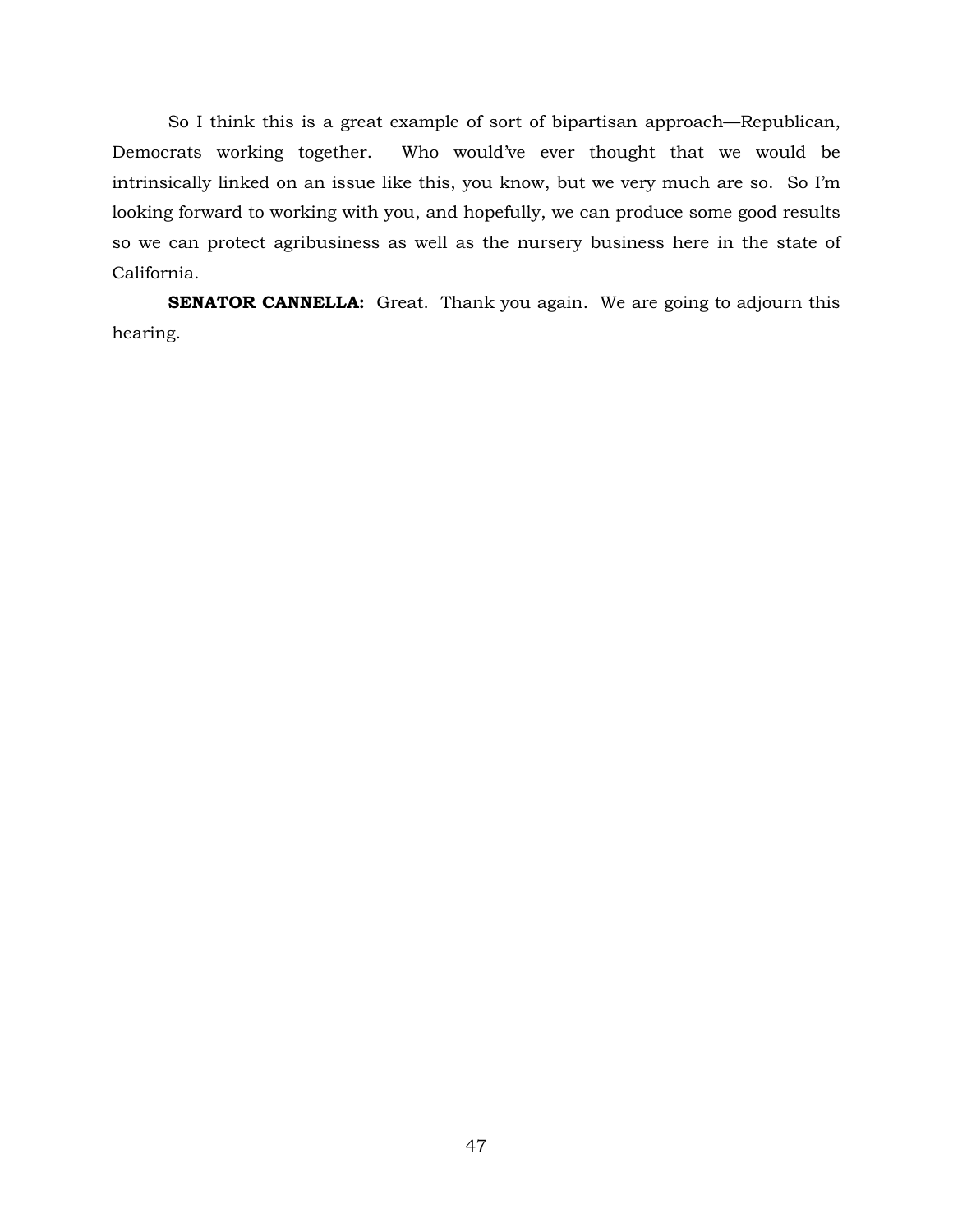So I think this is a great example of sort of bipartisan approach—Republican, Democrats working together. Who would've ever thought that we would be intrinsically linked on an issue like this, you know, but we very much are so. So I'm looking forward to working with you, and hopefully, we can produce some good results so we can protect agribusiness as well as the nursery business here in the state of California.

**SENATOR CANNELLA:** Great. Thank you again. We are going to adjourn this hearing.